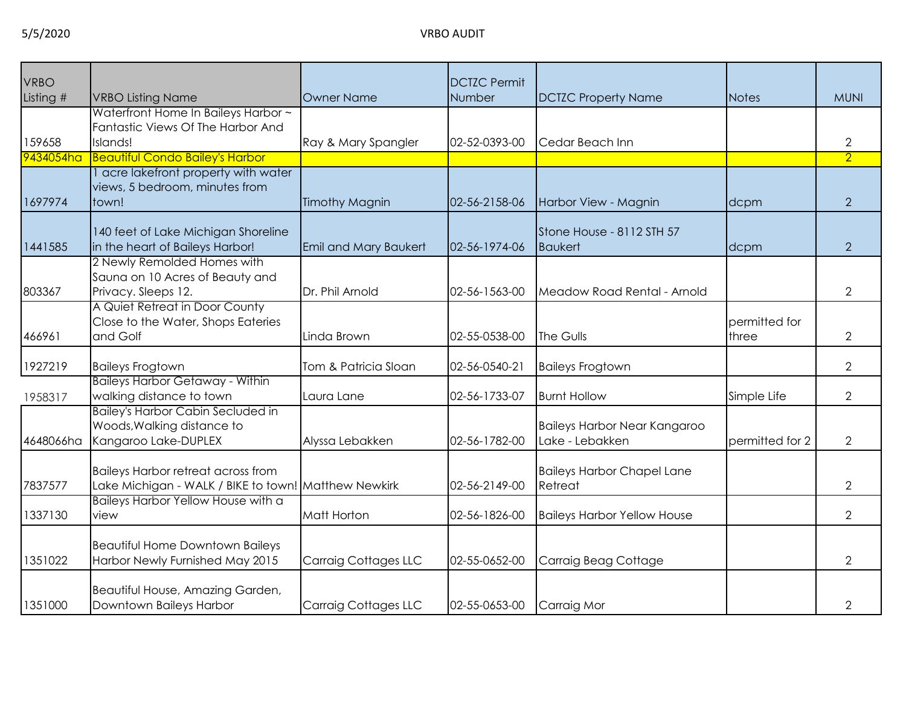5/5/2020

# VRBO AUDIT

| VRBO Listing # | VRBO Listing Name | Owner Name | DCTZC Permit Number | DCTZC Property Name | Notes | MUNI |
|---|---|---|---|---|---|---|
| 159658 | Waterfront Home In Baileys Harbor ~ Fantastic Views Of The Harbor And Islands! | Ray & Mary Spangler | 02-52-0393-00 | Cedar Beach Inn | | 2 |
| 9434054ha | Beautiful Condo Bailey's Harbor | | | | | 2 |
| 1697974 | 1 acre lakefront property with water views, 5 bedroom, minutes from town! | Timothy Magnin | 02-56-2158-06 | Harbor View - Magnin | dcpm | 2 |
| 1441585 | 140 feet of Lake Michigan Shoreline in the heart of Baileys Harbor! | Emil and Mary Baukert | 02-56-1974-06 | Stone House - 8112 STH 57 Baukert | dcpm | 2 |
| 803367 | 2 Newly Remolded Homes with Sauna on 10 Acres of Beauty and Privacy. Sleeps 12. | Dr. Phil Arnold | 02-56-1563-00 | Meadow Road Rental - Arnold | | 2 |
| 466961 | A Quiet Retreat in Door County Close to the Water, Shops Eateries and Golf | Linda Brown | 02-55-0538-00 | The Gulls | permitted for three | 2 |
| 1927219 | Baileys Frogtown | Tom & Patricia Sloan | 02-56-0540-21 | Baileys Frogtown | | 2 |
| 1958317 | Baileys Harbor Getaway - Within walking distance to town | Laura Lane | 02-56-1733-07 | Burnt Hollow | Simple Life | 2 |
| 4648066ha | Bailey's Harbor Cabin Secluded in Woods,Walking distance to Kangaroo Lake-DUPLEX | Alyssa Lebakken | 02-56-1782-00 | Baileys Harbor Near Kangaroo Lake - Lebakken | permitted for 2 | 2 |
| 7837577 | Baileys Harbor retreat across from Lake Michigan - WALK / BIKE to town! | Matthew Newkirk | 02-56-2149-00 | Baileys Harbor Chapel Lane Retreat | | 2 |
| 1337130 | Baileys Harbor Yellow House with a view | Matt Horton | 02-56-1826-00 | Baileys Harbor Yellow House | | 2 |
| 1351022 | Beautiful Home Downtown Baileys Harbor Newly Furnished May 2015 | Carraig Cottages LLC | 02-55-0652-00 | Carraig Beag Cottage | | 2 |
| 1351000 | Beautiful House, Amazing Garden, Downtown Baileys Harbor | Carraig Cottages LLC | 02-55-0653-00 | Carraig Mor | | 2 |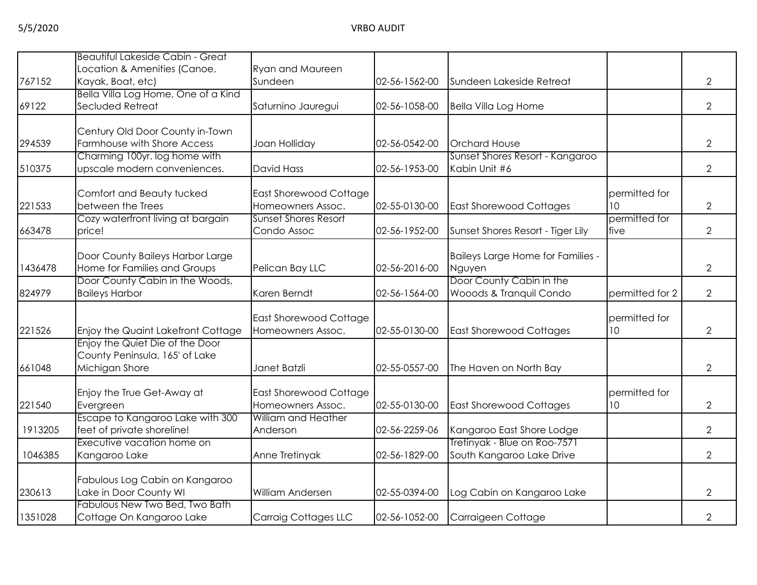| | | | | | | |
|---|---|---|---|---|---|---|
| 767152 | Beautiful Lakeside Cabin - Great Location & Amenities (Canoe, Kayak, Boat, etc) | Ryan and Maureen Sundeen | 02-56-1562-00 | Sundeen Lakeside Retreat | | 2 |
| 69122 | Bella Villa Log Home, One of a Kind Secluded Retreat | Saturnino Jauregui | 02-56-1058-00 | Bella Villa Log Home | | 2 |
| 294539 | Century Old Door County in-Town Farmhouse with Shore Access | Joan Holliday | 02-56-0542-00 | Orchard House | | 2 |
| 510375 | Charming 100yr. log home with upscale modern conveniences. | David Hass | 02-56-1953-00 | Sunset Shores Resort - Kangaroo Kabin Unit #6 | | 2 |
| 221533 | Comfort and Beauty tucked between the Trees | East Shorewood Cottage Homeowners Assoc. | 02-55-0130-00 | East Shorewood Cottages | permitted for 10 | 2 |
| 663478 | Cozy waterfront living at bargain price! | Sunset Shores Resort Condo Assoc | 02-56-1952-00 | Sunset Shores Resort - Tiger Lily | permitted for five | 2 |
| 1436478 | Door County Baileys Harbor Large Home for Families and Groups | Pelican Bay LLC | 02-56-2016-00 | Baileys Large Home for Families - Nguyen | | 2 |
| 824979 | Door County Cabin in the Woods, Baileys Harbor | Karen Berndt | 02-56-1564-00 | Door County Cabin in the Wooods & Tranquil Condo | permitted for 2 | 2 |
| 221526 | Enjoy the Quaint Lakefront Cottage | East Shorewood Cottage Homeowners Assoc. | 02-55-0130-00 | East Shorewood Cottages | permitted for 10 | 2 |
| 661048 | Enjoy the Quiet Die of the Door County Peninsula, 165' of Lake Michigan Shore | Janet Batzli | 02-55-0557-00 | The Haven on North Bay | | 2 |
| 221540 | Enjoy the True Get-Away at Evergreen | East Shorewood Cottage Homeowners Assoc. | 02-55-0130-00 | East Shorewood Cottages | permitted for 10 | 2 |
| 1913205 | Escape to Kangaroo Lake with 300 feet of private shoreline! | William and Heather Anderson | 02-56-2259-06 | Kangaroo East Shore Lodge | | 2 |
| 1046385 | Executive vacation home on Kangaroo Lake | Anne Tretinyak | 02-56-1829-00 | Tretinyak - Blue on Roo-7571 South Kangaroo Lake Drive | | 2 |
| 230613 | Fabulous Log Cabin on Kangaroo Lake in Door County WI | William Andersen | 02-55-0394-00 | Log Cabin on Kangaroo Lake | | 2 |
| 1351028 | Fabulous New Two Bed, Two Bath Cottage On Kangaroo Lake | Carraig Cottages LLC | 02-56-1052-00 | Carraigeen Cottage | | 2 |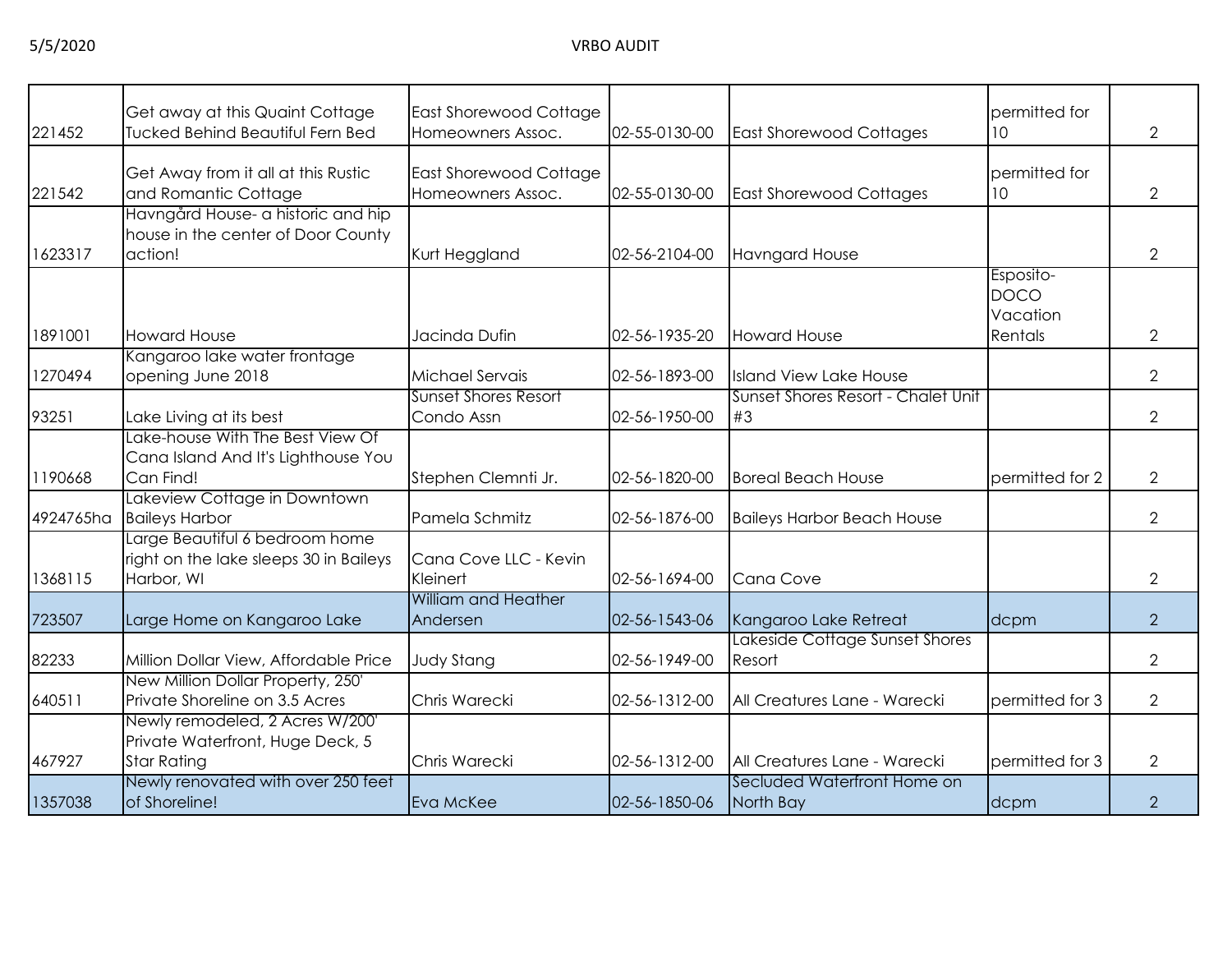| | | | | | | |
|---|---|---|---|---|---|---|
| 221452 | Get away at this Quaint Cottage Tucked Behind Beautiful Fern Bed | East Shorewood Cottage Homeowners Assoc. | 02-55-0130-00 | East Shorewood Cottages | permitted for 10 | 2 |
| 221542 | Get Away from it all at this Rustic and Romantic Cottage | East Shorewood Cottage Homeowners Assoc. | 02-55-0130-00 | East Shorewood Cottages | permitted for 10 | 2 |
| 1623317 | Havngård House- a historic and hip house in the center of Door County action! | Kurt Heggland | 02-56-2104-00 | Havngard House | | 2 |
| 1891001 | Howard House | Jacinda Dufin | 02-56-1935-20 | Howard House | Esposito-DOCO Vacation Rentals | 2 |
| 1270494 | Kangaroo lake water frontage opening June 2018 | Michael Servais | 02-56-1893-00 | Island View Lake House | | 2 |
| 93251 | Lake Living at its best | Sunset Shores Resort Condo Assn | 02-56-1950-00 | Sunset Shores Resort - Chalet Unit #3 | | 2 |
| 1190668 | Lake-house With The Best View Of Cana Island And It's Lighthouse You Can Find! | Stephen Clemnti Jr. | 02-56-1820-00 | Boreal Beach House | permitted for 2 | 2 |
| 4924765ha | Lakeview Cottage in Downtown Baileys Harbor | Pamela Schmitz | 02-56-1876-00 | Baileys Harbor Beach House | | 2 |
| 1368115 | Large Beautiful 6 bedroom home right on the lake sleeps 30 in Baileys Harbor, WI | Cana Cove LLC - Kevin Kleinert | 02-56-1694-00 | Cana Cove | | 2 |
| 723507 | Large Home on Kangaroo Lake | William and Heather Andersen | 02-56-1543-06 | Kangaroo Lake Retreat | dcpm | 2 |
| 82233 | Million Dollar View, Affordable Price | Judy Stang | 02-56-1949-00 | Lakeside Cottage Sunset Shores Resort | | 2 |
| 640511 | New Million Dollar Property, 250' Private Shoreline on 3.5 Acres | Chris Warecki | 02-56-1312-00 | All Creatures Lane - Warecki | permitted for 3 | 2 |
| 467927 | Newly remodeled, 2 Acres W/200' Private Waterfront, Huge Deck, 5 Star Rating | Chris Warecki | 02-56-1312-00 | All Creatures Lane - Warecki | permitted for 3 | 2 |
| 1357038 | Newly renovated with over 250 feet of Shoreline! | Eva McKee | 02-56-1850-06 | Secluded Waterfront Home on North Bay | dcpm | 2 |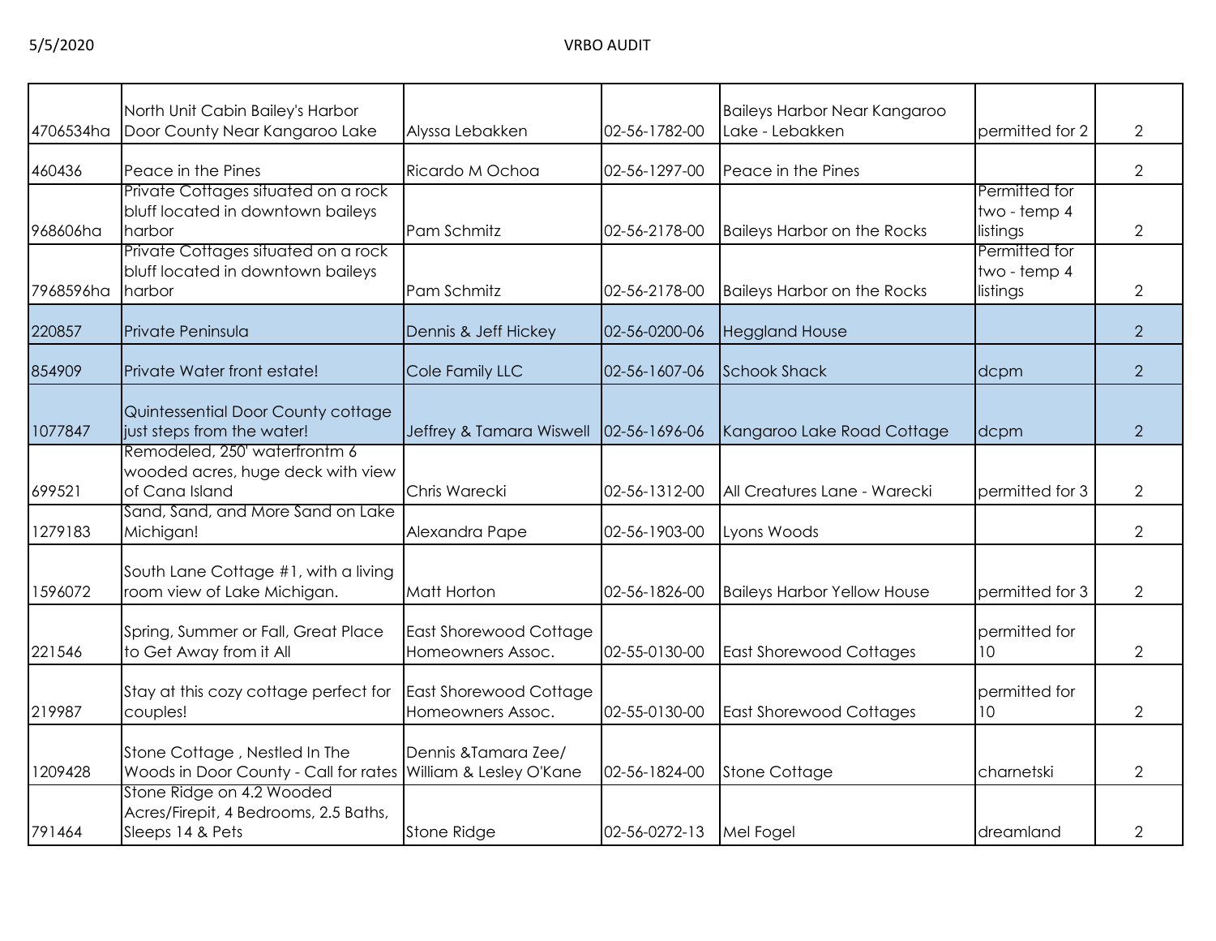| | | | | | | |
|---|---|---|---|---|---|---|
| 4706534ha | North Unit Cabin Bailey's Harbor Door County Near Kangaroo Lake | Alyssa Lebakken | 02-56-1782-00 | Baileys Harbor Near Kangaroo Lake - Lebakken | permitted for 2 | 2 |
| 460436 | Peace in the Pines | Ricardo M Ochoa | 02-56-1297-00 | Peace in the Pines | | 2 |
| 968606ha | Private Cottages situated on a rock bluff located in downtown baileys harbor | Pam Schmitz | 02-56-2178-00 | Baileys Harbor on the Rocks | Permitted for two - temp 4 listings | 2 |
| 7968596ha | Private Cottages situated on a rock bluff located in downtown baileys harbor | Pam Schmitz | 02-56-2178-00 | Baileys Harbor on the Rocks | Permitted for two - temp 4 listings | 2 |
| 220857 | Private Peninsula | Dennis & Jeff Hickey | 02-56-0200-06 | Heggland House | | 2 |
| 854909 | Private Water front estate! | Cole Family LLC | 02-56-1607-06 | Schook Shack | dcpm | 2 |
| 1077847 | Quintessential Door County cottage just steps from the water! | Jeffrey & Tamara Wiswell | 02-56-1696-06 | Kangaroo Lake Road Cottage | dcpm | 2 |
| 699521 | Remodeled, 250' waterfrontm 6 wooded acres, huge deck with view of Cana Island | Chris Warecki | 02-56-1312-00 | All Creatures Lane - Warecki | permitted for 3 | 2 |
| 1279183 | Sand, Sand, and More Sand on Lake Michigan! | Alexandra Pape | 02-56-1903-00 | Lyons Woods | | 2 |
| 1596072 | South Lane Cottage #1, with a living room view of Lake Michigan. | Matt Horton | 02-56-1826-00 | Baileys Harbor Yellow House | permitted for 3 | 2 |
| 221546 | Spring, Summer or Fall, Great Place to Get Away from it All | East Shorewood Cottage Homeowners Assoc. | 02-55-0130-00 | East Shorewood Cottages | permitted for 10 | 2 |
| 219987 | Stay at this cozy cottage perfect for couples! | East Shorewood Cottage Homeowners Assoc. | 02-55-0130-00 | East Shorewood Cottages | permitted for 10 | 2 |
| 1209428 | Stone Cottage , Nestled In The Woods in Door County - Call for rates | Dennis &Tamara Zee/ William & Lesley O'Kane | 02-56-1824-00 | Stone Cottage | charnetski | 2 |
| 791464 | Stone Ridge on 4.2 Wooded Acres/Firepit, 4 Bedrooms, 2.5 Baths, Sleeps 14 & Pets | Stone Ridge | 02-56-0272-13 | Mel Fogel | dreamland | 2 |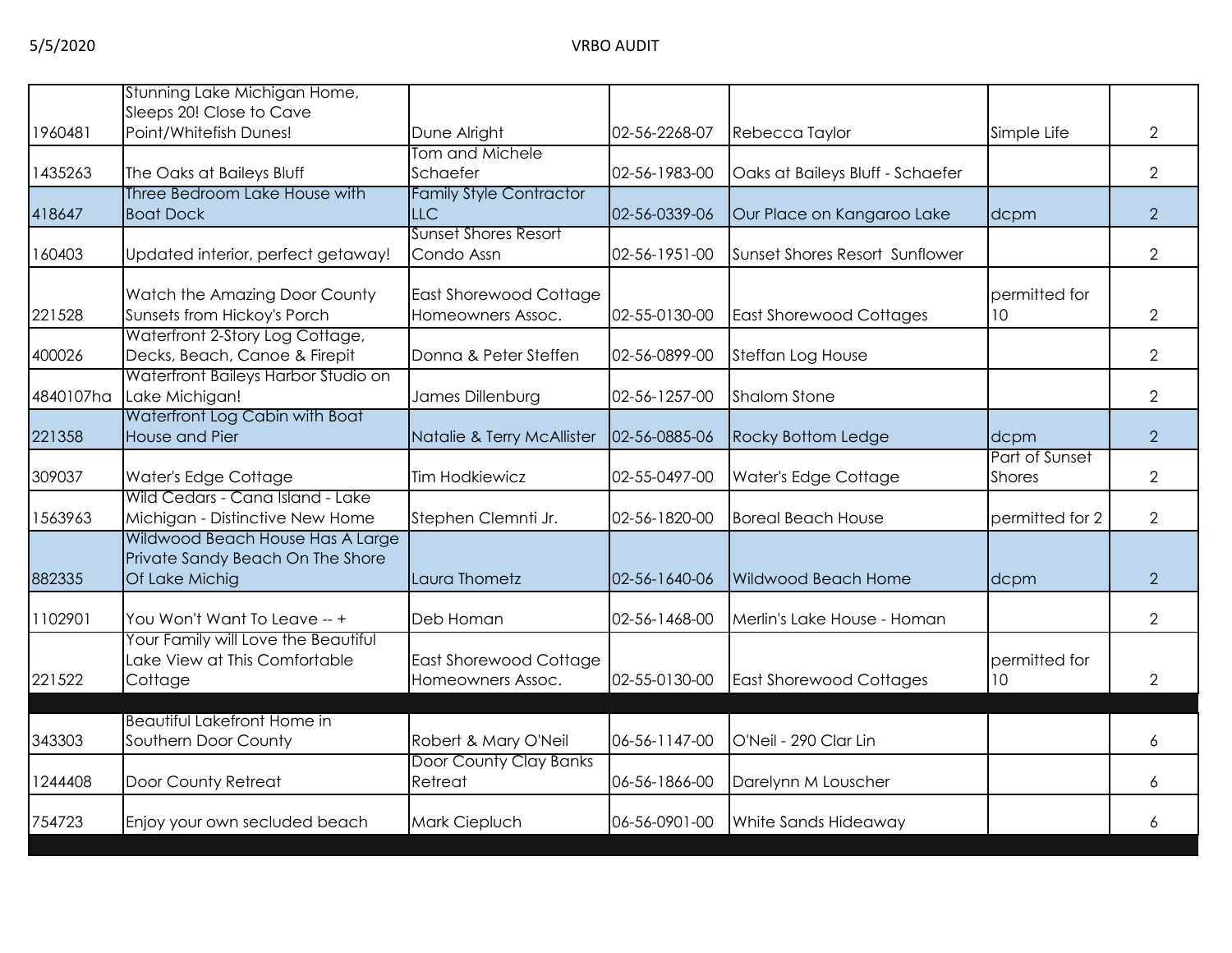| | | | | | | |
|---|---|---|---|---|---|---|
| 1960481 | Stunning Lake Michigan Home, Sleeps 20! Close to Cave Point/Whitefish Dunes! | Dune Alright | 02-56-2268-07 | Rebecca Taylor | Simple Life | 2 |
| 1435263 | The Oaks at Baileys Bluff | Tom and Michele Schaefer | 02-56-1983-00 | Oaks at Baileys Bluff - Schaefer | | 2 |
| 418647 | Three Bedroom Lake House with Boat Dock | Family Style Contractor LLC | 02-56-0339-06 | Our Place on Kangaroo Lake | dcpm | 2 |
| 160403 | Updated interior, perfect getaway! | Sunset Shores Resort Condo Assn | 02-56-1951-00 | Sunset Shores Resort Sunflower | | 2 |
| 221528 | Watch the Amazing Door County Sunsets from Hickoy's Porch | East Shorewood Cottage Homeowners Assoc. | 02-55-0130-00 | East Shorewood Cottages | permitted for 10 | 2 |
| 400026 | Waterfront 2-Story Log Cottage, Decks, Beach, Canoe & Firepit | Donna & Peter Steffen | 02-56-0899-00 | Steffan Log House | | 2 |
| 4840107ha | Waterfront Baileys Harbor Studio on Lake Michigan! | James Dillenburg | 02-56-1257-00 | Shalom Stone | | 2 |
| 221358 | Waterfront Log Cabin with Boat House and Pier | Natalie & Terry McAllister | 02-56-0885-06 | Rocky Bottom Ledge | dcpm | 2 |
| 309037 | Water's Edge Cottage | Tim Hodkiewicz | 02-55-0497-00 | Water's Edge Cottage | Part of Sunset Shores | 2 |
| 1563963 | Wild Cedars - Cana Island - Lake Michigan - Distinctive New Home | Stephen Clemnti Jr. | 02-56-1820-00 | Boreal Beach House | permitted for 2 | 2 |
| 882335 | Wildwood Beach House Has A Large Private Sandy Beach On The Shore Of Lake Michig | Laura Thometz | 02-56-1640-06 | Wildwood Beach Home | dcpm | 2 |
| 1102901 | You Won't Want To Leave -- + | Deb Homan | 02-56-1468-00 | Merlin's Lake House - Homan | | 2 |
| 221522 | Your Family will Love the Beautiful Lake View at This Comfortable Cottage | East Shorewood Cottage Homeowners Assoc. | 02-55-0130-00 | East Shorewood Cottages | permitted for 10 | 2 |
| | | | | | | |
| 343303 | Beautiful Lakefront Home in Southern Door County | Robert & Mary O'Neil | 06-56-1147-00 | O'Neil - 290 Clar Lin | | 6 |
| 1244408 | Door County Retreat | Door County Clay Banks Retreat | 06-56-1866-00 | Darelynn M Louscher | | 6 |
| 754723 | Enjoy your own secluded beach | Mark Ciepluch | 06-56-0901-00 | White Sands Hideaway | | 6 |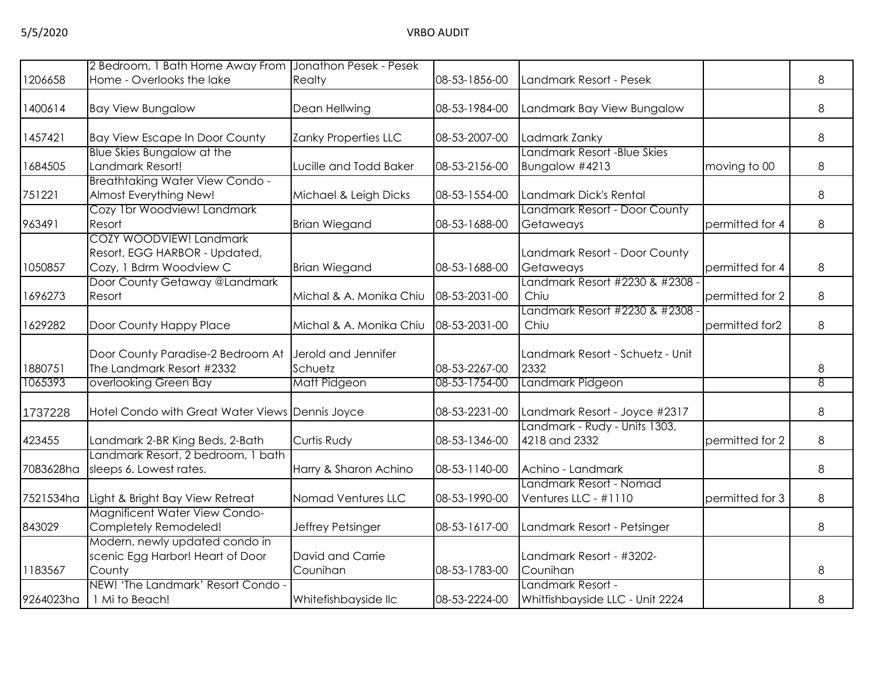| | | | | | | |
|---|---|---|---|---|---|---|
| 1206658 | 2 Bedroom, 1 Bath Home Away From Home - Overlooks the lake | Jonathon Pesek - Pesek Realty | 08-53-1856-00 | Landmark Resort - Pesek | | 8 |
| 1400614 | Bay View Bungalow | Dean Hellwing | 08-53-1984-00 | Landmark Bay View Bungalow | | 8 |
| 1457421 | Bay View Escape In Door County | Zanky Properties LLC | 08-53-2007-00 | Ladmark Zanky | | 8 |
| 1684505 | Blue Skies Bungalow at the Landmark Resort! | Lucille and Todd Baker | 08-53-2156-00 | Landmark Resort -Blue Skies Bungalow #4213 | moving to 00 | 8 |
| 751221 | Breathtaking Water View Condo - Almost Everything New! | Michael & Leigh Dicks | 08-53-1554-00 | Landmark Dick's Rental | | 8 |
| 963491 | Cozy 1br Woodview! Landmark Resort | Brian Wiegand | 08-53-1688-00 | Landmark Resort - Door County Getaways | permitted for 4 | 8 |
| 1050857 | COZY WOODVIEW! Landmark Resort, EGG HARBOR - Updated, Cozy, 1 Bdrm Woodview C | Brian Wiegand | 08-53-1688-00 | Landmark Resort - Door County Getaways | permitted for 4 | 8 |
| 1696273 | Door County Getaway @Landmark Resort | Michal & A. Monika Chiu | 08-53-2031-00 | Landmark Resort #2230 & #2308 - Chiu | permitted for 2 | 8 |
| 1629282 | Door County Happy Place | Michal & A. Monika Chiu | 08-53-2031-00 | Landmark Resort #2230 & #2308 - Chiu | permitted for2 | 8 |
| 1880751 | Door County Paradise-2 Bedroom At The Landmark Resort #2332 | Jerold and Jennifer Schuetz | 08-53-2267-00 | Landmark Resort - Schuetz - Unit 2332 | | 8 |
| 1065393 | overlooking Green Bay | Matt Pidgeon | 08-53-1754-00 | Landmark Pidgeon | | 8 |
| 1737228 | Hotel Condo with Great Water Views | Dennis Joyce | 08-53-2231-00 | Landmark Resort - Joyce #2317 | | 8 |
| 423455 | Landmark 2-BR King Beds, 2-Bath | Curtis Rudy | 08-53-1346-00 | Landmark - Rudy - Units 1303, 4218 and 2332 | permitted for 2 | 8 |
| 7083628ha | Landmark Resort, 2 bedroom, 1 bath sleeps 6. Lowest rates. | Harry & Sharon Achino | 08-53-1140-00 | Achino - Landmark | | 8 |
| 7521534ha | Light & Bright Bay View Retreat | Nomad Ventures LLC | 08-53-1990-00 | Landmark Resort - Nomad Ventures LLC - #1110 | permitted for 3 | 8 |
| 843029 | Magnificent Water View Condo-Completely Remodeled! | Jeffrey Petsinger | 08-53-1617-00 | Landmark Resort - Petsinger | | 8 |
| 1183567 | Modern, newly updated condo in scenic Egg Harbor! Heart of Door County | David and Carrie Counihan | 08-53-1783-00 | Landmark Resort - #3202- Counihan | | 8 |
| 9264023ha | NEW! 'The Landmark' Resort Condo - 1 Mi to Beach! | Whitefishbayside llc | 08-53-2224-00 | Landmark Resort - Whitfishbayside LLC - Unit 2224 | | 8 |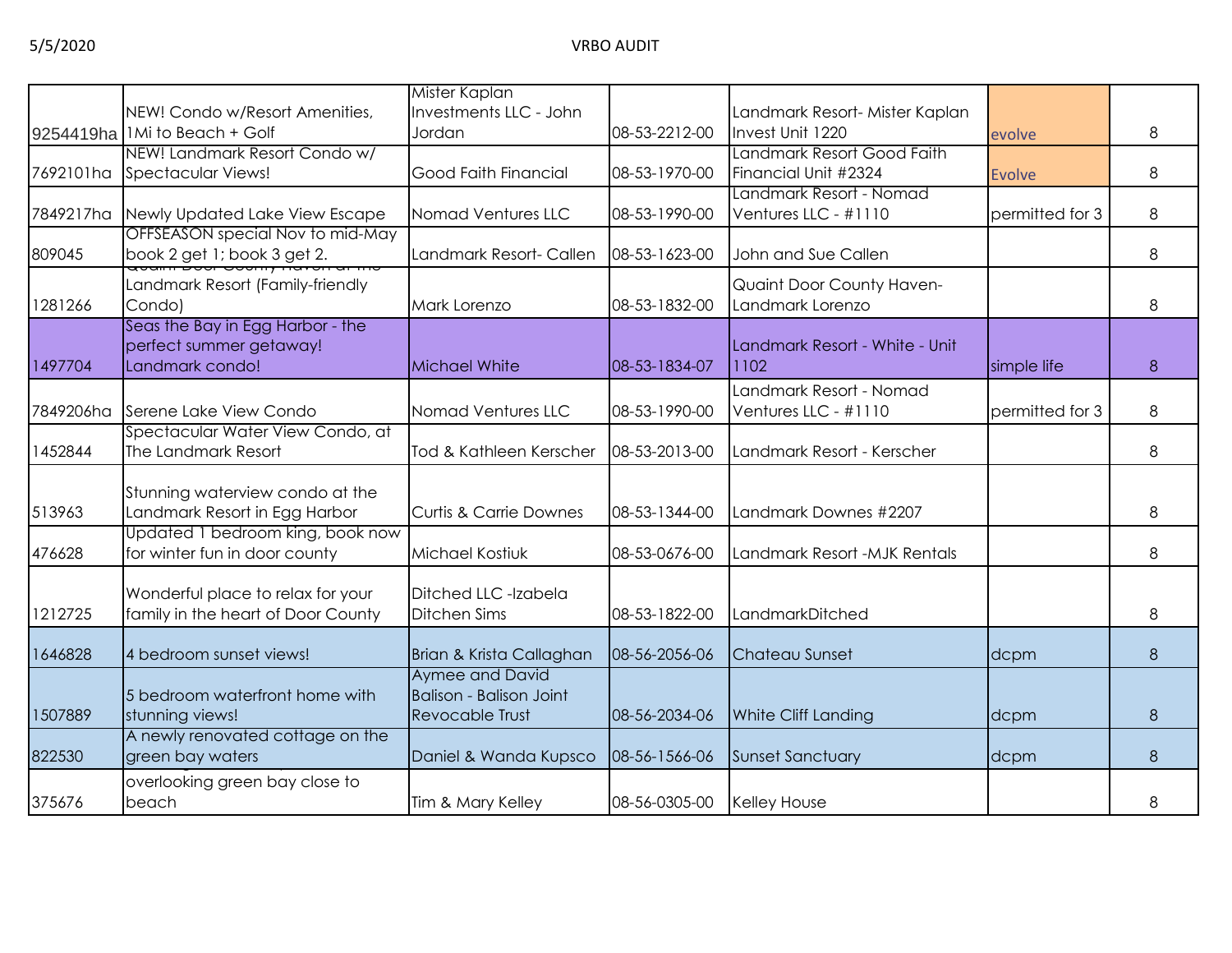| | | | | | | |
|---|---|---|---|---|---|---|
| 9254419ha | NEW! Condo w/Resort Amenities, 1Mi to Beach + Golf | Mister Kaplan Investments LLC - John Jordan | 08-53-2212-00 | Landmark Resort- Mister Kaplan Invest Unit 1220 | evolve | 8 |
| 7692101ha | NEW! Landmark Resort Condo w/ Spectacular Views! | Good Faith Financial | 08-53-1970-00 | Landmark Resort Good Faith Financial Unit #2324 | Evolve | 8 |
| 7849217ha | Newly Updated Lake View Escape | Nomad Ventures LLC | 08-53-1990-00 | Landmark Resort - Nomad Ventures LLC - #1110 | permitted for 3 | 8 |
| 809045 | OFFSEASON special Nov to mid-May book 2 get 1; book 3 get 2. | Landmark Resort- Callen | 08-53-1623-00 | John and Sue Callen | | 8 |
| 1281266 | Quaint Door County Haven at the Landmark Resort (Family-friendly Condo) | Mark Lorenzo | 08-53-1832-00 | Quaint Door County Haven- Landmark Lorenzo | | 8 |
| 1497704 | Seas the Bay in Egg Harbor - the perfect summer getaway! Landmark condo! | Michael White | 08-53-1834-07 | Landmark Resort - White - Unit 1102 | simple life | 8 |
| 7849206ha | Serene Lake View Condo | Nomad Ventures LLC | 08-53-1990-00 | Landmark Resort - Nomad Ventures LLC - #1110 | permitted for 3 | 8 |
| 1452844 | Spectacular Water View Condo, at The Landmark Resort | Tod & Kathleen Kerscher | 08-53-2013-00 | Landmark Resort - Kerscher | | 8 |
| 513963 | Stunning waterview condo at the Landmark Resort in Egg Harbor | Curtis & Carrie Downes | 08-53-1344-00 | Landmark Downes #2207 | | 8 |
| 476628 | Updated 1 bedroom king, book now for winter fun in door county | Michael Kostiuk | 08-53-0676-00 | Landmark Resort -MJK Rentals | | 8 |
| 1212725 | Wonderful place to relax for your family in the heart of Door County | Ditched LLC -Izabela Ditchen Sims | 08-53-1822-00 | LandmarkDitched | | 8 |
| 1646828 | 4 bedroom sunset views! | Brian & Krista Callaghan | 08-56-2056-06 | Chateau Sunset | dcpm | 8 |
| 1507889 | 5 bedroom waterfront home with stunning views! | Aymee and David Balison - Balison Joint Revocable Trust | 08-56-2034-06 | White Cliff Landing | dcpm | 8 |
| 822530 | A newly renovated cottage on the green bay waters | Daniel & Wanda Kupsco | 08-56-1566-06 | Sunset Sanctuary | dcpm | 8 |
| 375676 | overlooking green bay close to beach | Tim & Mary Kelley | 08-56-0305-00 | Kelley House | | 8 |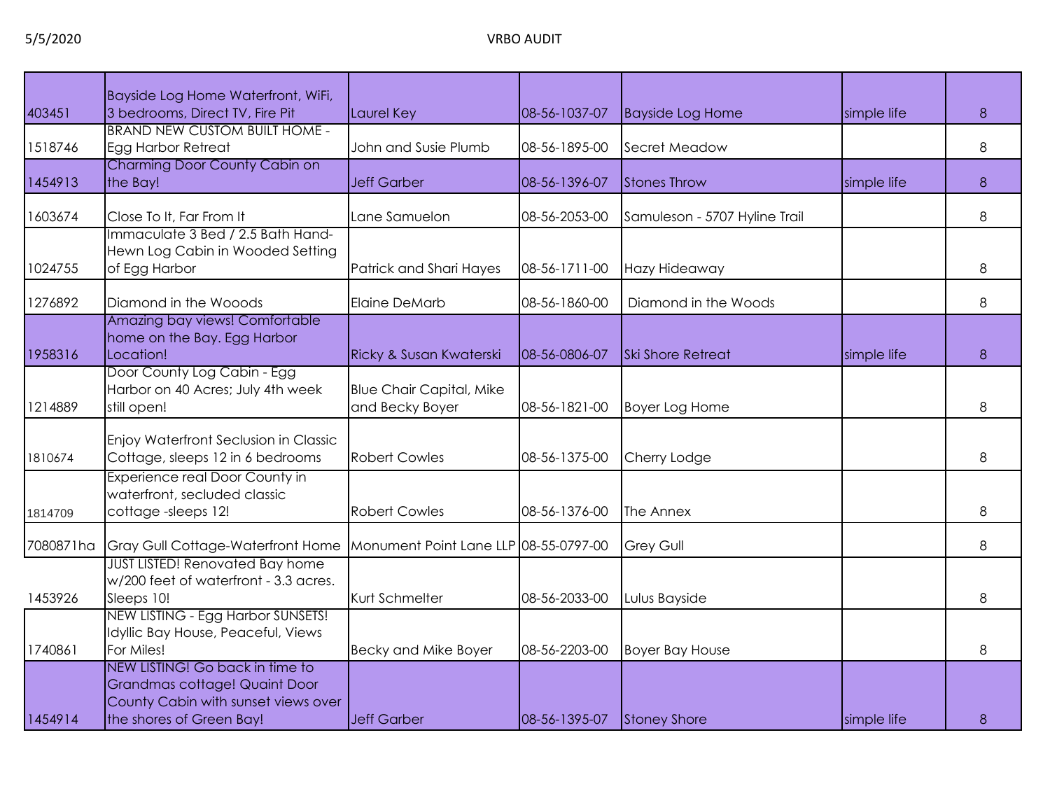| | | | | | | |
|---|---|---|---|---|---|---|
| 403451 | Bayside Log Home Waterfront, WiFi, 3 bedrooms, Direct TV, Fire Pit | Laurel Key | 08-56-1037-07 | Bayside Log Home | simple life | 8 |
| 1518746 | BRAND NEW CUSTOM BUILT HOME - Egg Harbor Retreat | John and Susie Plumb | 08-56-1895-00 | Secret Meadow | | 8 |
| 1454913 | Charming Door County Cabin on the Bay! | Jeff Garber | 08-56-1396-07 | Stones Throw | simple life | 8 |
| 1603674 | Close To It, Far From It | Lane Samuelon | 08-56-2053-00 | Samuleson - 5707 Hyline Trail | | 8 |
| 1024755 | Immaculate 3 Bed / 2.5 Bath Hand-Hewn Log Cabin in Wooded Setting of Egg Harbor | Patrick and Shari Hayes | 08-56-1711-00 | Hazy Hideaway | | 8 |
| 1276892 | Diamond in the Wooods | Elaine DeMarb | 08-56-1860-00 | Diamond in the Woods | | 8 |
| 1958316 | Amazing bay views! Comfortable home on the Bay. Egg Harbor Location! | Ricky & Susan Kwaterski | 08-56-0806-07 | Ski Shore Retreat | simple life | 8 |
| 1214889 | Door County Log Cabin - Egg Harbor on 40 Acres; July 4th week still open! | Blue Chair Capital, Mike and Becky Boyer | 08-56-1821-00 | Boyer Log Home | | 8 |
| 1810674 | Enjoy Waterfront Seclusion in Classic Cottage, sleeps 12 in 6 bedrooms | Robert Cowles | 08-56-1375-00 | Cherry Lodge | | 8 |
| 1814709 | Experience real Door County in waterfront, secluded classic cottage -sleeps 12! | Robert Cowles | 08-56-1376-00 | The Annex | | 8 |
| 7080871ha | Gray Gull Cottage-Waterfront Home | Monument Point Lane LLP | 08-55-0797-00 | Grey Gull | | 8 |
| 1453926 | JUST LISTED! Renovated Bay home w/200 feet of waterfront - 3.3 acres. Sleeps 10! | Kurt Schmelter | 08-56-2033-00 | Lulus Bayside | | 8 |
| 1740861 | NEW LISTING - Egg Harbor SUNSETS! Idyllic Bay House, Peaceful, Views For Miles! | Becky and Mike Boyer | 08-56-2203-00 | Boyer Bay House | | 8 |
| 1454914 | NEW LISTING! Go back in time to Grandmas cottage! Quaint Door County Cabin with sunset views over the shores of Green Bay! | Jeff Garber | 08-56-1395-07 | Stoney Shore | simple life | 8 |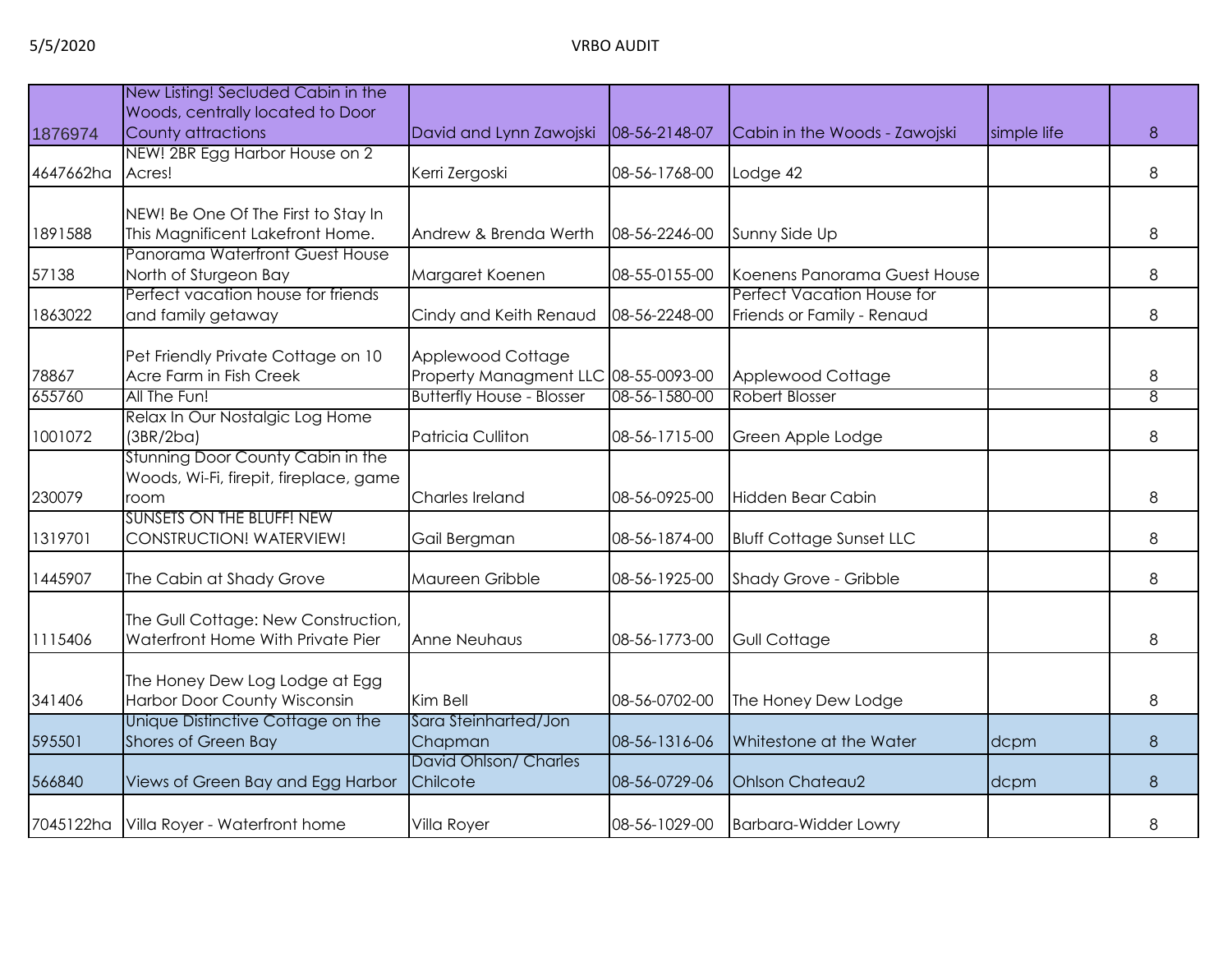| | | | | | | |
|---|---|---|---|---|---|---|
| 1876974 | New Listing! Secluded Cabin in the Woods, centrally located to Door County attractions | David and Lynn Zawojski | 08-56-2148-07 | Cabin in the Woods - Zawojski | simple life | 8 |
| 4647662ha | NEW! 2BR Egg Harbor House on 2 Acres! | Kerri Zergoski | 08-56-1768-00 | Lodge 42 | | 8 |
| 1891588 | NEW! Be One Of The First to Stay In This Magnificent Lakefront Home. | Andrew & Brenda Werth | 08-56-2246-00 | Sunny Side Up | | 8 |
| 57138 | Panorama Waterfront Guest House North of Sturgeon Bay | Margaret Koenen | 08-55-0155-00 | Koenens Panorama Guest House | | 8 |
| 1863022 | Perfect vacation house for friends and family getaway | Cindy and Keith Renaud | 08-56-2248-00 | Perfect Vacation House for Friends or Family - Renaud | | 8 |
| 78867 | Pet Friendly Private Cottage on 10 Acre Farm in Fish Creek | Applewood Cottage Property Managment LLC | 08-55-0093-00 | Applewood Cottage | | 8 |
| 655760 | All The Fun! | Butterfly House - Blosser | 08-56-1580-00 | Robert Blosser | | 8 |
| 1001072 | Relax In Our Nostalgic Log Home (3BR/2ba) | Patricia Culliton | 08-56-1715-00 | Green Apple Lodge | | 8 |
| 230079 | Stunning Door County Cabin in the Woods, Wi-Fi, firepit, fireplace, game room | Charles Ireland | 08-56-0925-00 | Hidden Bear Cabin | | 8 |
| 1319701 | SUNSETS ON THE BLUFF! NEW CONSTRUCTION! WATERVIEW! | Gail Bergman | 08-56-1874-00 | Bluff Cottage Sunset LLC | | 8 |
| 1445907 | The Cabin at Shady Grove | Maureen Gribble | 08-56-1925-00 | Shady Grove - Gribble | | 8 |
| 1115406 | The Gull Cottage: New Construction, Waterfront Home With Private Pier | Anne Neuhaus | 08-56-1773-00 | Gull Cottage | | 8 |
| 341406 | The Honey Dew Log Lodge at Egg Harbor Door County Wisconsin | Kim Bell | 08-56-0702-00 | The Honey Dew Lodge | | 8 |
| 595501 | Unique Distinctive Cottage on the Shores of Green Bay | Sara Steinharted/Jon Chapman | 08-56-1316-06 | Whitestone at the Water | dcpm | 8 |
| 566840 | Views of Green Bay and Egg Harbor | David Ohlson/ Charles Chilcote | 08-56-0729-06 | Ohlson Chateau2 | dcpm | 8 |
| 7045122ha | Villa Royer - Waterfront home | Villa Royer | 08-56-1029-00 | Barbara-Widder Lowry | | 8 |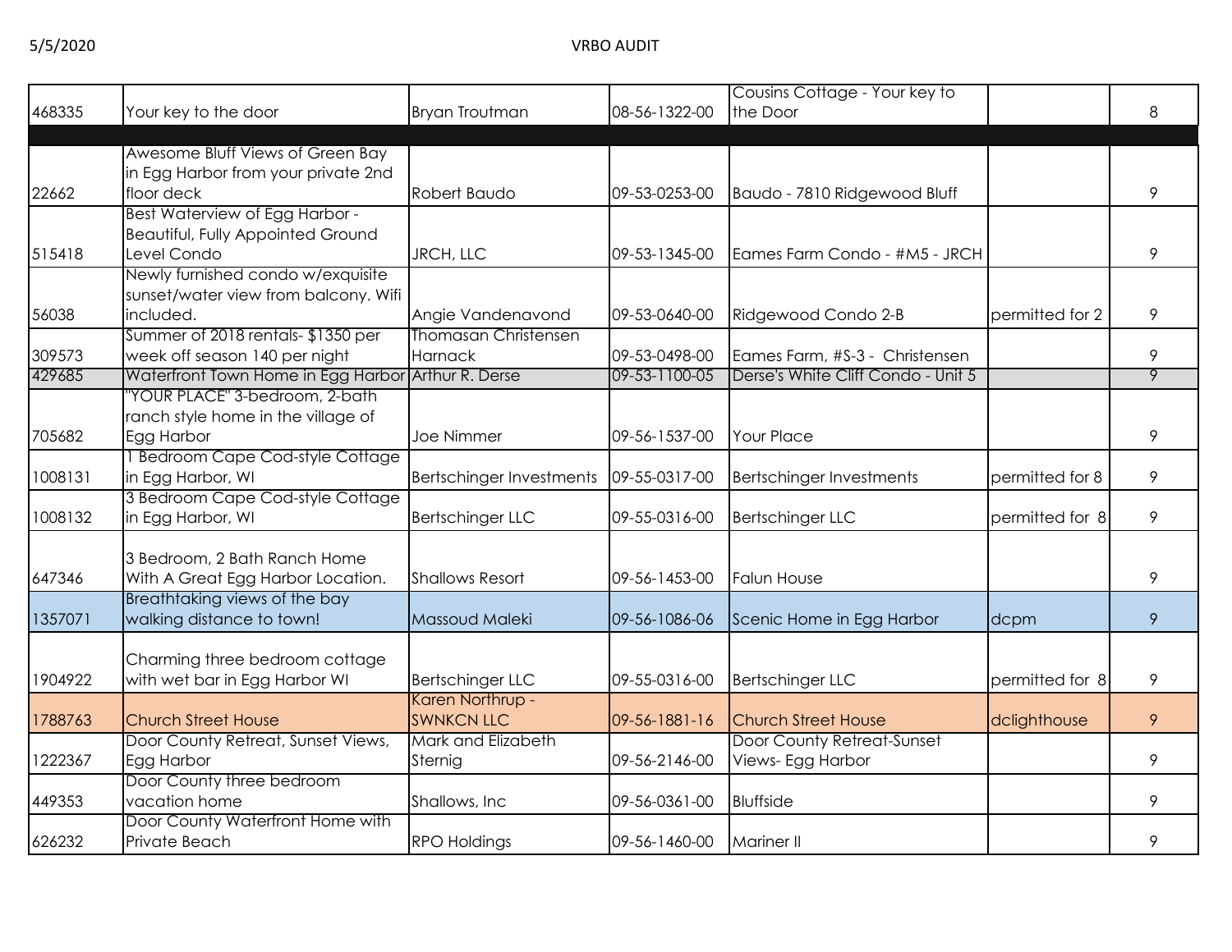| | | | | | | |
|---|---|---|---|---|---|---|
| 468335 | Your key to the door | Bryan Troutman | 08-56-1322-00 | Cousins Cottage - Your key to the Door | | 8 |
| | | | | | | |
| 22662 | Awesome Bluff Views of Green Bay in Egg Harbor from your private 2nd floor deck | Robert Baudo | 09-53-0253-00 | Baudo - 7810 Ridgewood Bluff | | 9 |
| 515418 | Best Waterview of Egg Harbor - Beautiful, Fully Appointed Ground Level Condo | JRCH, LLC | 09-53-1345-00 | Eames Farm Condo - #M5 - JRCH | | 9 |
| 56038 | Newly furnished condo w/exquisite sunset/water view from balcony. Wifi included. | Angie Vandenavond | 09-53-0640-00 | Ridgewood Condo 2-B | permitted for 2 | 9 |
| 309573 | Summer of 2018 rentals- $1350 per week off season 140 per night | Thomasan Christensen Harnack | 09-53-0498-00 | Eames Farm, #S-3 - Christensen | | 9 |
| 429685 | Waterfront Town Home in Egg Harbor | Arthur R. Derse | 09-53-1100-05 | Derse's White Cliff Condo - Unit 5 | | 9 |
| 705682 | "YOUR PLACE" 3-bedroom, 2-bath ranch style home in the village of Egg Harbor | Joe Nimmer | 09-56-1537-00 | Your Place | | 9 |
| 1008131 | 1 Bedroom Cape Cod-style Cottage in Egg Harbor, WI | Bertschinger Investments | 09-55-0317-00 | Bertschinger Investments | permitted for 8 | 9 |
| 1008132 | 3 Bedroom Cape Cod-style Cottage in Egg Harbor, WI | Bertschinger LLC | 09-55-0316-00 | Bertschinger LLC | permitted for 8 | 9 |
| 647346 | 3 Bedroom, 2 Bath Ranch Home With A Great Egg Harbor Location. | Shallows Resort | 09-56-1453-00 | Falun House | | 9 |
| 1357071 | Breathtaking views of the bay walking distance to town! | Massoud Maleki | 09-56-1086-06 | Scenic Home in Egg Harbor | dcpm | 9 |
| 1904922 | Charming three bedroom cottage with wet bar in Egg Harbor WI | Bertschinger LLC | 09-55-0316-00 | Bertschinger LLC | permitted for 8 | 9 |
| 1788763 | Church Street House | Karen Northrup - SWNKCN LLC | 09-56-1881-16 | Church Street House | dclighthouse | 9 |
| 1222367 | Door County Retreat, Sunset Views, Egg Harbor | Mark and Elizabeth Sternig | 09-56-2146-00 | Door County Retreat-Sunset Views- Egg Harbor | | 9 |
| 449353 | Door County three bedroom vacation home | Shallows, Inc | 09-56-0361-00 | Bluffside | | 9 |
| 626232 | Door County Waterfront Home with Private Beach | RPO Holdings | 09-56-1460-00 | Mariner II | | 9 |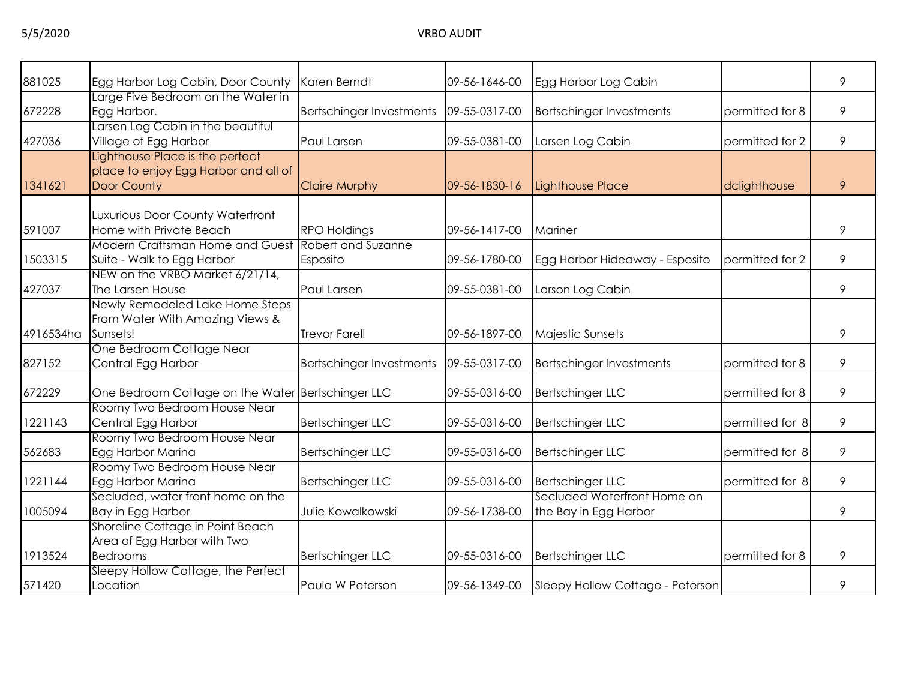| | | | | | | |
|---|---|---|---|---|---|---|
| 881025 | Egg Harbor Log Cabin, Door County | Karen Berndt | 09-56-1646-00 | Egg Harbor Log Cabin | | 9 |
| 672228 | Large Five Bedroom on the Water in Egg Harbor. | Bertschinger Investments | 09-55-0317-00 | Bertschinger Investments | permitted for 8 | 9 |
| 427036 | Larsen Log Cabin in the beautiful Village of Egg Harbor | Paul Larsen | 09-55-0381-00 | Larsen Log Cabin | permitted for 2 | 9 |
| 1341621 | Lighthouse Place is the perfect place to enjoy Egg Harbor and all of Door County | Claire Murphy | 09-56-1830-16 | Lighthouse Place | dclighthouse | 9 |
| 591007 | Luxurious Door County Waterfront Home with Private Beach | RPO Holdings | 09-56-1417-00 | Mariner | | 9 |
| 1503315 | Modern Craftsman Home and Guest Suite - Walk to Egg Harbor | Robert and Suzanne Esposito | 09-56-1780-00 | Egg Harbor Hideaway - Esposito | permitted for 2 | 9 |
| 427037 | NEW on the VRBO Market 6/21/14, The Larsen House | Paul Larsen | 09-55-0381-00 | Larson Log Cabin | | 9 |
| 4916534ha | Newly Remodeled Lake Home Steps From Water With Amazing Views & Sunsets! | Trevor Farell | 09-56-1897-00 | Majestic Sunsets | | 9 |
| 827152 | One Bedroom Cottage Near Central Egg Harbor | Bertschinger Investments | 09-55-0317-00 | Bertschinger Investments | permitted for 8 | 9 |
| 672229 | One Bedroom Cottage on the Water | Bertschinger LLC | 09-55-0316-00 | Bertschinger LLC | permitted for 8 | 9 |
| 1221143 | Roomy Two Bedroom House Near Central Egg Harbor | Bertschinger LLC | 09-55-0316-00 | Bertschinger LLC | permitted for 8 | 9 |
| 562683 | Roomy Two Bedroom House Near Egg Harbor Marina | Bertschinger LLC | 09-55-0316-00 | Bertschinger LLC | permitted for 8 | 9 |
| 1221144 | Roomy Two Bedroom House Near Egg Harbor Marina | Bertschinger LLC | 09-55-0316-00 | Bertschinger LLC | permitted for 8 | 9 |
| 1005094 | Secluded, water front home on the Bay in Egg Harbor | Julie Kowalkowski | 09-56-1738-00 | Secluded Waterfront Home on the Bay in Egg Harbor | | 9 |
| 1913524 | Shoreline Cottage in Point Beach Area of Egg Harbor with Two Bedrooms | Bertschinger LLC | 09-55-0316-00 | Bertschinger LLC | permitted for 8 | 9 |
| 571420 | Sleepy Hollow Cottage, the Perfect Location | Paula W Peterson | 09-56-1349-00 | Sleepy Hollow Cottage - Peterson | | 9 |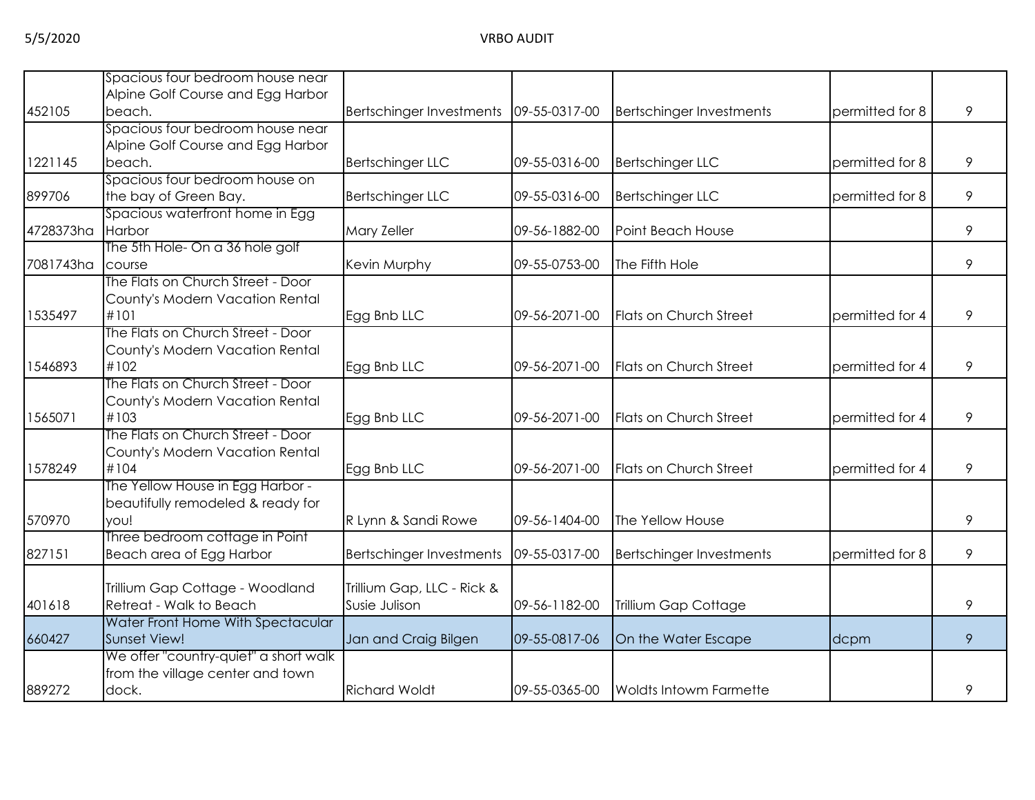| | | | | | | |
|---|---|---|---|---|---|---|
| 452105 | Spacious four bedroom house near Alpine Golf Course and Egg Harbor beach. | Bertschinger Investments | 09-55-0317-00 | Bertschinger Investments | permitted for 8 | 9 |
| 1221145 | Spacious four bedroom house near Alpine Golf Course and Egg Harbor beach. | Bertschinger LLC | 09-55-0316-00 | Bertschinger LLC | permitted for 8 | 9 |
| 899706 | Spacious four bedroom house on the bay of Green Bay. | Bertschinger LLC | 09-55-0316-00 | Bertschinger LLC | permitted for 8 | 9 |
| 4728373ha | Spacious waterfront home in Egg Harbor | Mary Zeller | 09-56-1882-00 | Point Beach House | | 9 |
| 7081743ha | The 5th Hole- On a 36 hole golf course | Kevin Murphy | 09-55-0753-00 | The Fifth Hole | | 9 |
| 1535497 | The Flats on Church Street - Door County's Modern Vacation Rental #101 | Egg Bnb LLC | 09-56-2071-00 | Flats on Church Street | permitted for 4 | 9 |
| 1546893 | The Flats on Church Street - Door County's Modern Vacation Rental #102 | Egg Bnb LLC | 09-56-2071-00 | Flats on Church Street | permitted for 4 | 9 |
| 1565071 | The Flats on Church Street - Door County's Modern Vacation Rental #103 | Egg Bnb LLC | 09-56-2071-00 | Flats on Church Street | permitted for 4 | 9 |
| 1578249 | The Flats on Church Street - Door County's Modern Vacation Rental #104 | Egg Bnb LLC | 09-56-2071-00 | Flats on Church Street | permitted for 4 | 9 |
| 570970 | The Yellow House in Egg Harbor - beautifully remodeled & ready for you! | R Lynn & Sandi Rowe | 09-56-1404-00 | The Yellow House | | 9 |
| 827151 | Three bedroom cottage in Point Beach area of Egg Harbor | Bertschinger Investments | 09-55-0317-00 | Bertschinger Investments | permitted for 8 | 9 |
| 401618 | Trillium Gap Cottage - Woodland Retreat - Walk to Beach | Trillium Gap, LLC - Rick & Susie Julison | 09-56-1182-00 | Trillium Gap Cottage | | 9 |
| 660427 | Water Front Home With Spectacular Sunset View! | Jan and Craig Bilgen | 09-55-0817-06 | On the Water Escape | dcpm | 9 |
| 889272 | We offer "country-quiet" a short walk from the village center and town dock. | Richard Woldt | 09-55-0365-00 | Woldts Intowm Farmette | | 9 |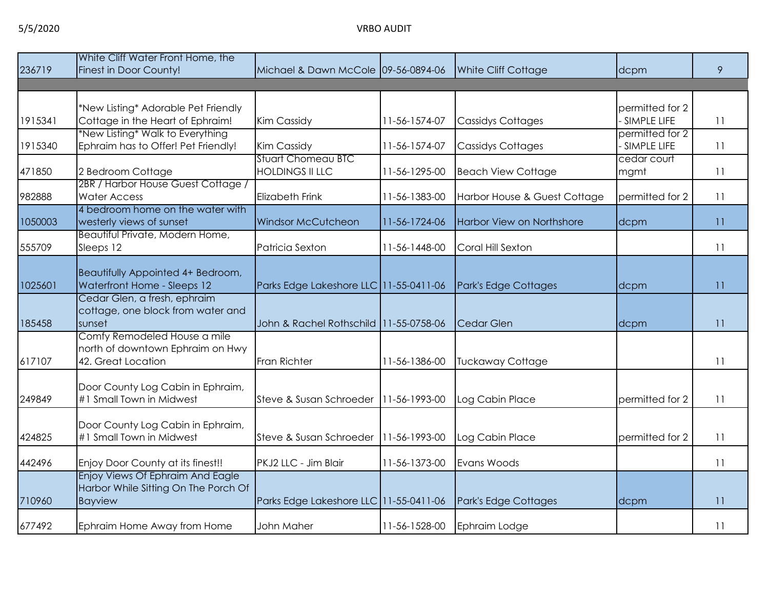| | | | | | | |
|---|---|---|---|---|---|---|
| 236719 | White Cliff Water Front Home, the Finest in Door County! | Michael & Dawn McCole | 09-56-0894-06 | White Cliff Cottage | dcpm | 9 |
| | | | | | | |
| 1915341 | *New Listing* Adorable Pet Friendly Cottage in the Heart of Ephraim! | Kim Cassidy | 11-56-1574-07 | Cassidys Cottages | permitted for 2 - SIMPLE LIFE | 11 |
| 1915340 | *New Listing* Walk to Everything Ephraim has to Offer! Pet Friendly! | Kim Cassidy | 11-56-1574-07 | Cassidys Cottages | permitted for 2 - SIMPLE LIFE | 11 |
| 471850 | 2 Bedroom Cottage | Stuart Chomeau BTC HOLDINGS II LLC | 11-56-1295-00 | Beach View Cottage | cedar court mgmt | 11 |
| 982888 | 2BR / Harbor House Guest Cottage / Water Access | Elizabeth Frink | 11-56-1383-00 | Harbor House & Guest Cottage | permitted for 2 | 11 |
| 1050003 | 4 bedroom home on the water with westerly views of sunset | Windsor McCutcheon | 11-56-1724-06 | Harbor View on Northshore | dcpm | 11 |
| 555709 | Beautiful Private, Modern Home, Sleeps 12 | Patricia Sexton | 11-56-1448-00 | Coral Hill Sexton | | 11 |
| 1025601 | Beautifully Appointed 4+ Bedroom, Waterfront Home - Sleeps 12 | Parks Edge Lakeshore LLC | 11-55-0411-06 | Park's Edge Cottages | dcpm | 11 |
| 185458 | Cedar Glen, a fresh, ephraim cottage, one block from water and sunset | John & Rachel Rothschild | 11-55-0758-06 | Cedar Glen | dcpm | 11 |
| 617107 | Comfy Remodeled House a mile north of downtown Ephraim on Hwy 42. Great Location | Fran Richter | 11-56-1386-00 | Tuckaway Cottage | | 11 |
| 249849 | Door County Log Cabin in Ephraim, #1 Small Town in Midwest | Steve & Susan Schroeder | 11-56-1993-00 | Log Cabin Place | permitted for 2 | 11 |
| 424825 | Door County Log Cabin in Ephraim, #1 Small Town in Midwest | Steve & Susan Schroeder | 11-56-1993-00 | Log Cabin Place | permitted for 2 | 11 |
| 442496 | Enjoy Door County at its finest!! | PKJ2 LLC - Jim Blair | 11-56-1373-00 | Evans Woods | | 11 |
| 710960 | Enjoy Views Of Ephraim And Eagle Harbor While Sitting On The Porch Of Bayview | Parks Edge Lakeshore LLC | 11-55-0411-06 | Park's Edge Cottages | dcpm | 11 |
| 677492 | Ephraim Home Away from Home | John Maher | 11-56-1528-00 | Ephraim Lodge | | 11 |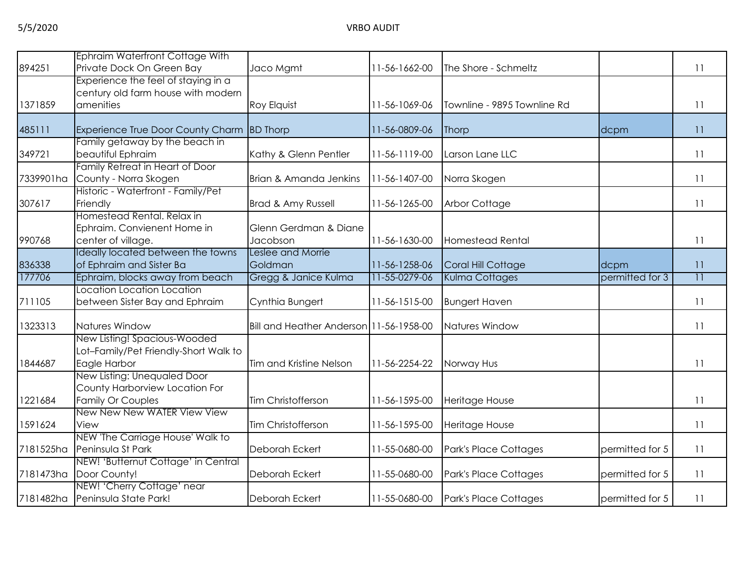|  |  |  |  |  |  |  |
|---|---|---|---|---|---|---|
| 894251 | Ephraim Waterfront Cottage With Private Dock On Green Bay | Jaco Mgmt | 11-56-1662-00 | The Shore - Schmeltz |  | 11 |
| 1371859 | Experience the feel of staying in a century old farm house with modern amenities | Roy Elquist | 11-56-1069-06 | Townline - 9895 Townline Rd |  | 11 |
| 485111 | Experience True Door County Charm | BD Thorp | 11-56-0809-06 | Thorp | dcpm | 11 |
| 349721 | Family getaway by the beach in beautiful Ephraim | Kathy & Glenn Pentler | 11-56-1119-00 | Larson Lane LLC |  | 11 |
| 7339901ha | Family Retreat in Heart of Door County - Norra Skogen | Brian & Amanda Jenkins | 11-56-1407-00 | Norra Skogen |  | 11 |
| 307617 | Historic - Waterfront - Family/Pet Friendly | Brad & Amy Russell | 11-56-1265-00 | Arbor Cottage |  | 11 |
| 990768 | Homestead Rental. Relax in Ephraim. Convienent Home in center of village. | Glenn Gerdman & Diane Jacobson | 11-56-1630-00 | Homestead Rental |  | 11 |
| 836338 | Ideally located between the towns of Ephraim and Sister Ba | Leslee and Morrie Goldman | 11-56-1258-06 | Coral Hill Cottage | dcpm | 11 |
| 177706 | Ephraim, blocks away from beach | Gregg & Janice Kulma | 11-55-0279-06 | Kulma Cottages | permitted for 3 | 11 |
| 711105 | Location Location Location between Sister Bay and Ephraim | Cynthia Bungert | 11-56-1515-00 | Bungert Haven |  | 11 |
| 1323313 | Natures Window | Bill and Heather Anderson | 11-56-1958-00 | Natures Window |  | 11 |
| 1844687 | New Listing! Spacious-Wooded Lot–Family/Pet Friendly-Short Walk to Eagle Harbor | Tim and Kristine Nelson | 11-56-2254-22 | Norway Hus |  | 11 |
| 1221684 | New Listing: Unequaled Door County Harborview Location For Family Or Couples | Tim Christofferson | 11-56-1595-00 | Heritage House |  | 11 |
| 1591624 | New New New WATER View View View | Tim Christofferson | 11-56-1595-00 | Heritage House |  | 11 |
| 7181525ha | NEW 'The Carriage House' Walk to Peninsula St Park | Deborah Eckert | 11-55-0680-00 | Park's Place Cottages | permitted for 5 | 11 |
| 7181473ha | NEW! 'Butternut Cottage' in Central Door County! | Deborah Eckert | 11-55-0680-00 | Park's Place Cottages | permitted for 5 | 11 |
| 7181482ha | NEW! 'Cherry Cottage' near Peninsula State Park! | Deborah Eckert | 11-55-0680-00 | Park's Place Cottages | permitted for 5 | 11 |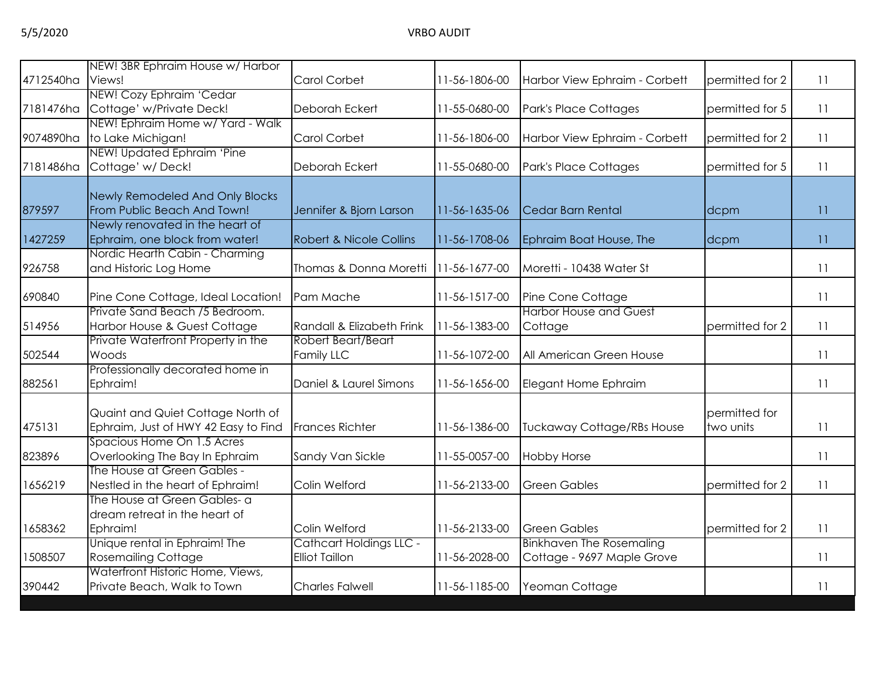| | | | | | | |
|---|---|---|---|---|---|---|
| 4712540ha | NEW! 3BR Ephraim House w/ Harbor Views! | Carol Corbet | 11-56-1806-00 | Harbor View Ephraim - Corbett | permitted for 2 | 11 |
| 7181476ha | NEW! Cozy Ephraim 'Cedar Cottage' w/Private Deck! | Deborah Eckert | 11-55-0680-00 | Park's Place Cottages | permitted for 5 | 11 |
| 9074890ha | NEW! Ephraim Home w/ Yard - Walk to Lake Michigan! | Carol Corbet | 11-56-1806-00 | Harbor View Ephraim - Corbett | permitted for 2 | 11 |
| 7181486ha | NEW! Updated Ephraim 'Pine Cottage' w/ Deck! | Deborah Eckert | 11-55-0680-00 | Park's Place Cottages | permitted for 5 | 11 |
| 879597 | Newly Remodeled And Only Blocks From Public Beach And Town! | Jennifer & Bjorn Larson | 11-56-1635-06 | Cedar Barn Rental | dcpm | 11 |
| 1427259 | Newly renovated in the heart of Ephraim, one block from water! | Robert & Nicole Collins | 11-56-1708-06 | Ephraim Boat House, The | dcpm | 11 |
| 926758 | Nordic Hearth Cabin - Charming and Historic Log Home | Thomas & Donna Moretti | 11-56-1677-00 | Moretti - 10438 Water St | | 11 |
| 690840 | Pine Cone Cottage, Ideal Location! | Pam Mache | 11-56-1517-00 | Pine Cone Cottage | | 11 |
| 514956 | Private Sand Beach /5 Bedroom. Harbor House & Guest Cottage | Randall & Elizabeth Frink | 11-56-1383-00 | Harbor House and Guest Cottage | permitted for 2 | 11 |
| 502544 | Private Waterfront Property in the Woods | Robert Beart/Beart Family LLC | 11-56-1072-00 | All American Green House | | 11 |
| 882561 | Professionally decorated home in Ephraim! | Daniel & Laurel Simons | 11-56-1656-00 | Elegant Home Ephraim | | 11 |
| 475131 | Quaint and Quiet Cottage North of Ephraim, Just of HWY 42 Easy to Find | Frances Richter | 11-56-1386-00 | Tuckaway Cottage/RBs House | permitted for two units | 11 |
| 823896 | Spacious Home On 1.5 Acres Overlooking The Bay In Ephraim | Sandy Van Sickle | 11-55-0057-00 | Hobby Horse | | 11 |
| 1656219 | The House at Green Gables - Nestled in the heart of Ephraim! | Colin Welford | 11-56-2133-00 | Green Gables | permitted for 2 | 11 |
| 1658362 | The House at Green Gables- a dream retreat in the heart of Ephraim! | Colin Welford | 11-56-2133-00 | Green Gables | permitted for 2 | 11 |
| 1508507 | Unique rental in Ephraim! The Rosemailing Cottage | Cathcart Holdings LLC - Elliot Taillon | 11-56-2028-00 | Binkhaven The Rosemaling Cottage - 9697 Maple Grove | | 11 |
| 390442 | Waterfront Historic Home, Views, Private Beach, Walk to Town | Charles Falwell | 11-56-1185-00 | Yeoman Cottage | | 11 |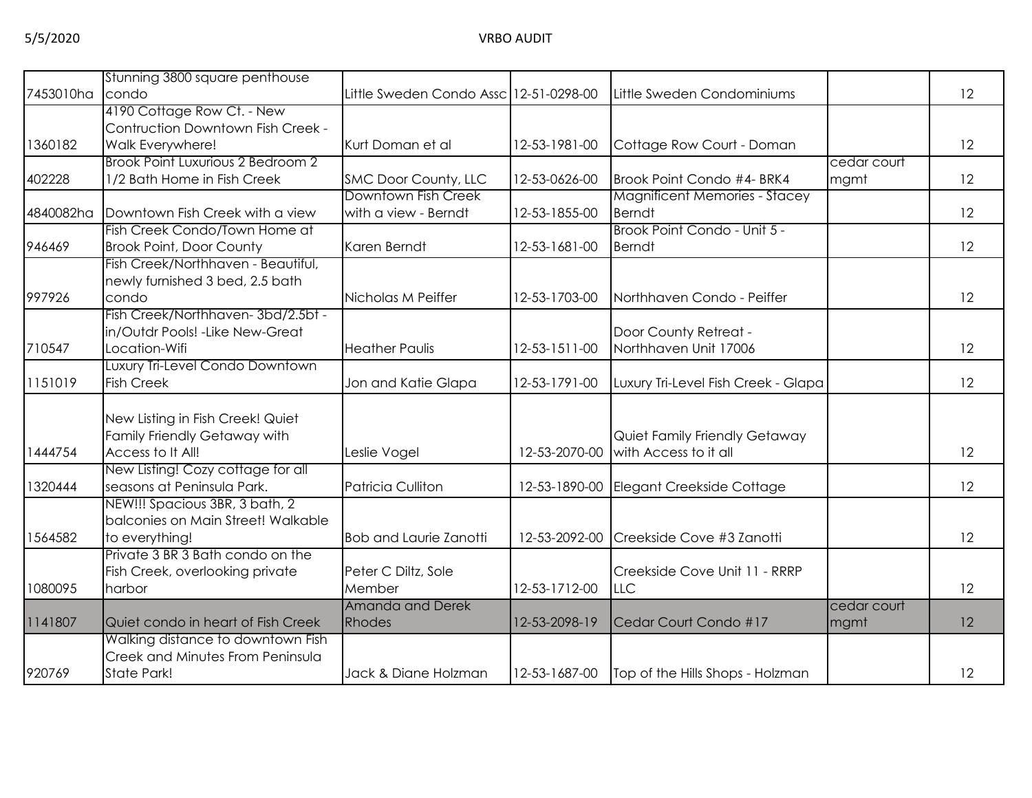| | | | | | | |
|---|---|---|---|---|---|---|
| 7453010ha | Stunning 3800 square penthouse condo | Little Sweden Condo Assc | 12-51-0298-00 | Little Sweden Condominiums | | 12 |
| 1360182 | 4190 Cottage Row Ct. - New Contruction Downtown Fish Creek - Walk Everywhere! | Kurt Doman et al | 12-53-1981-00 | Cottage Row Court - Doman | | 12 |
| 402228 | Brook Point Luxurious 2 Bedroom 2 1/2 Bath Home in Fish Creek | SMC Door County, LLC | 12-53-0626-00 | Brook Point Condo #4- BRK4 | cedar court mgmt | 12 |
| 4840082ha | Downtown Fish Creek with a view | Downtown Fish Creek with a view - Berndt | 12-53-1855-00 | Magnificent Memories - Stacey Berndt | | 12 |
| 946469 | Fish Creek Condo/Town Home at Brook Point, Door County | Karen Berndt | 12-53-1681-00 | Brook Point Condo - Unit 5 - Berndt | | 12 |
| 997926 | Fish Creek/Northhaven - Beautiful, newly furnished 3 bed, 2.5 bath condo | Nicholas M Peiffer | 12-53-1703-00 | Northhaven Condo - Peiffer | | 12 |
| 710547 | Fish Creek/Northhaven- 3bd/2.5bt - in/Outdr Pools! -Like New-Great Location-Wifi | Heather Paulis | 12-53-1511-00 | Door County Retreat - Northhaven Unit 17006 | | 12 |
| 1151019 | Luxury Tri-Level Condo Downtown Fish Creek | Jon and Katie Glapa | 12-53-1791-00 | Luxury Tri-Level Fish Creek - Glapa | | 12 |
| 1444754 | New Listing in Fish Creek! Quiet Family Friendly Getaway with Access to It All! | Leslie Vogel | 12-53-2070-00 | Quiet Family Friendly Getaway with Access to it all | | 12 |
| 1320444 | New Listing! Cozy cottage for all seasons at Peninsula Park. | Patricia Culliton | 12-53-1890-00 | Elegant Creekside Cottage | | 12 |
| 1564582 | NEW!!! Spacious 3BR, 3 bath, 2 balconies on Main Street! Walkable to everything! | Bob and Laurie Zanotti | 12-53-2092-00 | Creekside Cove #3 Zanotti | | 12 |
| 1080095 | Private 3 BR 3 Bath condo on the Fish Creek, overlooking private harbor | Peter C Diltz, Sole Member | 12-53-1712-00 | Creekside Cove Unit 11 - RRRP LLC | | 12 |
| 1141807 | Quiet condo in heart of Fish Creek | Amanda and Derek Rhodes | 12-53-2098-19 | Cedar Court Condo #17 | cedar court mgmt | 12 |
| 920769 | Walking distance to downtown Fish Creek and Minutes From Peninsula State Park! | Jack & Diane Holzman | 12-53-1687-00 | Top of the Hills Shops - Holzman | | 12 |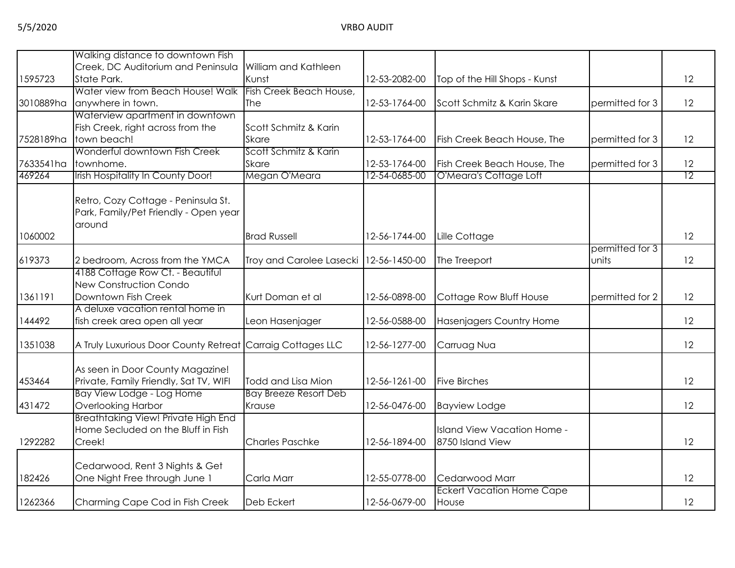| | | | | | | |
|---|---|---|---|---|---|---|
| 1595723 | Walking distance to downtown Fish Creek, DC Auditorium and Peninsula State Park. | William and Kathleen Kunst | 12-53-2082-00 | Top of the Hill Shops - Kunst | | 12 |
| 3010889ha | Water view from Beach House! Walk anywhere in town. | Fish Creek Beach House, The | 12-53-1764-00 | Scott Schmitz & Karin Skare | permitted for 3 | 12 |
| 7528189ha | Waterview apartment in downtown Fish Creek, right across from the town beach! | Scott Schmitz & Karin Skare | 12-53-1764-00 | Fish Creek Beach House, The | permitted for 3 | 12 |
| 7633541ha | Wonderful downtown Fish Creek townhome. | Scott Schmitz & Karin Skare | 12-53-1764-00 | Fish Creek Beach House, The | permitted for 3 | 12 |
| 469264 | Irish Hospitality In County Door! | Megan O'Meara | 12-54-0685-00 | O'Meara's Cottage Loft | | 12 |
| 1060002 | Retro, Cozy Cottage - Peninsula St. Park, Family/Pet Friendly - Open year around | Brad Russell | 12-56-1744-00 | Lille Cottage | | 12 |
| 619373 | 2 bedroom, Across from the YMCA | Troy and Carolee Lasecki | 12-56-1450-00 | The Treeport | permitted for 3 units | 12 |
| 1361191 | 4188 Cottage Row Ct. - Beautiful New Construction Condo Downtown Fish Creek | Kurt Doman et al | 12-56-0898-00 | Cottage Row Bluff House | permitted for 2 | 12 |
| 144492 | A deluxe vacation rental home in fish creek area open all year | Leon Hasenjager | 12-56-0588-00 | Hasenjagers Country Home | | 12 |
| 1351038 | A Truly Luxurious Door County Retreat | Carraig Cottages LLC | 12-56-1277-00 | Carruag Nua | | 12 |
| 453464 | As seen in Door County Magazine! Private, Family Friendly, Sat TV, WIFI | Todd and Lisa Mion | 12-56-1261-00 | Five Birches | | 12 |
| 431472 | Bay View Lodge - Log Home Overlooking Harbor | Bay Breeze Resort Deb Krause | 12-56-0476-00 | Bayview Lodge | | 12 |
| 1292282 | Breathtaking View! Private High End Home Secluded on the Bluff in Fish Creek! | Charles Paschke | 12-56-1894-00 | Island View Vacation Home - 8750 Island View | | 12 |
| 182426 | Cedarwood, Rent 3 Nights & Get One Night Free through June 1 | Carla Marr | 12-55-0778-00 | Cedarwood Marr | | 12 |
| 1262366 | Charming Cape Cod in Fish Creek | Deb Eckert | 12-56-0679-00 | Eckert Vacation Home Cape House | | 12 |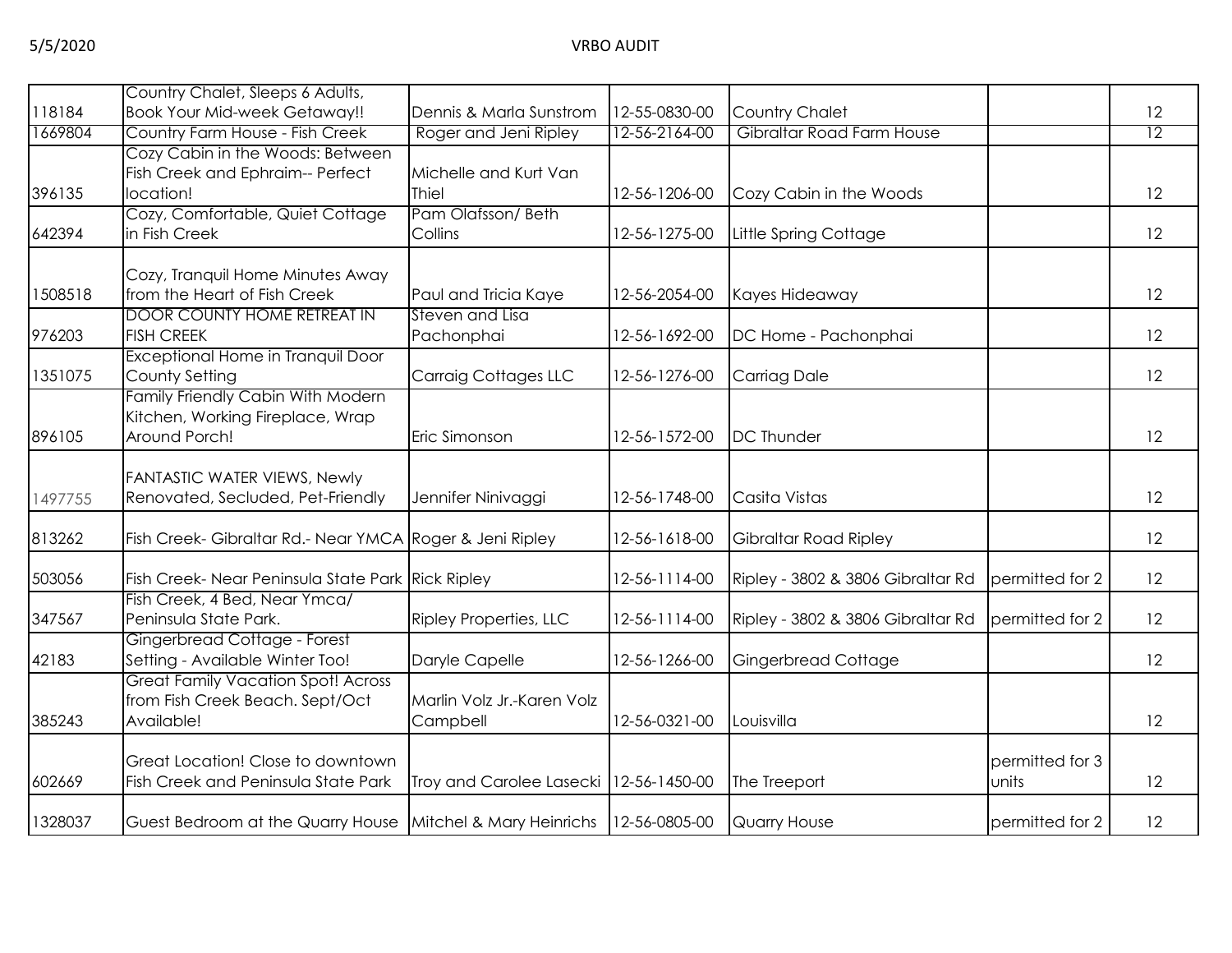| | | | | | | |
|---|---|---|---|---|---|---|
| 118184 | Country Chalet, Sleeps 6 Adults, Book Your Mid-week Getaway!! | Dennis & Marla Sunstrom | 12-55-0830-00 | Country Chalet | | 12 |
| 1669804 | Country Farm House - Fish Creek | Roger and Jeni Ripley | 12-56-2164-00 | Gibraltar Road Farm House | | 12 |
| 396135 | Cozy Cabin in the Woods: Between Fish Creek and Ephraim-- Perfect location! | Michelle and Kurt Van Thiel | 12-56-1206-00 | Cozy Cabin in the Woods | | 12 |
| 642394 | Cozy, Comfortable, Quiet Cottage in Fish Creek | Pam Olafsson/ Beth Collins | 12-56-1275-00 | Little Spring Cottage | | 12 |
| 1508518 | Cozy, Tranquil Home Minutes Away from the Heart of Fish Creek | Paul and Tricia Kaye | 12-56-2054-00 | Kayes Hideaway | | 12 |
| 976203 | DOOR COUNTY HOME RETREAT IN FISH CREEK | Steven and Lisa Pachonphai | 12-56-1692-00 | DC Home - Pachonphai | | 12 |
| 1351075 | Exceptional Home in Tranquil Door County Setting | Carraig Cottages LLC | 12-56-1276-00 | Carriag Dale | | 12 |
| 896105 | Family Friendly Cabin With Modern Kitchen, Working Fireplace, Wrap Around Porch! | Eric Simonson | 12-56-1572-00 | DC Thunder | | 12 |
| 1497755 | FANTASTIC WATER VIEWS, Newly Renovated, Secluded, Pet-Friendly | Jennifer Ninivaggi | 12-56-1748-00 | Casita Vistas | | 12 |
| 813262 | Fish Creek- Gibraltar Rd.- Near YMCA | Roger & Jeni Ripley | 12-56-1618-00 | Gibraltar Road Ripley | | 12 |
| 503056 | Fish Creek- Near Peninsula State Park | Rick Ripley | 12-56-1114-00 | Ripley - 3802 & 3806 Gibraltar Rd | permitted for 2 | 12 |
| 347567 | Fish Creek, 4 Bed, Near Ymca/ Peninsula State Park. | Ripley Properties, LLC | 12-56-1114-00 | Ripley - 3802 & 3806 Gibraltar Rd | permitted for 2 | 12 |
| 42183 | Gingerbread Cottage - Forest Setting - Available Winter Too! | Daryle Capelle | 12-56-1266-00 | Gingerbread Cottage | | 12 |
| 385243 | Great Family Vacation Spot! Across from Fish Creek Beach. Sept/Oct Available! | Marlin Volz Jr.-Karen Volz Campbell | 12-56-0321-00 | Louisvilla | | 12 |
| 602669 | Great Location! Close to downtown Fish Creek and Peninsula State Park | Troy and Carolee Lasecki | 12-56-1450-00 | The Treeport | permitted for 3 units | 12 |
| 1328037 | Guest Bedroom at the Quarry House | Mitchel & Mary Heinrichs | 12-56-0805-00 | Quarry House | permitted for 2 | 12 |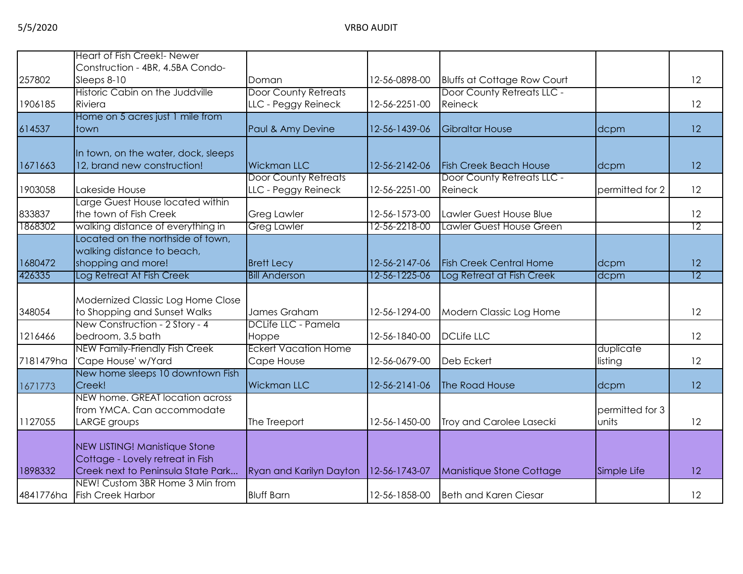| | | | | | | |
|---|---|---|---|---|---|---|
| 257802 | Heart of Fish Creek!- Newer Construction - 4BR, 4.5BA Condo- Sleeps 8-10 | Doman | 12-56-0898-00 | Bluffs at Cottage Row Court | | 12 |
| 1906185 | Historic Cabin on the Juddville Riviera | Door County Retreats LLC - Peggy Reineck | 12-56-2251-00 | Door County Retreats LLC - Reineck | | 12 |
| 614537 | Home on 5 acres just 1 mile from town | Paul & Amy Devine | 12-56-1439-06 | Gibraltar House | dcpm | 12 |
| 1671663 | In town, on the water, dock, sleeps 12, brand new construction! | Wickman LLC | 12-56-2142-06 | Fish Creek Beach House | dcpm | 12 |
| 1903058 | Lakeside House | Door County Retreats LLC - Peggy Reineck | 12-56-2251-00 | Door County Retreats LLC - Reineck | permitted for 2 | 12 |
| 833837 | Large Guest House located within the town of Fish Creek | Greg Lawler | 12-56-1573-00 | Lawler Guest House Blue | | 12 |
| 1868302 | walking distance of everything in | Greg Lawler | 12-56-2218-00 | Lawler Guest House Green | | 12 |
| 1680472 | Located on the northside of town, walking distance to beach, shopping and more! | Brett Lecy | 12-56-2147-06 | Fish Creek Central Home | dcpm | 12 |
| 426335 | Log Retreat At Fish Creek | Bill Anderson | 12-56-1225-06 | Log Retreat at Fish Creek | dcpm | 12 |
| 348054 | Modernized Classic Log Home Close to Shopping and Sunset Walks | James Graham | 12-56-1294-00 | Modern Classic Log Home | | 12 |
| 1216466 | New Construction - 2 Story - 4 bedroom, 3.5 bath | DCLife LLC - Pamela Hoppe | 12-56-1840-00 | DCLife LLC | | 12 |
| 7181479ha | NEW Family-Friendly Fish Creek 'Cape House' w/Yard | Eckert Vacation Home Cape House | 12-56-0679-00 | Deb Eckert | duplicate listing | 12 |
| 1671773 | New home sleeps 10 downtown Fish Creek! | Wickman LLC | 12-56-2141-06 | The Road House | dcpm | 12 |
| 1127055 | NEW home. GREAT location across from YMCA. Can accommodate LARGE groups | The Treeport | 12-56-1450-00 | Troy and Carolee Lasecki | permitted for 3 units | 12 |
| 1898332 | NEW LISTING! Manistique Stone Cottage - Lovely retreat in Fish Creek next to Peninsula State Park... | Ryan and Karilyn Dayton | 12-56-1743-07 | Manistique Stone Cottage | Simple Life | 12 |
| 4841776ha | NEW! Custom 3BR Home 3 Min from Fish Creek Harbor | Bluff Barn | 12-56-1858-00 | Beth and Karen Ciesar | | 12 |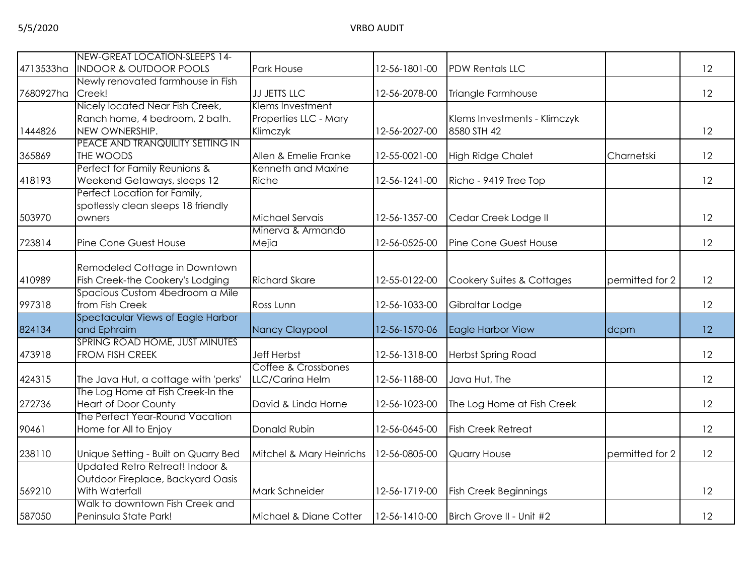| | | | | | | |
|---|---|---|---|---|---|---|
| 4713533ha | NEW-GREAT LOCATION-SLEEPS 14-INDOOR & OUTDOOR POOLS | Park House | 12-56-1801-00 | PDW Rentals LLC | | 12 |
| 7680927ha | Newly renovated farmhouse in Fish Creek! | JJ JETTS LLC | 12-56-2078-00 | Triangle Farmhouse | | 12 |
| 1444826 | Nicely located Near Fish Creek, Ranch home, 4 bedroom, 2 bath. NEW OWNERSHIP. | Klems Investment Properties LLC - Mary Klimczyk | 12-56-2027-00 | Klems Investments - Klimczyk 8580 STH 42 | | 12 |
| 365869 | PEACE AND TRANQUILITY SETTING IN THE WOODS | Allen & Emelie Franke | 12-55-0021-00 | High Ridge Chalet | Charnetski | 12 |
| 418193 | Perfect for Family Reunions & Weekend Getaways, sleeps 12 | Kenneth and Maxine Riche | 12-56-1241-00 | Riche - 9419 Tree Top | | 12 |
| 503970 | Perfect Location for Family, spotlessly clean sleeps 18 friendly owners | Michael Servais | 12-56-1357-00 | Cedar Creek Lodge II | | 12 |
| 723814 | Pine Cone Guest House | Minerva & Armando Mejia | 12-56-0525-00 | Pine Cone Guest House | | 12 |
| 410989 | Remodeled Cottage in Downtown Fish Creek-the Cookery's Lodging | Richard Skare | 12-55-0122-00 | Cookery Suites & Cottages | permitted for 2 | 12 |
| 997318 | Spacious Custom 4bedroom a Mile from Fish Creek | Ross Lunn | 12-56-1033-00 | Gibraltar Lodge | | 12 |
| 824134 | Spectacular Views of Eagle Harbor and Ephraim | Nancy Claypool | 12-56-1570-06 | Eagle Harbor View | dcpm | 12 |
| 473918 | SPRING ROAD HOME, JUST MINUTES FROM FISH CREEK | Jeff Herbst | 12-56-1318-00 | Herbst Spring Road | | 12 |
| 424315 | The Java Hut, a cottage with 'perks' | Coffee & Crossbones LLC/Carina Helm | 12-56-1188-00 | Java Hut, The | | 12 |
| 272736 | The Log Home at Fish Creek-In the Heart of Door County | David & Linda Horne | 12-56-1023-00 | The Log Home at Fish Creek | | 12 |
| 90461 | The Perfect Year-Round Vacation Home for All to Enjoy | Donald Rubin | 12-56-0645-00 | Fish Creek Retreat | | 12 |
| 238110 | Unique Setting - Built on Quarry Bed | Mitchel & Mary Heinrichs | 12-56-0805-00 | Quarry House | permitted for 2 | 12 |
| 569210 | Updated Retro Retreat! Indoor & Outdoor Fireplace, Backyard Oasis With Waterfall | Mark Schneider | 12-56-1719-00 | Fish Creek Beginnings | | 12 |
| 587050 | Walk to downtown Fish Creek and Peninsula State Park! | Michael & Diane Cotter | 12-56-1410-00 | Birch Grove II - Unit #2 | | 12 |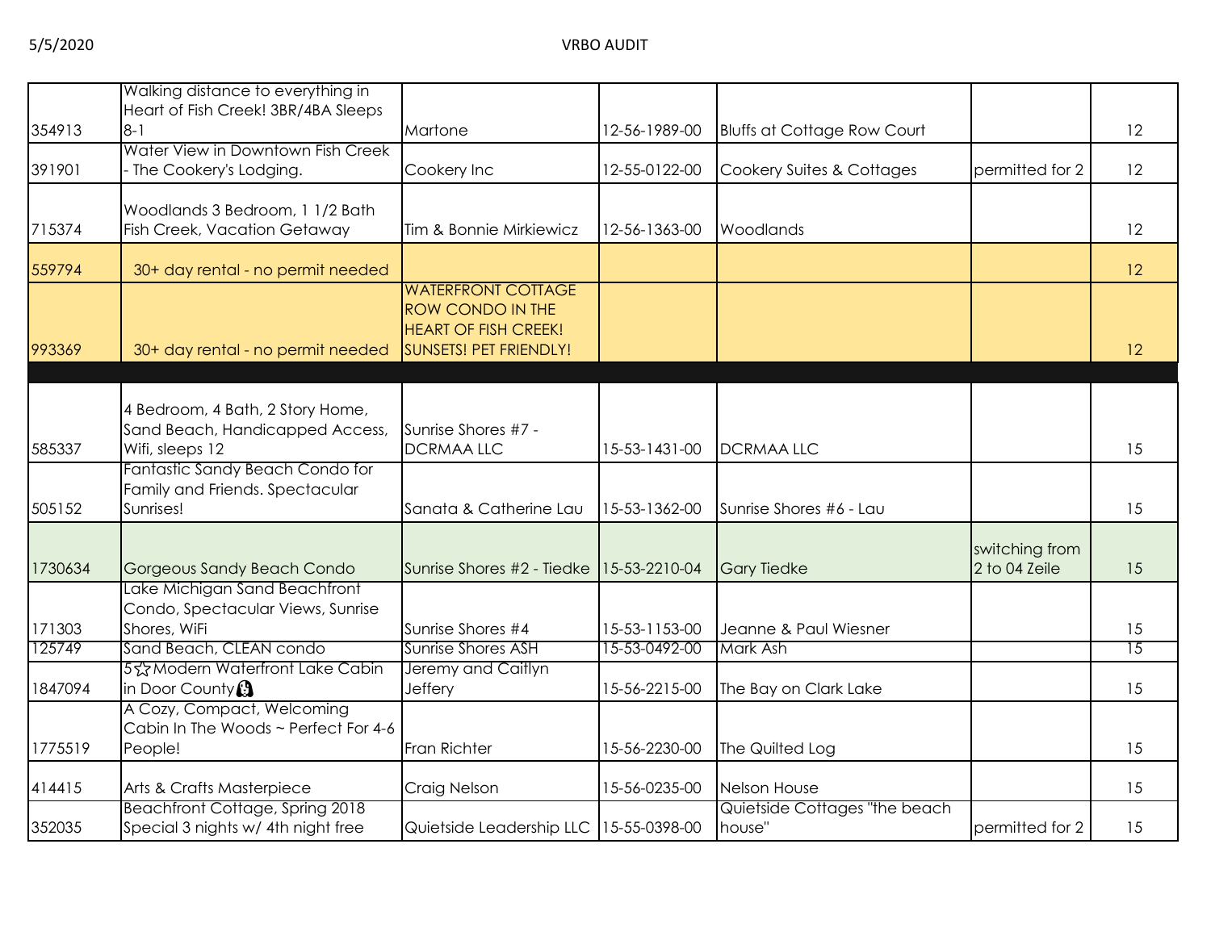| | | | | | | |
|---|---|---|---|---|---|---|
| 354913 | Walking distance to everything in Heart of Fish Creek! 3BR/4BA Sleeps 8-1 | Martone | 12-56-1989-00 | Bluffs at Cottage Row Court | | 12 |
| 391901 | Water View in Downtown Fish Creek - The Cookery's Lodging. | Cookery Inc | 12-55-0122-00 | Cookery Suites & Cottages | permitted for 2 | 12 |
| 715374 | Woodlands 3 Bedroom, 1 1/2 Bath Fish Creek, Vacation Getaway | Tim & Bonnie Mirkiewicz | 12-56-1363-00 | Woodlands | | 12 |
| 559794 | 30+ day rental - no permit needed | | | | | 12 |
| 993369 | 30+ day rental - no permit needed | WATERFRONT COTTAGE ROW CONDO IN THE HEART OF FISH CREEK! SUNSETS! PET FRIENDLY! | | | | 12 |
| | | | | | | |
| 585337 | 4 Bedroom, 4 Bath, 2 Story Home, Sand Beach, Handicapped Access, Wifi, sleeps 12 | Sunrise Shores #7 - DCRMAA LLC | 15-53-1431-00 | DCRMAA LLC | | 15 |
| 505152 | Fantastic Sandy Beach Condo for Family and Friends. Spectacular Sunrises! | Sanata & Catherine Lau | 15-53-1362-00 | Sunrise Shores #6 - Lau | | 15 |
| 1730634 | Gorgeous Sandy Beach Condo | Sunrise Shores #2 - Tiedke | 15-53-2210-04 | Gary Tiedke | switching from 2 to 04 Zeile | 15 |
| 171303 | Lake Michigan Sand Beachfront Condo, Spectacular Views, Sunrise Shores, WiFi | Sunrise Shores #4 | 15-53-1153-00 | Jeanne & Paul Wiesner | | 15 |
| 125749 | Sand Beach, CLEAN condo | Sunrise Shores ASH | 15-53-0492-00 | Mark Ash | | 15 |
| 1847094 | 5☆Modern Waterfront Lake Cabin in Door County | Jeremy and Caitlyn Jeffery | 15-56-2215-00 | The Bay on Clark Lake | | 15 |
| 1775519 | A Cozy, Compact, Welcoming Cabin In The Woods ~ Perfect For 4-6 People! | Fran Richter | 15-56-2230-00 | The Quilted Log | | 15 |
| 414415 | Arts & Crafts Masterpiece | Craig Nelson | 15-56-0235-00 | Nelson House | | 15 |
| 352035 | Beachfront Cottage, Spring 2018 Special 3 nights w/ 4th night free | Quietside Leadership LLC | 15-55-0398-00 | Quietside Cottages "the beach house" | permitted for 2 | 15 |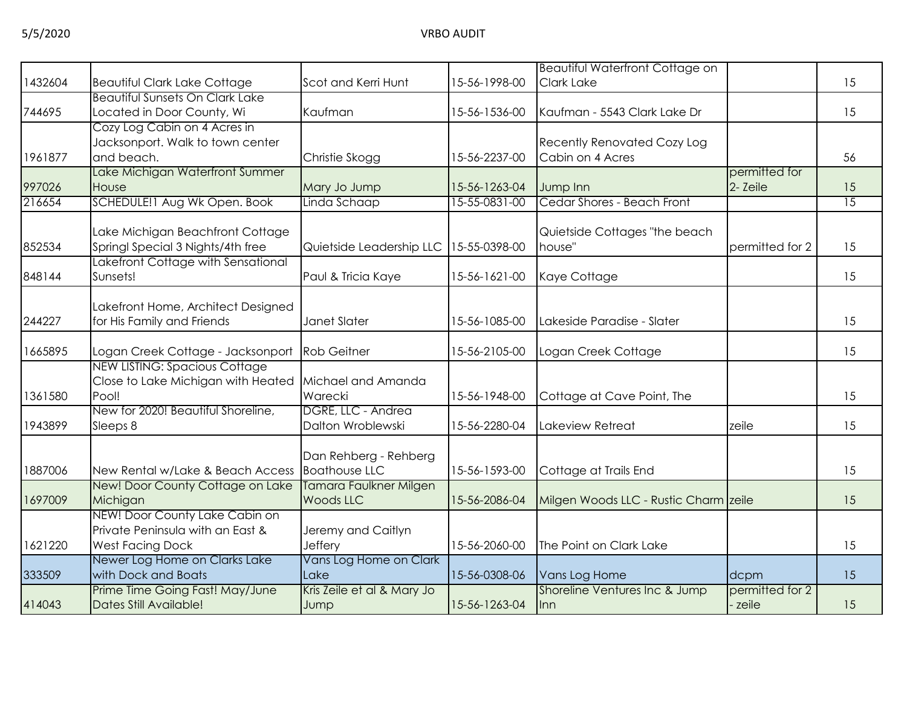| | | | | | | |
|---|---|---|---|---|---|---|
| 1432604 | Beautiful Clark Lake Cottage | Scot and Kerri Hunt | 15-56-1998-00 | Beautiful Waterfront Cottage on Clark Lake | | 15 |
| 744695 | Beautiful Sunsets On Clark Lake Located in Door County, Wi | Kaufman | 15-56-1536-00 | Kaufman - 5543 Clark Lake Dr | | 15 |
| 1961877 | Cozy Log Cabin on 4 Acres in Jacksonport. Walk to town center and beach. | Christie Skogg | 15-56-2237-00 | Recently Renovated Cozy Log Cabin on 4 Acres | | 56 |
| 997026 | Lake Michigan Waterfront Summer House | Mary Jo Jump | 15-56-1263-04 | Jump Inn | permitted for 2- Zeile | 15 |
| 216654 | SCHEDULE!1 Aug Wk Open. Book | Linda Schaap | 15-55-0831-00 | Cedar Shores - Beach Front | | 15 |
| 852534 | Lake Michigan Beachfront Cottage Spring! Special 3 Nights/4th free | Quietside Leadership LLC | 15-55-0398-00 | Quietside Cottages "the beach house" | permitted for 2 | 15 |
| 848144 | Lakefront Cottage with Sensational Sunsets! | Paul & Tricia Kaye | 15-56-1621-00 | Kaye Cottage | | 15 |
| 244227 | Lakefront Home, Architect Designed for His Family and Friends | Janet Slater | 15-56-1085-00 | Lakeside Paradise - Slater | | 15 |
| 1665895 | Logan Creek Cottage - Jacksonport | Rob Geitner | 15-56-2105-00 | Logan Creek Cottage | | 15 |
| 1361580 | NEW LISTING: Spacious Cottage Close to Lake Michigan with Heated Pool! | Michael and Amanda Warecki | 15-56-1948-00 | Cottage at Cave Point, The | | 15 |
| 1943899 | New for 2020! Beautiful Shoreline, Sleeps 8 | DGRE, LLC - Andrea Dalton Wroblewski | 15-56-2280-04 | Lakeview Retreat | zeile | 15 |
| 1887006 | New Rental w/Lake & Beach Access | Dan Rehberg - Rehberg Boathouse LLC | 15-56-1593-00 | Cottage at Trails End | | 15 |
| 1697009 | New! Door County Cottage on Lake Michigan | Tamara Faulkner Milgen Woods LLC | 15-56-2086-04 | Milgen Woods LLC - Rustic Charm | zeile | 15 |
| 1621220 | NEW! Door County Lake Cabin on Private Peninsula with an East & West Facing Dock | Jeremy and Caitlyn Jeffery | 15-56-2060-00 | The Point on Clark Lake | | 15 |
| 333509 | Newer Log Home on Clarks Lake with Dock and Boats | Vans Log Home on Clark Lake | 15-56-0308-06 | Vans Log Home | dcpm | 15 |
| 414043 | Prime Time Going Fast! May/June Dates Still Available! | Kris Zeile et al & Mary Jo Jump | 15-56-1263-04 | Shoreline Ventures Inc & Jump Inn | permitted for 2 - zeile | 15 |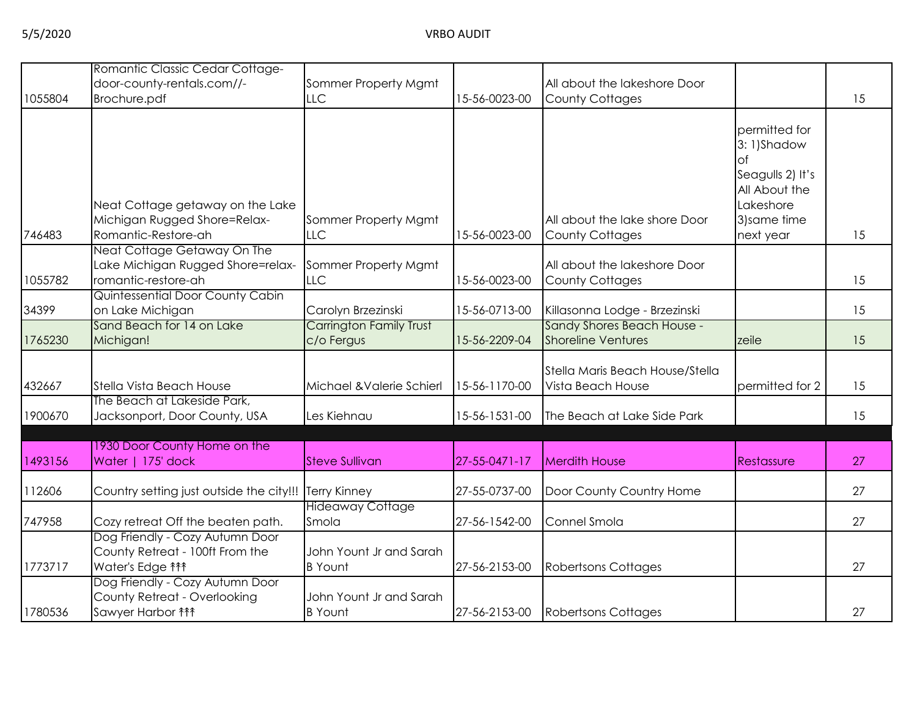| | | | | | | |
|---|---|---|---|---|---|---|
| 1055804 | Romantic Classic Cedar Cottage-door-county-rentals.com//-Brochure.pdf | Sommer Property Mgmt LLC | 15-56-0023-00 | All about the lakeshore Door County Cottages | | 15 |
| 746483 | Neat Cottage getaway on the Lake Michigan Rugged Shore=Relax-Romantic-Restore-ah | Sommer Property Mgmt LLC | 15-56-0023-00 | All about the lake shore Door County Cottages | permitted for 3: 1)Shadow of Seagulls 2) It's All About the Lakeshore 3)same time next year | 15 |
| 1055782 | Neat Cottage Getaway On The Lake Michigan Rugged Shore=relax-romantic-restore-ah | Sommer Property Mgmt LLC | 15-56-0023-00 | All about the lakeshore Door County Cottages | | 15 |
| 34399 | Quintessential Door County Cabin on Lake Michigan | Carolyn Brzezinski | 15-56-0713-00 | Killasonna Lodge - Brzezinski | | 15 |
| 1765230 | Sand Beach for 14 on Lake Michigan! | Carrington Family Trust c/o Fergus | 15-56-2209-04 | Sandy Shores Beach House - Shoreline Ventures | zeile | 15 |
| 432667 | Stella Vista Beach House | Michael &Valerie Schierl | 15-56-1170-00 | Stella Maris Beach House/Stella Vista Beach House | permitted for 2 | 15 |
| 1900670 | The Beach at Lakeside Park, Jacksonport, Door County, USA | Les Kiehnau | 15-56-1531-00 | The Beach at Lake Side Park | | 15 |
| | | | | | | |
| 1493156 | 1930 Door County Home on the Water \| 175' dock | Steve Sullivan | 27-55-0471-17 | Merdith House | Restassure | 27 |
| 112606 | Country setting just outside the city!!! | Terry Kinney | 27-55-0737-00 | Door County Country Home | | 27 |
| 747958 | Cozy retreat Off the beaten path. | Hideaway Cottage Smola | 27-56-1542-00 | Connel Smola | | 27 |
| 1773717 | Dog Friendly - Cozy Autumn Door County Retreat - 100ft From the Water's Edge ††† | John Yount Jr and Sarah B Yount | 27-56-2153-00 | Robertsons Cottages | | 27 |
| 1780536 | Dog Friendly - Cozy Autumn Door County Retreat - Overlooking Sawyer Harbor ††† | John Yount Jr and Sarah B Yount | 27-56-2153-00 | Robertsons Cottages | | 27 |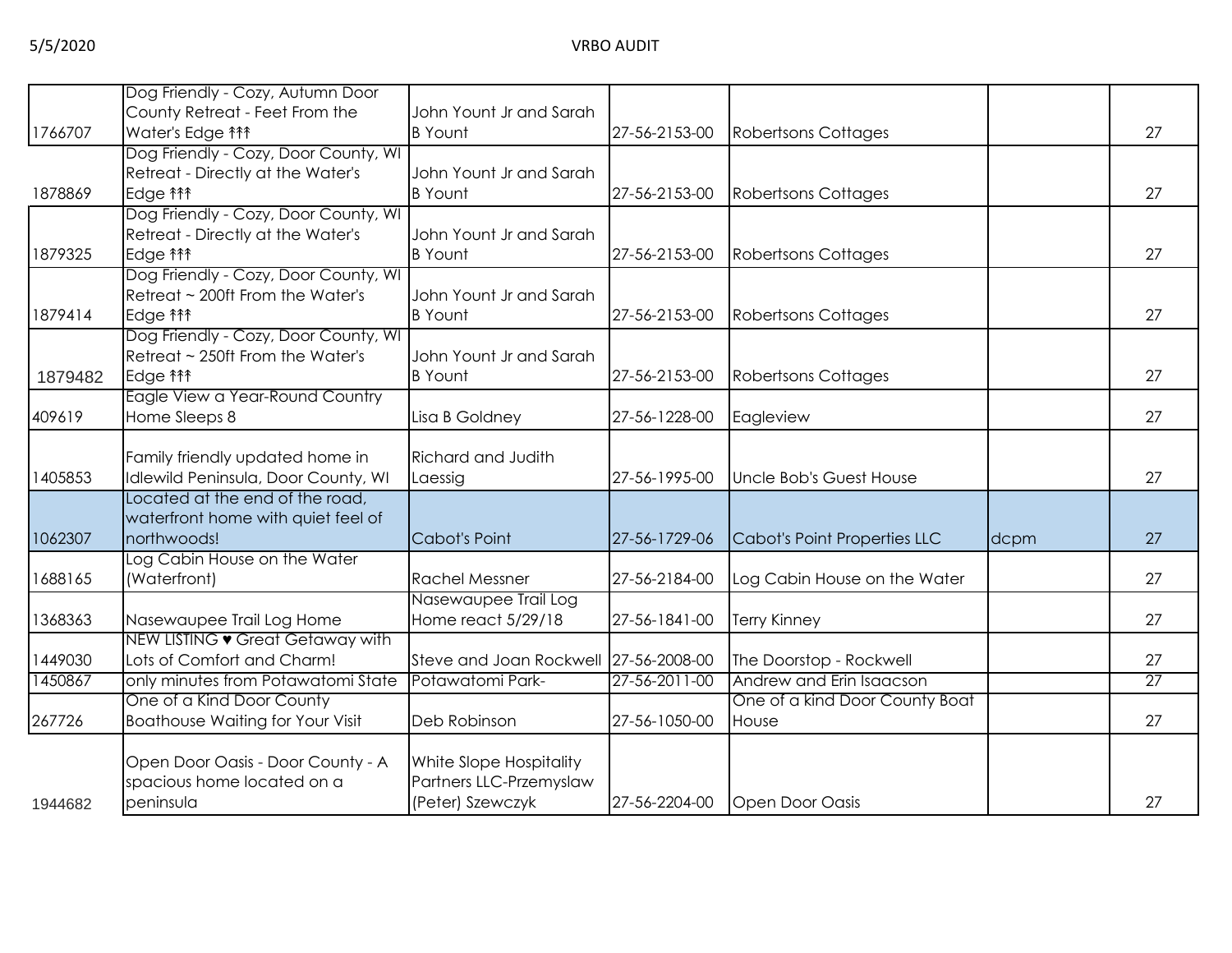| | | | | | | |
|---|---|---|---|---|---|---|
| 1766707 | Dog Friendly - Cozy, Autumn Door County Retreat - Feet From the Water's Edge ↟↟↟ | John Yount Jr and Sarah B Yount | 27-56-2153-00 | Robertsons Cottages | | 27 |
| 1878869 | Dog Friendly - Cozy, Door County, WI Retreat - Directly at the Water's Edge ↟↟↟ | John Yount Jr and Sarah B Yount | 27-56-2153-00 | Robertsons Cottages | | 27 |
| 1879325 | Dog Friendly - Cozy, Door County, WI Retreat - Directly at the Water's Edge ↟↟↟ | John Yount Jr and Sarah B Yount | 27-56-2153-00 | Robertsons Cottages | | 27 |
| 1879414 | Dog Friendly - Cozy, Door County, WI Retreat ~ 200ft From the Water's Edge ↟↟↟ | John Yount Jr and Sarah B Yount | 27-56-2153-00 | Robertsons Cottages | | 27 |
| 1879482 | Dog Friendly - Cozy, Door County, WI Retreat ~ 250ft From the Water's Edge ↟↟↟ | John Yount Jr and Sarah B Yount | 27-56-2153-00 | Robertsons Cottages | | 27 |
| 409619 | Eagle View a Year-Round Country Home Sleeps 8 | Lisa B Goldney | 27-56-1228-00 | Eagleview | | 27 |
| 1405853 | Family friendly updated home in Idlewild Peninsula, Door County, WI | Richard and Judith Laessig | 27-56-1995-00 | Uncle Bob's Guest House | | 27 |
| 1062307 | Located at the end of the road, waterfront home with quiet feel of northwoods! | Cabot's Point | 27-56-1729-06 | Cabot's Point Properties LLC | dcpm | 27 |
| 1688165 | Log Cabin House on the Water (Waterfront) | Rachel Messner | 27-56-2184-00 | Log Cabin House on the Water | | 27 |
| 1368363 | Nasewaupee Trail Log Home | Nasewaupee Trail Log Home react 5/29/18 | 27-56-1841-00 | Terry Kinney | | 27 |
| 1449030 | NEW LISTING ♥ Great Getaway with Lots of Comfort and Charm! | Steve and Joan Rockwell | 27-56-2008-00 | The Doorstop - Rockwell | | 27 |
| 1450867 | only minutes from Potawatomi State | Potawatomi Park- | 27-56-2011-00 | Andrew and Erin Isaacson | | 27 |
| 267726 | One of a Kind Door County Boathouse Waiting for Your Visit | Deb Robinson | 27-56-1050-00 | One of a kind Door County Boat House | | 27 |
| 1944682 | Open Door Oasis - Door County - A spacious home located on a peninsula | White Slope Hospitality Partners LLC-Przemyslaw (Peter) Szewczyk | 27-56-2204-00 | Open Door Oasis | | 27 |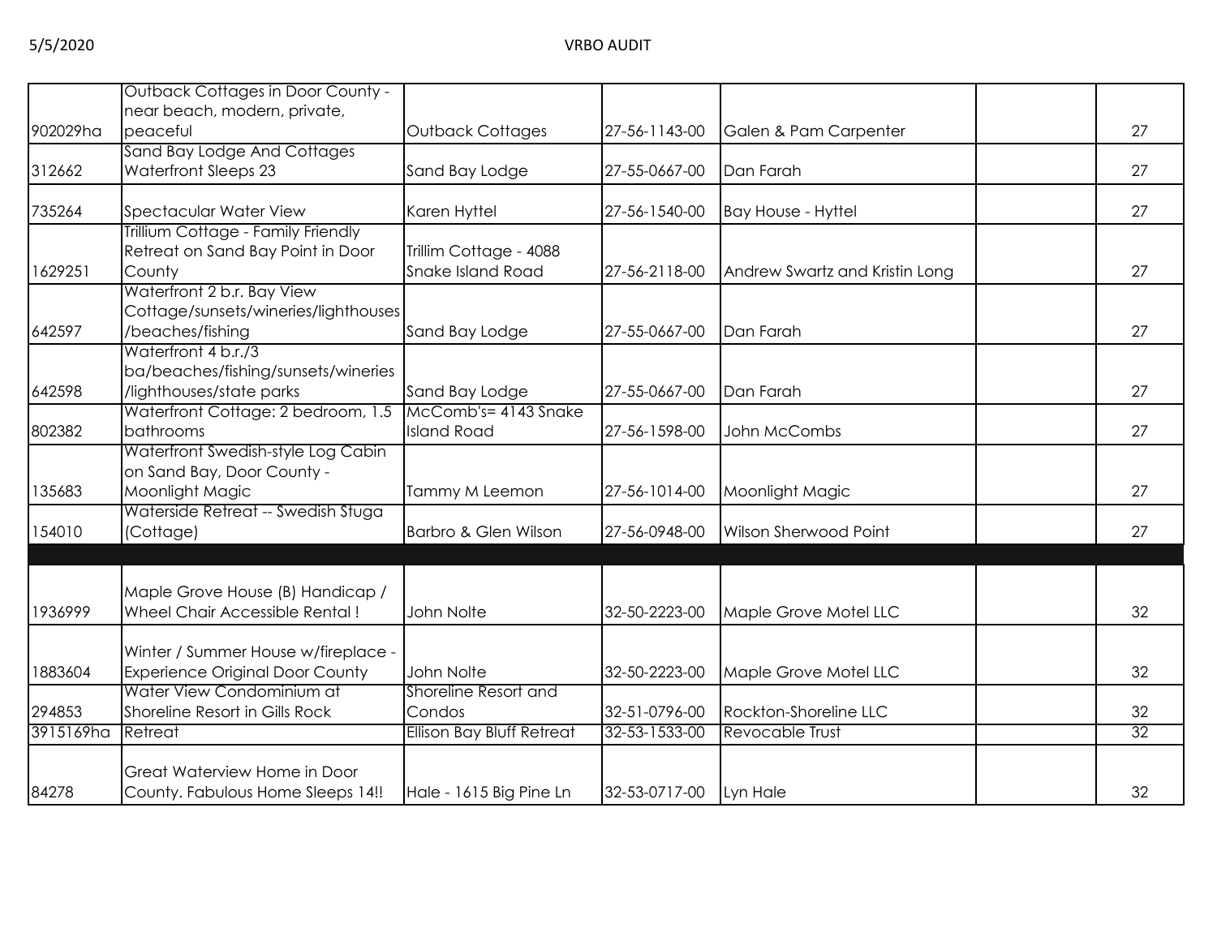| | | | | | | |
|---|---|---|---|---|---|---|
| 902029ha | Outback Cottages in Door County - near beach, modern, private, peaceful | Outback Cottages | 27-56-1143-00 | Galen & Pam Carpenter | | 27 |
| 312662 | Sand Bay Lodge And Cottages Waterfront Sleeps 23 | Sand Bay Lodge | 27-55-0667-00 | Dan Farah | | 27 |
| 735264 | Spectacular Water View | Karen Hyttel | 27-56-1540-00 | Bay House - Hyttel | | 27 |
| 1629251 | Trillium Cottage - Family Friendly Retreat on Sand Bay Point in Door County | Trillim Cottage - 4088 Snake Island Road | 27-56-2118-00 | Andrew Swartz and Kristin Long | | 27 |
| 642597 | Waterfront 2 b.r. Bay View Cottage/sunsets/wineries/lighthouses/beaches/fishing | Sand Bay Lodge | 27-55-0667-00 | Dan Farah | | 27 |
| 642598 | Waterfront 4 b.r./3 ba/beaches/fishing/sunsets/wineries/lighthouses/state parks | Sand Bay Lodge | 27-55-0667-00 | Dan Farah | | 27 |
| 802382 | Waterfront Cottage: 2 bedroom, 1.5 bathrooms | McComb's= 4143 Snake Island Road | 27-56-1598-00 | John McCombs | | 27 |
| 135683 | Waterfront Swedish-style Log Cabin on Sand Bay, Door County - Moonlight Magic | Tammy M Leemon | 27-56-1014-00 | Moonlight Magic | | 27 |
| 154010 | Waterside Retreat -- Swedish Stuga (Cottage) | Barbro & Glen Wilson | 27-56-0948-00 | Wilson Sherwood Point | | 27 |
| | | | | | | |
| 1936999 | Maple Grove House (B) Handicap / Wheel Chair Accessible Rental ! | John Nolte | 32-50-2223-00 | Maple Grove Motel LLC | | 32 |
| 1883604 | Winter / Summer House w/fireplace - Experience Original Door County | John Nolte | 32-50-2223-00 | Maple Grove Motel LLC | | 32 |
| 294853 | Water View Condominium at Shoreline Resort in Gills Rock | Shoreline Resort and Condos | 32-51-0796-00 | Rockton-Shoreline LLC | | 32 |
| 3915169ha | Retreat | Ellison Bay Bluff Retreat | 32-53-1533-00 | Revocable Trust | | 32 |
| 84278 | Great Waterview Home in Door County. Fabulous Home Sleeps 14!! | Hale - 1615 Big Pine Ln | 32-53-0717-00 | Lyn Hale | | 32 |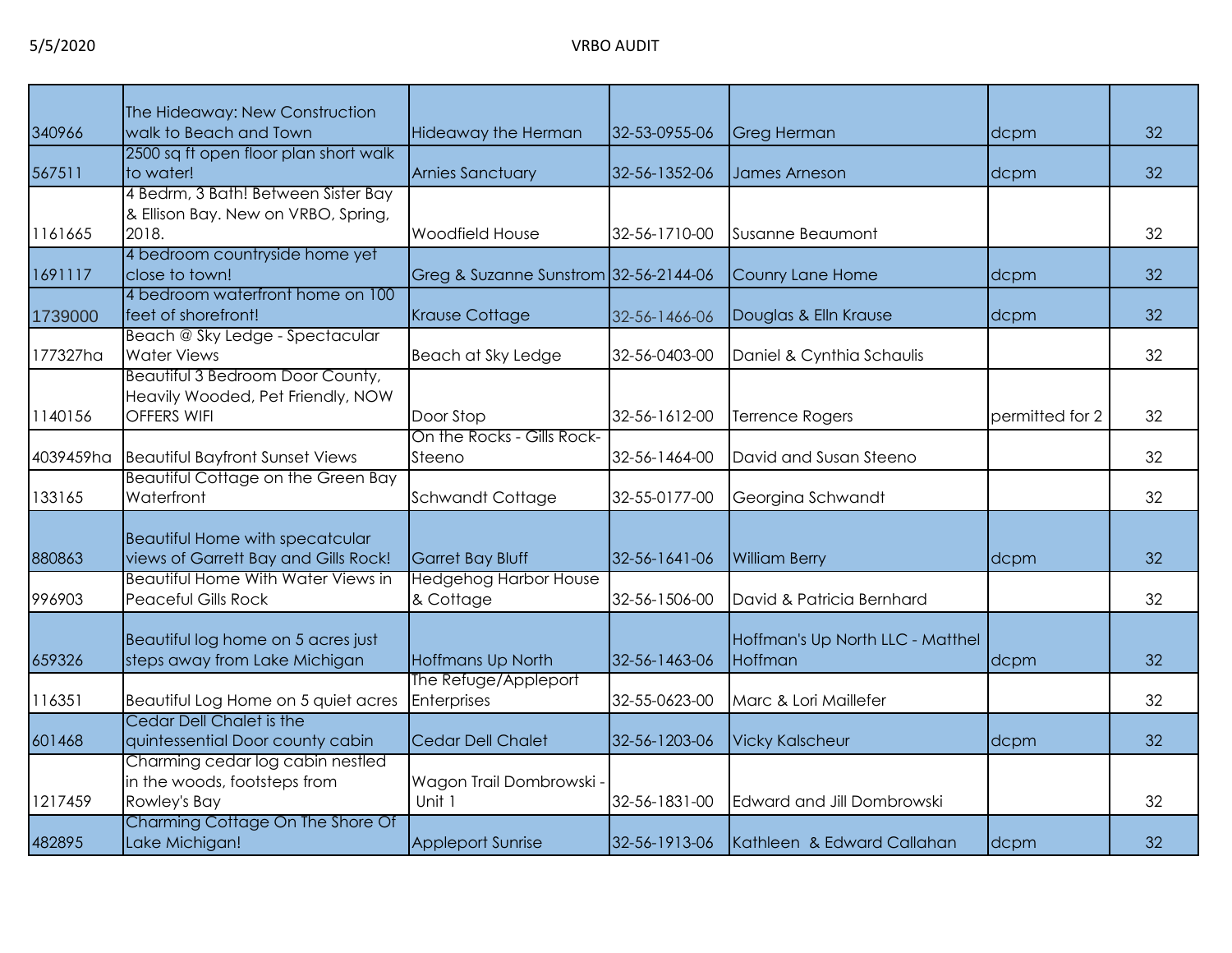| | | | | | | |
|---|---|---|---|---|---|---|
| 340966 | The Hideaway: New Construction walk to Beach and Town | Hideaway the Herman | 32-53-0955-06 | Greg Herman | dcpm | 32 |
| 567511 | 2500 sq ft open floor plan short walk to water! | Arnies Sanctuary | 32-56-1352-06 | James Arneson | dcpm | 32 |
| 1161665 | 4 Bedrm, 3 Bath! Between Sister Bay & Ellison Bay. New on VRBO, Spring, 2018. | Woodfield House | 32-56-1710-00 | Susanne Beaumont | | 32 |
| 1691117 | 4 bedroom countryside home yet close to town! | Greg & Suzanne Sunstrom | 32-56-2144-06 | Counry Lane Home | dcpm | 32 |
| 1739000 | 4 bedroom waterfront home on 100 feet of shorefront! | Krause Cottage | 32-56-1466-06 | Douglas & Elln Krause | dcpm | 32 |
| 177327ha | Beach @ Sky Ledge - Spectacular Water Views | Beach at Sky Ledge | 32-56-0403-00 | Daniel & Cynthia Schaulis | | 32 |
| 1140156 | Beautiful 3 Bedroom Door County, Heavily Wooded, Pet Friendly, NOW OFFERS WIFI | Door Stop | 32-56-1612-00 | Terrence Rogers | permitted for 2 | 32 |
| 4039459ha | Beautiful Bayfront Sunset Views | On the Rocks - Gills Rock-Steeno | 32-56-1464-00 | David and Susan Steeno | | 32 |
| 133165 | Beautiful Cottage on the Green Bay Waterfront | Schwandt Cottage | 32-55-0177-00 | Georgina Schwandt | | 32 |
| 880863 | Beautiful Home with specatcular views of Garrett Bay and Gills Rock! | Garret Bay Bluff | 32-56-1641-06 | William Berry | dcpm | 32 |
| 996903 | Beautiful Home With Water Views in Peaceful Gills Rock | Hedgehog Harbor House & Cottage | 32-56-1506-00 | David & Patricia Bernhard | | 32 |
| 659326 | Beautiful log home on 5 acres just steps away from Lake Michigan | Hoffmans Up North | 32-56-1463-06 | Hoffman's Up North LLC - Matthel Hoffman | dcpm | 32 |
| 116351 | Beautiful Log Home on 5 quiet acres | The Refuge/Appleport Enterprises | 32-55-0623-00 | Marc & Lori Maillefer | | 32 |
| 601468 | Cedar Dell Chalet is the quintessential Door county cabin | Cedar Dell Chalet | 32-56-1203-06 | Vicky Kalscheur | dcpm | 32 |
| 1217459 | Charming cedar log cabin nestled in the woods, footsteps from Rowley's Bay | Wagon Trail Dombrowski - Unit 1 | 32-56-1831-00 | Edward and Jill Dombrowski | | 32 |
| 482895 | Charming Cottage On The Shore Of Lake Michigan! | Appleport Sunrise | 32-56-1913-06 | Kathleen & Edward Callahan | dcpm | 32 |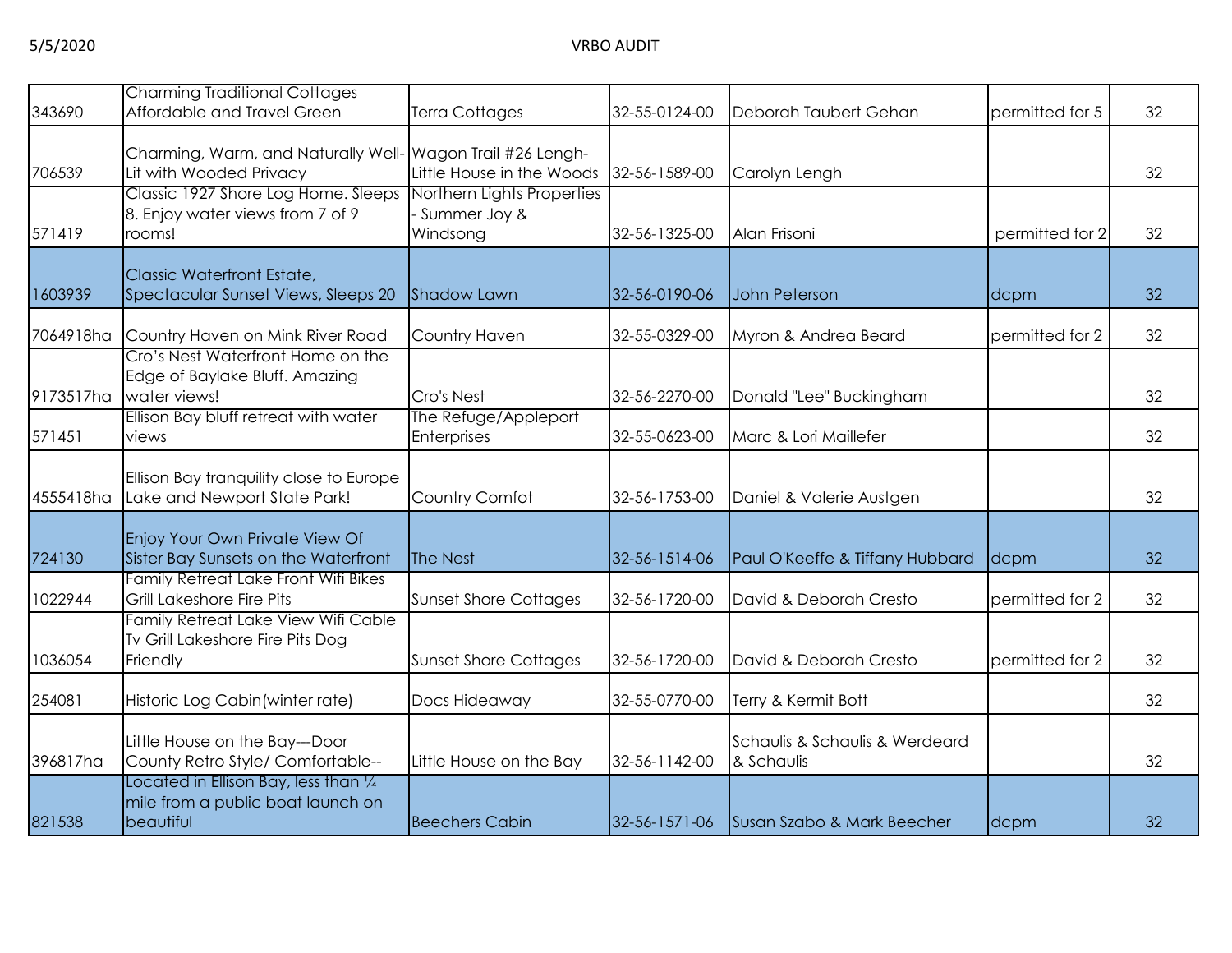| | | | | | | |
|---|---|---|---|---|---|---|
| 343690 | Charming Traditional Cottages Affordable and Travel Green | Terra Cottages | 32-55-0124-00 | Deborah Taubert Gehan | permitted for 5 | 32 |
| 706539 | Charming, Warm, and Naturally Well-Lit with Wooded Privacy | Wagon Trail #26 Lengh-Little House in the Woods | 32-56-1589-00 | Carolyn Lengh | | 32 |
| 571419 | Classic 1927 Shore Log Home. Sleeps 8. Enjoy water views from 7 of 9 rooms! | Northern Lights Properties - Summer Joy & Windsong | 32-56-1325-00 | Alan Frisoni | permitted for 2 | 32 |
| 1603939 | Classic Waterfront Estate, Spectacular Sunset Views, Sleeps 20 | Shadow Lawn | 32-56-0190-06 | John Peterson | dcpm | 32 |
| 7064918ha | Country Haven on Mink River Road | Country Haven | 32-55-0329-00 | Myron & Andrea Beard | permitted for 2 | 32 |
| 9173517ha | Cro's Nest Waterfront Home on the Edge of Baylake Bluff. Amazing water views! | Cro's Nest | 32-56-2270-00 | Donald "Lee" Buckingham | | 32 |
| 571451 | Ellison Bay bluff retreat with water views | The Refuge/Appleport Enterprises | 32-55-0623-00 | Marc & Lori Maillefer | | 32 |
| 4555418ha | Ellison Bay tranquility close to Europe Lake and Newport State Park! | Country Comfot | 32-56-1753-00 | Daniel & Valerie Austgen | | 32 |
| 724130 | Enjoy Your Own Private View Of Sister Bay Sunsets on the Waterfront | The Nest | 32-56-1514-06 | Paul O'Keeffe & Tiffany Hubbard | dcpm | 32 |
| 1022944 | Family Retreat Lake Front Wifi Bikes Grill Lakeshore Fire Pits | Sunset Shore Cottages | 32-56-1720-00 | David & Deborah Cresto | permitted for 2 | 32 |
| 1036054 | Family Retreat Lake View Wifi Cable Tv Grill Lakeshore Fire Pits Dog Friendly | Sunset Shore Cottages | 32-56-1720-00 | David & Deborah Cresto | permitted for 2 | 32 |
| 254081 | Historic Log Cabin(winter rate) | Docs Hideaway | 32-55-0770-00 | Terry & Kermit Bott | | 32 |
| 396817ha | Little House on the Bay---Door County Retro Style/ Comfortable-- | Little House on the Bay | 32-56-1142-00 | Schaulis & Schaulis & Werdeard & Schaulis | | 32 |
| 821538 | Located in Ellison Bay, less than ¼ mile from a public boat launch on beautiful | Beechers Cabin | 32-56-1571-06 | Susan Szabo & Mark Beecher | dcpm | 32 |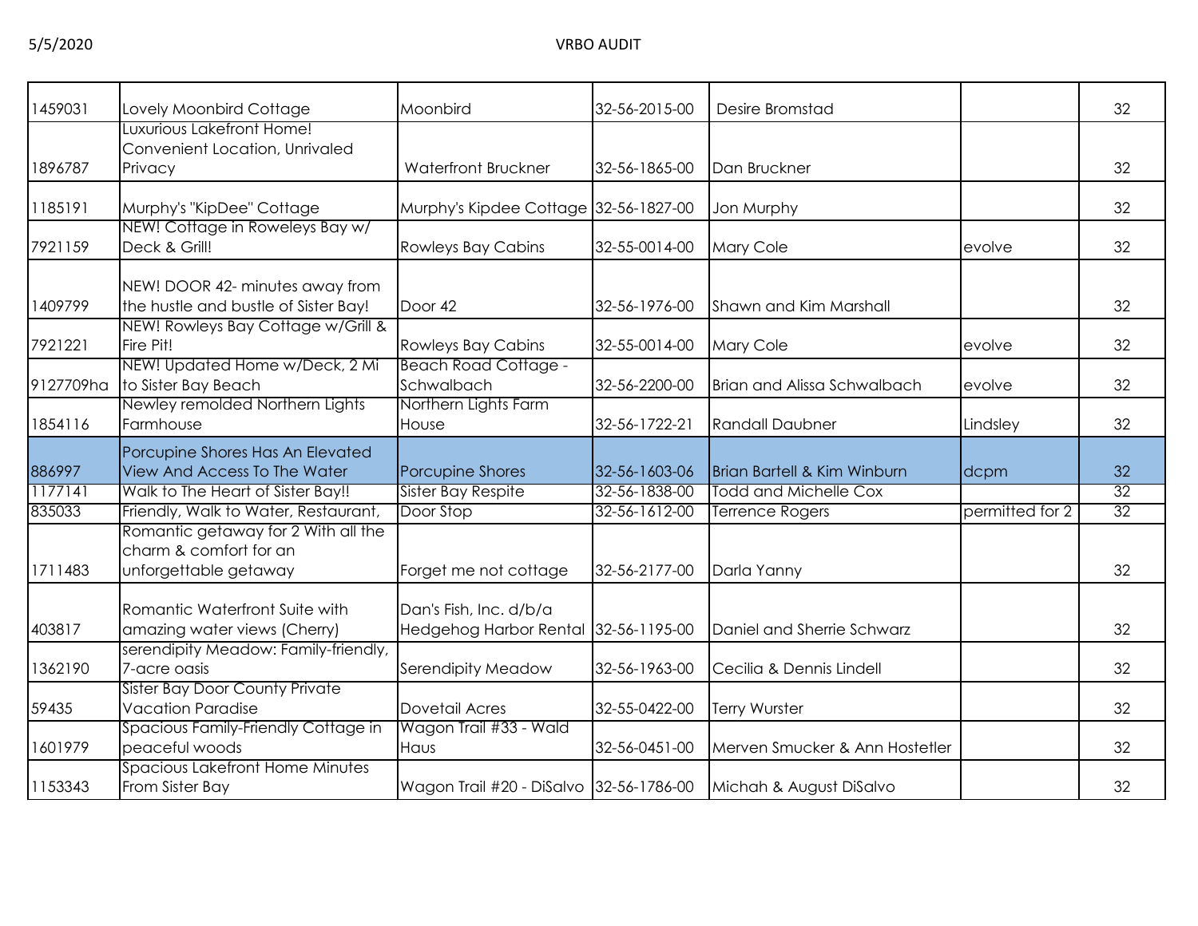| | | | | | | |
|---|---|---|---|---|---|---|
| 1459031 | Lovely Moonbird Cottage | Moonbird | 32-56-2015-00 | Desire Bromstad | | 32 |
| 1896787 | Luxurious Lakefront Home! Convenient Location, Unrivaled Privacy | Waterfront Bruckner | 32-56-1865-00 | Dan Bruckner | | 32 |
| 1185191 | Murphy's "KipDee" Cottage | Murphy's Kipdee Cottage | 32-56-1827-00 | Jon Murphy | | 32 |
| 7921159 | NEW! Cottage in Roweleys Bay w/ Deck & Grill! | Rowleys Bay Cabins | 32-55-0014-00 | Mary Cole | evolve | 32 |
| 1409799 | NEW! DOOR 42- minutes away from the hustle and bustle of Sister Bay! | Door 42 | 32-56-1976-00 | Shawn and Kim Marshall | | 32 |
| 7921221 | NEW! Rowleys Bay Cottage w/Grill & Fire Pit! | Rowleys Bay Cabins | 32-55-0014-00 | Mary Cole | evolve | 32 |
| 9127709ha | NEW! Updated Home w/Deck, 2 Mi to Sister Bay Beach | Beach Road Cottage - Schwalbach | 32-56-2200-00 | Brian and Alissa Schwalbach | evolve | 32 |
| 1854116 | Newley remolded Northern Lights Farmhouse | Northern Lights Farm House | 32-56-1722-21 | Randall Daubner | Lindsley | 32 |
| 886997 | Porcupine Shores Has An Elevated View And Access To The Water | Porcupine Shores | 32-56-1603-06 | Brian Bartell & Kim Winburn | dcpm | 32 |
| 1177141 | Walk to The Heart of Sister Bay!! | Sister Bay Respite | 32-56-1838-00 | Todd and Michelle Cox | | 32 |
| 835033 | Friendly, Walk to Water, Restaurant, | Door Stop | 32-56-1612-00 | Terrence Rogers | permitted for 2 | 32 |
| 1711483 | Romantic getaway for 2 With all the charm & comfort for an unforgettable getaway | Forget me not cottage | 32-56-2177-00 | Darla Yanny | | 32 |
| 403817 | Romantic Waterfront Suite with amazing water views (Cherry) | Dan's Fish, Inc. d/b/a Hedgehog Harbor Rental | 32-56-1195-00 | Daniel and Sherrie Schwarz | | 32 |
| 1362190 | serendipity Meadow: Family-friendly, 7-acre oasis | Serendipity Meadow | 32-56-1963-00 | Cecilia & Dennis Lindell | | 32 |
| 59435 | Sister Bay Door County Private Vacation Paradise | Dovetail Acres | 32-55-0422-00 | Terry Wurster | | 32 |
| 1601979 | Spacious Family-Friendly Cottage in peaceful woods | Wagon Trail #33 - Wald Haus | 32-56-0451-00 | Merven Smucker & Ann Hostetler | | 32 |
| 1153343 | Spacious Lakefront Home Minutes From Sister Bay | Wagon Trail #20 - DiSalvo | 32-56-1786-00 | Michah & August DiSalvo | | 32 |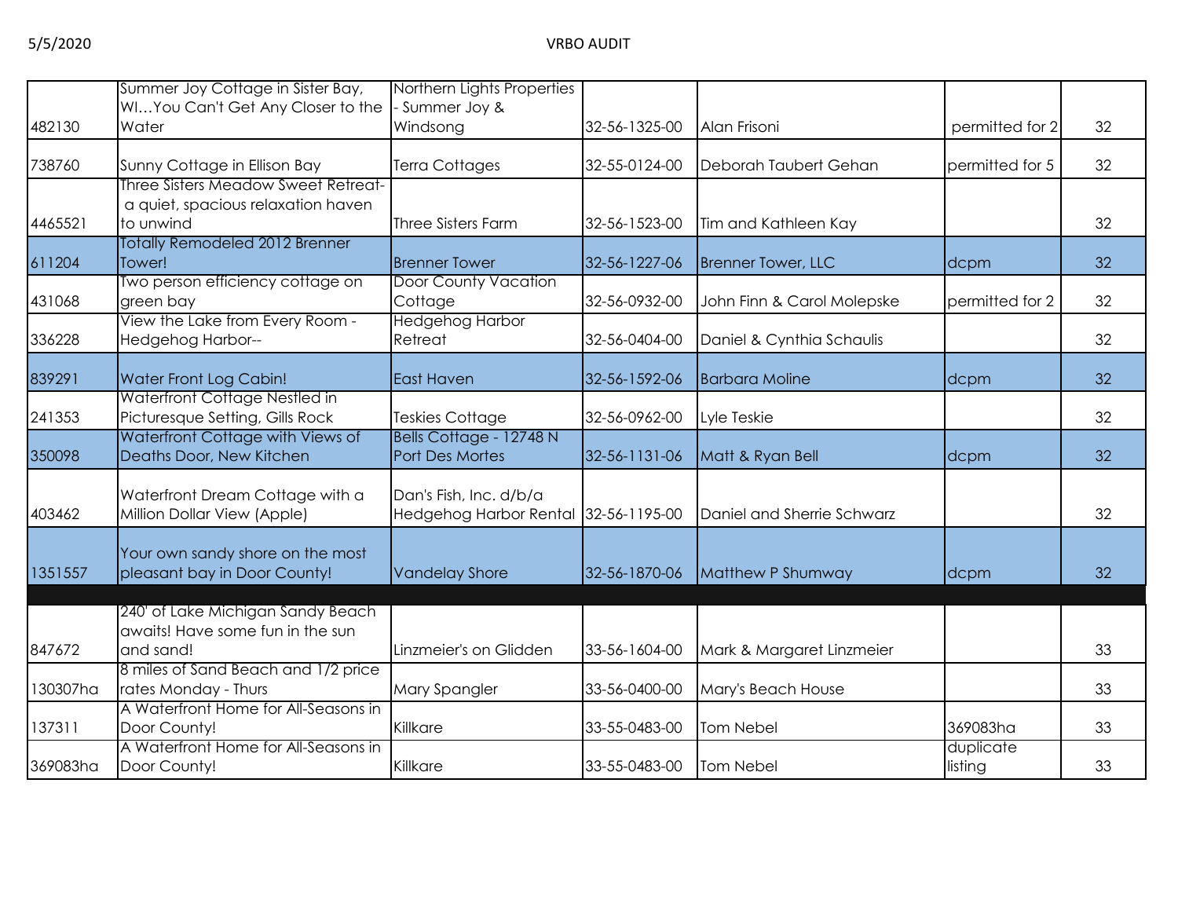| | | | | | | |
|---|---|---|---|---|---|---|
| 482130 | Summer Joy Cottage in Sister Bay, WI…You Can't Get Any Closer to the Water | Northern Lights Properties - Summer Joy & Windsong | 32-56-1325-00 | Alan Frisoni | permitted for 2 | 32 |
| 738760 | Sunny Cottage in Ellison Bay | Terra Cottages | 32-55-0124-00 | Deborah Taubert Gehan | permitted for 5 | 32 |
| 4465521 | Three Sisters Meadow Sweet Retreat- a quiet, spacious relaxation haven to unwind | Three Sisters Farm | 32-56-1523-00 | Tim and Kathleen Kay | | 32 |
| 611204 | Totally Remodeled 2012 Brenner Tower! | Brenner Tower | 32-56-1227-06 | Brenner Tower, LLC | dcpm | 32 |
| 431068 | Two person efficiency cottage on green bay | Door County Vacation Cottage | 32-56-0932-00 | John Finn & Carol Molepske | permitted for 2 | 32 |
| 336228 | View the Lake from Every Room - Hedgehog Harbor-- | Hedgehog Harbor Retreat | 32-56-0404-00 | Daniel & Cynthia Schaulis | | 32 |
| 839291 | Water Front Log Cabin! | East Haven | 32-56-1592-06 | Barbara Moline | dcpm | 32 |
| 241353 | Waterfront Cottage Nestled in Picturesque Setting, Gills Rock | Teskies Cottage | 32-56-0962-00 | Lyle Teskie | | 32 |
| 350098 | Waterfront Cottage with Views of Deaths Door, New Kitchen | Bells Cottage - 12748 N Port Des Mortes | 32-56-1131-06 | Matt & Ryan Bell | dcpm | 32 |
| 403462 | Waterfront Dream Cottage with a Million Dollar View (Apple) | Dan's Fish, Inc. d/b/a Hedgehog Harbor Rental | 32-56-1195-00 | Daniel and Sherrie Schwarz | | 32 |
| 1351557 | Your own sandy shore on the most pleasant bay in Door County! | Vandelay Shore | 32-56-1870-06 | Matthew P Shumway | dcpm | 32 |
| | | | | | | |
| 847672 | 240' of Lake Michigan Sandy Beach awaits! Have some fun in the sun and sand! | Linzmeier's on Glidden | 33-56-1604-00 | Mark & Margaret Linzmeier | | 33 |
| 130307ha | 8 miles of Sand Beach and 1/2 price rates Monday - Thurs | Mary Spangler | 33-56-0400-00 | Mary's Beach House | | 33 |
| 137311 | A Waterfront Home for All-Seasons in Door County! | Killkare | 33-55-0483-00 | Tom Nebel | 369083ha | 33 |
| 369083ha | A Waterfront Home for All-Seasons in Door County! | Killkare | 33-55-0483-00 | Tom Nebel | duplicate listing | 33 |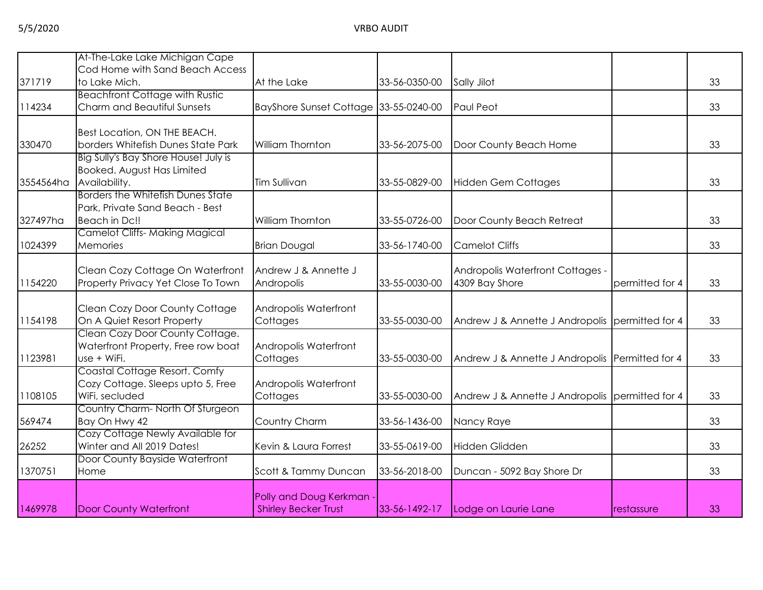| | | | | | | |
|---|---|---|---|---|---|---|
| 371719 | At-The-Lake Lake Michigan Cape Cod Home with Sand Beach Access to Lake Mich. | At the Lake | 33-56-0350-00 | Sally Jilot | | 33 |
| 114234 | Beachfront Cottage with Rustic Charm and Beautiful Sunsets | BayShore Sunset Cottage | 33-55-0240-00 | Paul Peot | | 33 |
| 330470 | Best Location, ON THE BEACH. borders Whitefish Dunes State Park | William Thornton | 33-56-2075-00 | Door County Beach Home | | 33 |
| 3554564ha | Big Sully's Bay Shore House! July is Booked. August Has Limited Availability. | Tim Sullivan | 33-55-0829-00 | Hidden Gem Cottages | | 33 |
| 327497ha | Borders the Whitefish Dunes State Park, Private Sand Beach - Best Beach in Dc!! | William Thornton | 33-55-0726-00 | Door County Beach Retreat | | 33 |
| 1024399 | Camelot Cliffs- Making Magical Memories | Brian Dougal | 33-56-1740-00 | Camelot Cliffs | | 33 |
| 1154220 | Clean Cozy Cottage On Waterfront Property Privacy Yet Close To Town | Andrew J & Annette J Andropolis | 33-55-0030-00 | Andropolis Waterfront Cottages - 4309 Bay Shore | permitted for 4 | 33 |
| 1154198 | Clean Cozy Door County Cottage On A Quiet Resort Property | Andropolis Waterfront Cottages | 33-55-0030-00 | Andrew J & Annette J Andropolis | permitted for 4 | 33 |
| 1123981 | Clean Cozy Door County Cottage. Waterfront Property, Free row boat use + WiFi. | Andropolis Waterfront Cottages | 33-55-0030-00 | Andrew J & Annette J Andropolis | Permitted for 4 | 33 |
| 1108105 | Coastal Cottage Resort. Comfy Cozy Cottage. Sleeps upto 5, Free WiFi, secluded | Andropolis Waterfront Cottages | 33-55-0030-00 | Andrew J & Annette J Andropolis | permitted for 4 | 33 |
| 569474 | Country Charm- North Of Sturgeon Bay On Hwy 42 | Country Charm | 33-56-1436-00 | Nancy Raye | | 33 |
| 26252 | Cozy Cottage Newly Available for Winter and All 2019 Dates! | Kevin & Laura Forrest | 33-55-0619-00 | Hidden Glidden | | 33 |
| 1370751 | Door County Bayside Waterfront Home | Scott & Tammy Duncan | 33-56-2018-00 | Duncan - 5092 Bay Shore Dr | | 33 |
| 1469978 | Door County Waterfront | Polly and Doug Kerkman - Shirley Becker Trust | 33-56-1492-17 | Lodge on Laurie Lane | restassure | 33 |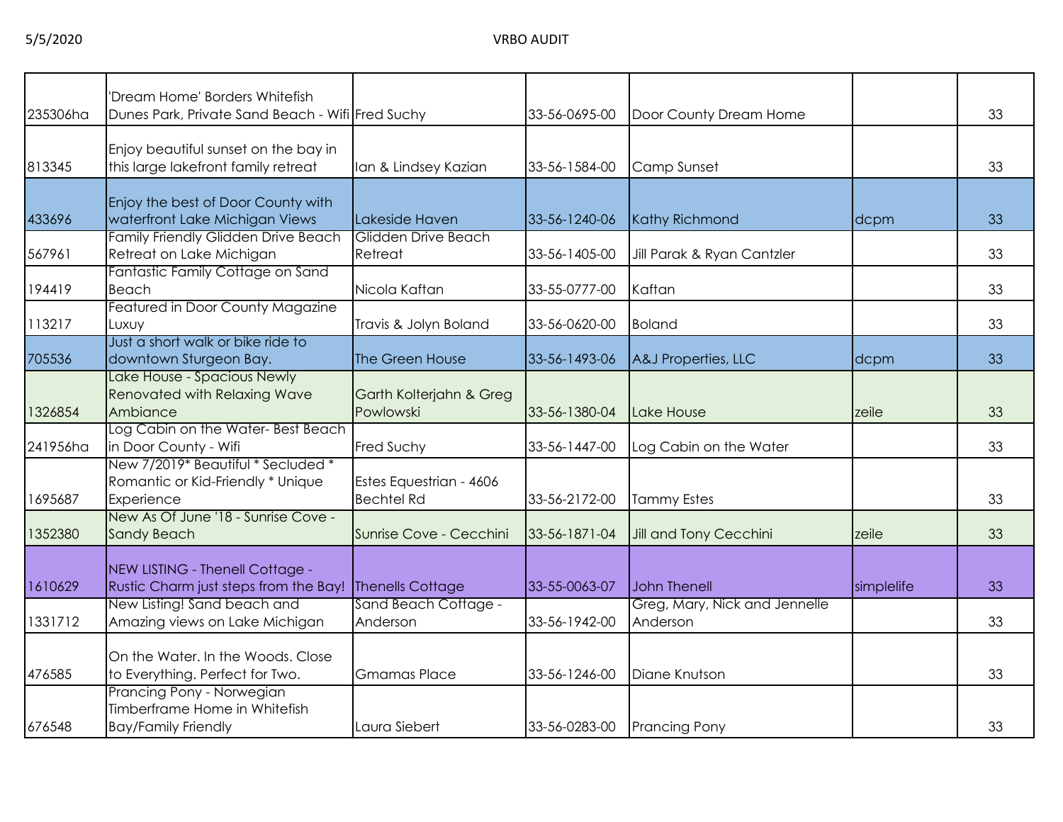| | | | | | | |
|---|---|---|---|---|---|---|
| 235306ha | 'Dream Home' Borders Whitefish Dunes Park, Private Sand Beach - Wifi | Fred Suchy | 33-56-0695-00 | Door County Dream Home | | 33 |
| 813345 | Enjoy beautiful sunset on the bay in this large lakefront family retreat | Ian & Lindsey Kazian | 33-56-1584-00 | Camp Sunset | | 33 |
| 433696 | Enjoy the best of Door County with waterfront Lake Michigan Views | Lakeside Haven | 33-56-1240-06 | Kathy Richmond | dcpm | 33 |
| 567961 | Family Friendly Glidden Drive Beach Retreat on Lake Michigan | Glidden Drive Beach Retreat | 33-56-1405-00 | Jill Parak & Ryan Cantzler | | 33 |
| 194419 | Fantastic Family Cottage on Sand Beach | Nicola Kaftan | 33-55-0777-00 | Kaftan | | 33 |
| 113217 | Featured in Door County Magazine Luxuy | Travis & Jolyn Boland | 33-56-0620-00 | Boland | | 33 |
| 705536 | Just a short walk or bike ride to downtown Sturgeon Bay. | The Green House | 33-56-1493-06 | A&J Properties, LLC | dcpm | 33 |
| 1326854 | Lake House - Spacious Newly Renovated with Relaxing Wave Ambiance | Garth Kolterjahn & Greg Powlowski | 33-56-1380-04 | Lake House | zeile | 33 |
| 241956ha | Log Cabin on the Water- Best Beach in Door County - Wifi | Fred Suchy | 33-56-1447-00 | Log Cabin on the Water | | 33 |
| 1695687 | New 7/2019* Beautiful * Secluded * Romantic or Kid-Friendly * Unique Experience | Estes Equestrian - 4606 Bechtel Rd | 33-56-2172-00 | Tammy Estes | | 33 |
| 1352380 | New As Of June '18 - Sunrise Cove - Sandy Beach | Sunrise Cove - Cecchini | 33-56-1871-04 | Jill and Tony Cecchini | zeile | 33 |
| 1610629 | NEW LISTING - Thenell Cottage - Rustic Charm just steps from the Bay! | Thenells Cottage | 33-55-0063-07 | John Thenell | simplelife | 33 |
| 1331712 | New Listing! Sand beach and Amazing views on Lake Michigan | Sand Beach Cottage - Anderson | 33-56-1942-00 | Greg, Mary, Nick and Jennelle Anderson | | 33 |
| 476585 | On the Water. In the Woods. Close to Everything. Perfect for Two. | Gmamas Place | 33-56-1246-00 | Diane Knutson | | 33 |
| 676548 | Prancing Pony - Norwegian Timberframe Home in Whitefish Bay/Family Friendly | Laura Siebert | 33-56-0283-00 | Prancing Pony | | 33 |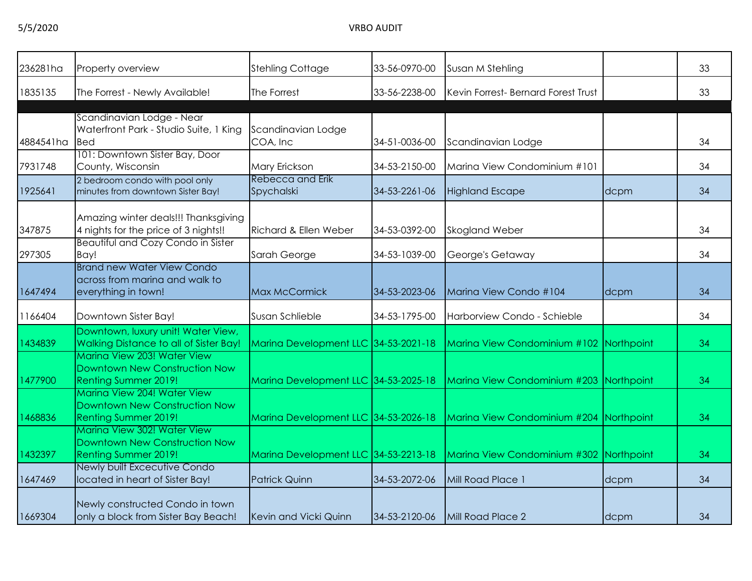| 236281ha | Property overview | Stehling Cottage | 33-56-0970-00 | Susan M Stehling | | 33 |
|---|---|---|---|---|---|---|
| 1835135 | The Forrest - Newly Available! | The Forrest | 33-56-2238-00 | Kevin Forrest- Bernard Forest Trust | | 33 |
| | | | | | | |
| 4884541ha | Scandinavian Lodge - Near Waterfront Park - Studio Suite, 1 King Bed | Scandinavian Lodge COA, Inc | 34-51-0036-00 | Scandinavian Lodge | | 34 |
| 7931748 | 101: Downtown Sister Bay, Door County, Wisconsin | Mary Erickson | 34-53-2150-00 | Marina View Condominium #101 | | 34 |
| 1925641 | 2 bedroom condo with pool only minutes from downtown Sister Bay! | Rebecca and Erik Spychalski | 34-53-2261-06 | Highland Escape | dcpm | 34 |
| 347875 | Amazing winter deals!!! Thanksgiving 4 nights for the price of 3 nights!! | Richard & Ellen Weber | 34-53-0392-00 | Skogland Weber | | 34 |
| 297305 | Beautiful and Cozy Condo in Sister Bay! | Sarah George | 34-53-1039-00 | George's Getaway | | 34 |
| 1647494 | Brand new Water View Condo across from marina and walk to everything in town! | Max McCormick | 34-53-2023-06 | Marina View Condo #104 | dcpm | 34 |
| 1166404 | Downtown Sister Bay! | Susan Schlieble | 34-53-1795-00 | Harborview Condo - Schieble | | 34 |
| 1434839 | Downtown, luxury unit! Water View, Walking Distance to all of Sister Bay! | Marina Development LLC | 34-53-2021-18 | Marina View Condominium #102 | Northpoint | 34 |
| 1477900 | Marina View 203! Water View Downtown New Construction Now Renting Summer 2019! | Marina Development LLC | 34-53-2025-18 | Marina View Condominium #203 | Northpoint | 34 |
| 1468836 | Marina View 204! Water View Downtown New Construction Now Renting Summer 2019! | Marina Development LLC | 34-53-2026-18 | Marina View Condominium #204 | Northpoint | 34 |
| 1432397 | Marina View 302! Water View Downtown New Construction Now Renting Summer 2019! | Marina Development LLC | 34-53-2213-18 | Marina View Condominium #302 | Northpoint | 34 |
| 1647469 | Newly built Excecutive Condo located in heart of Sister Bay! | Patrick Quinn | 34-53-2072-06 | Mill Road Place 1 | dcpm | 34 |
| 1669304 | Newly constructed Condo in town only a block from Sister Bay Beach! | Kevin and Vicki Quinn | 34-53-2120-06 | Mill Road Place 2 | dcpm | 34 |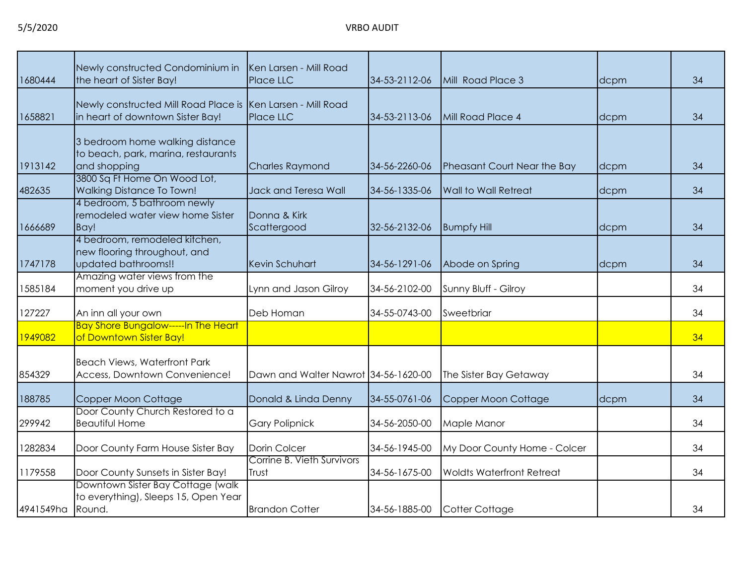| | | | | | | |
|---|---|---|---|---|---|---|
| 1680444 | Newly constructed Condominium in the heart of Sister Bay! | Ken Larsen - Mill Road Place LLC | 34-53-2112-06 | Mill Road Place 3 | dcpm | 34 |
| 1658821 | Newly constructed Mill Road Place is in heart of downtown Sister Bay! | Ken Larsen - Mill Road Place LLC | 34-53-2113-06 | Mill Road Place 4 | dcpm | 34 |
| 1913142 | 3 bedroom home walking distance to beach, park, marina, restaurants and shopping | Charles Raymond | 34-56-2260-06 | Pheasant Court Near the Bay | dcpm | 34 |
| 482635 | 3800 Sq Ft Home On Wood Lot, Walking Distance To Town! | Jack and Teresa Wall | 34-56-1335-06 | Wall to Wall Retreat | dcpm | 34 |
| 1666689 | 4 bedroom, 5 bathroom newly remodeled water view home Sister Bay! | Donna & Kirk Scattergood | 32-56-2132-06 | Bumpfy Hill | dcpm | 34 |
| 1747178 | 4 bedroom, remodeled kitchen, new flooring throughout, and updated bathrooms!! | Kevin Schuhart | 34-56-1291-06 | Abode on Spring | dcpm | 34 |
| 1585184 | Amazing water views from the moment you drive up | Lynn and Jason Gilroy | 34-56-2102-00 | Sunny Bluff - Gilroy | | 34 |
| 127227 | An inn all your own | Deb Homan | 34-55-0743-00 | Sweetbriar | | 34 |
| 1949082 | Bay Shore Bungalow-----In The Heart of Downtown Sister Bay! | | | | | 34 |
| 854329 | Beach Views, Waterfront Park Access, Downtown Convenience! | Dawn and Walter Nawrot | 34-56-1620-00 | The Sister Bay Getaway | | 34 |
| 188785 | Copper Moon Cottage | Donald & Linda Denny | 34-55-0761-06 | Copper Moon Cottage | dcpm | 34 |
| 299942 | Door County Church Restored to a Beautiful Home | Gary Polipnick | 34-56-2050-00 | Maple Manor | | 34 |
| 1282834 | Door County Farm House Sister Bay | Dorin Colcer | 34-56-1945-00 | My Door County Home - Colcer | | 34 |
| 1179558 | Door County Sunsets in Sister Bay! | Corrine B. Vieth Survivors Trust | 34-56-1675-00 | Woldts Waterfront Retreat | | 34 |
| 4941549ha | Downtown Sister Bay Cottage (walk to everything), Sleeps 15, Open Year Round. | Brandon Cotter | 34-56-1885-00 | Cotter Cottage | | 34 |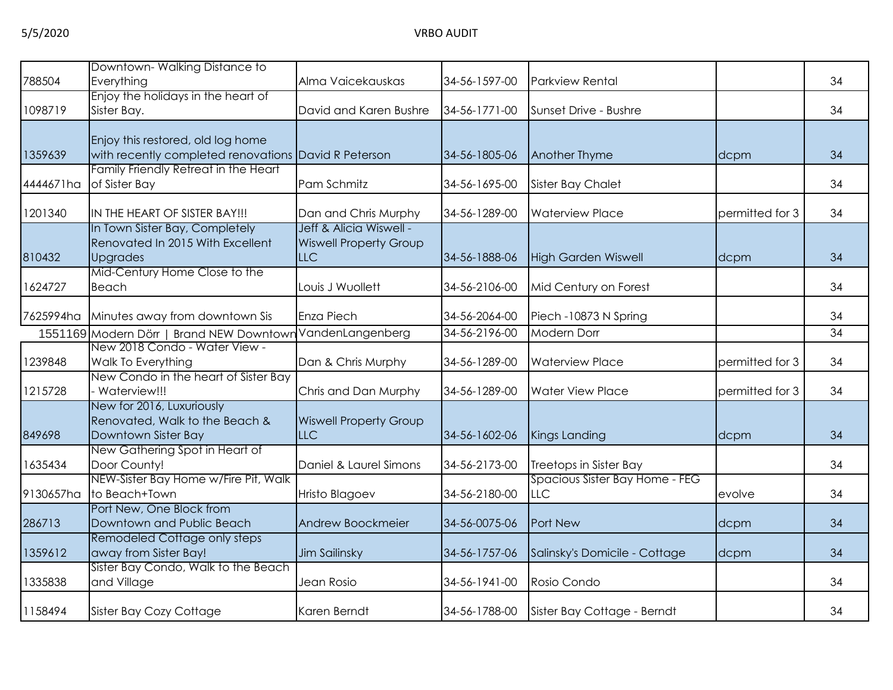| | | | | | | |
|---|---|---|---|---|---|---|
| 788504 | Downtown- Walking Distance to Everything | Alma Vaicekauskas | 34-56-1597-00 | Parkview Rental | | 34 |
| 1098719 | Enjoy the holidays in the heart of Sister Bay. | David and Karen Bushre | 34-56-1771-00 | Sunset Drive - Bushre | | 34 |
| 1359639 | Enjoy this restored, old log home with recently completed renovations | David R Peterson | 34-56-1805-06 | Another Thyme | dcpm | 34 |
| 4444671ha | Family Friendly Retreat in the Heart of Sister Bay | Pam Schmitz | 34-56-1695-00 | Sister Bay Chalet | | 34 |
| 1201340 | IN THE HEART OF SISTER BAY!!! | Dan and Chris Murphy | 34-56-1289-00 | Waterview Place | permitted for 3 | 34 |
| 810432 | In Town Sister Bay, Completely Renovated In 2015 With Excellent Upgrades | Jeff & Alicia Wiswell - Wiswell Property Group LLC | 34-56-1888-06 | High Garden Wiswell | dcpm | 34 |
| 1624727 | Mid-Century Home Close to the Beach | Louis J Wuollett | 34-56-2106-00 | Mid Century on Forest | | 34 |
| 7625994ha | Minutes away from downtown Sis | Enza Piech | 34-56-2064-00 | Piech -10873 N Spring | | 34 |
| 1551169 | Modern Dörr \| Brand NEW Downtown | VandenLangenberg | 34-56-2196-00 | Modern Dorr | | 34 |
| 1239848 | New 2018 Condo - Water View - Walk To Everything | Dan & Chris Murphy | 34-56-1289-00 | Waterview Place | permitted for 3 | 34 |
| 1215728 | New Condo in the heart of Sister Bay - Waterview!!! | Chris and Dan Murphy | 34-56-1289-00 | Water View Place | permitted for 3 | 34 |
| 849698 | New for 2016, Luxuriously Renovated, Walk to the Beach & Downtown Sister Bay | Wiswell Property Group LLC | 34-56-1602-06 | Kings Landing | dcpm | 34 |
| 1635434 | New Gathering Spot in Heart of Door County! | Daniel & Laurel Simons | 34-56-2173-00 | Treetops in Sister Bay | | 34 |
| 9130657ha | NEW-Sister Bay Home w/Fire Pit, Walk to Beach+Town | Hristo Blagoev | 34-56-2180-00 | Spacious Sister Bay Home - FEG LLC | evolve | 34 |
| 286713 | Port New, One Block from Downtown and Public Beach | Andrew Boockmeier | 34-56-0075-06 | Port New | dcpm | 34 |
| 1359612 | Remodeled Cottage only steps away from Sister Bay! | Jim Sailinsky | 34-56-1757-06 | Salinsky's Domicile - Cottage | dcpm | 34 |
| 1335838 | Sister Bay Condo, Walk to the Beach and Village | Jean Rosio | 34-56-1941-00 | Rosio Condo | | 34 |
| 1158494 | Sister Bay Cozy Cottage | Karen Berndt | 34-56-1788-00 | Sister Bay Cottage - Berndt | | 34 |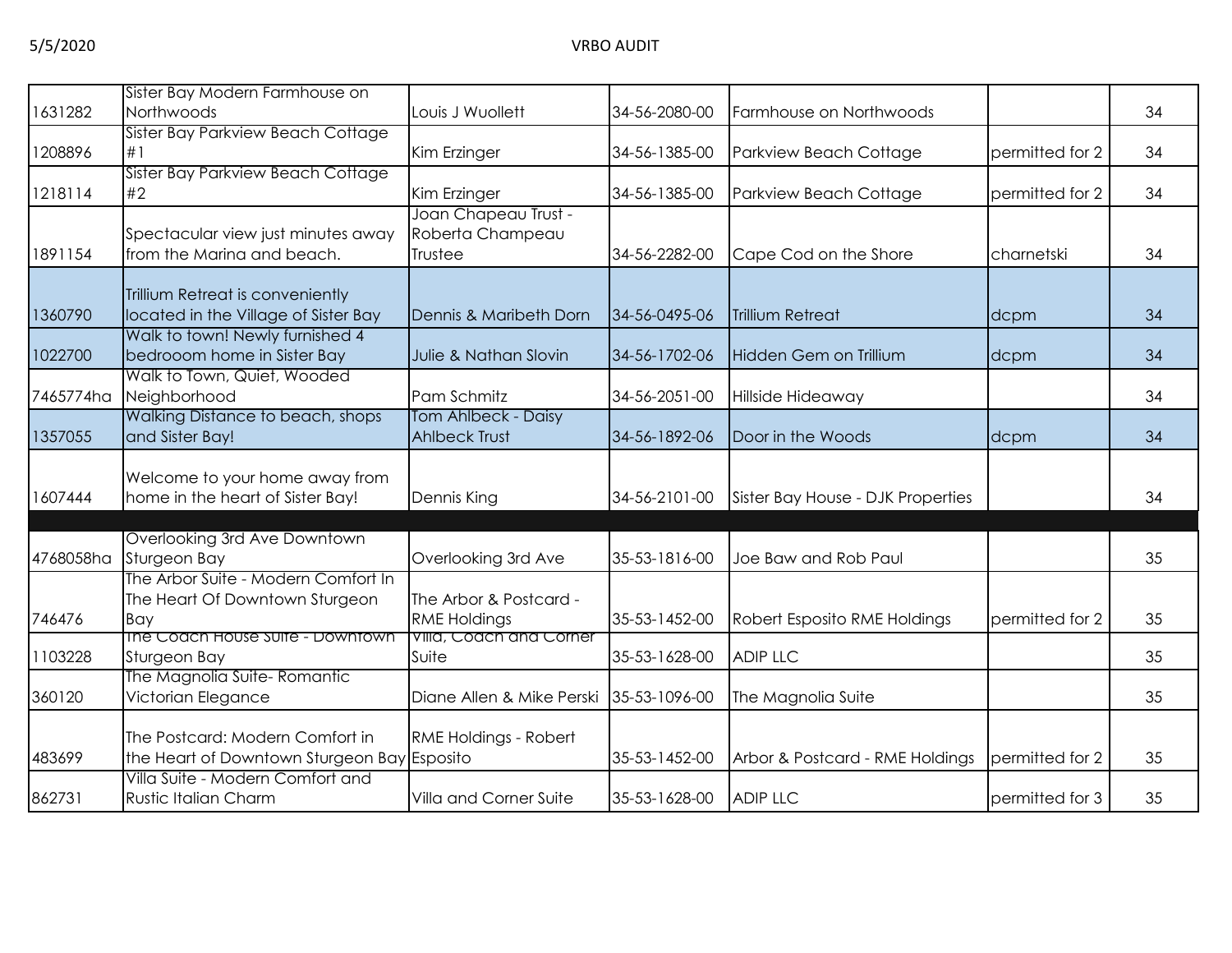| | | | | | | |
|---|---|---|---|---|---|---|
| 1631282 | Sister Bay Modern Farmhouse on Northwoods | Louis J Wuollett | 34-56-2080-00 | Farmhouse on Northwoods | | 34 |
| 1208896 | Sister Bay Parkview Beach Cottage #1 | Kim Erzinger | 34-56-1385-00 | Parkview Beach Cottage | permitted for 2 | 34 |
| 1218114 | Sister Bay Parkview Beach Cottage #2 | Kim Erzinger | 34-56-1385-00 | Parkview Beach Cottage | permitted for 2 | 34 |
| 1891154 | Spectacular view just minutes away from the Marina and beach. | Joan Chapeau Trust - Roberta Champeau Trustee | 34-56-2282-00 | Cape Cod on the Shore | charnetski | 34 |
| 1360790 | Trillium Retreat is conveniently located in the Village of Sister Bay | Dennis & Maribeth Dorn | 34-56-0495-06 | Trillium Retreat | dcpm | 34 |
| 1022700 | Walk to town! Newly furnished 4 bedrooom home in Sister Bay | Julie & Nathan Slovin | 34-56-1702-06 | Hidden Gem on Trillium | dcpm | 34 |
| 7465774ha | Walk to Town, Quiet, Wooded Neighborhood | Pam Schmitz | 34-56-2051-00 | Hillside Hideaway | | 34 |
| 1357055 | Walking Distance to beach, shops and Sister Bay! | Tom Ahlbeck - Daisy Ahlbeck Trust | 34-56-1892-06 | Door in the Woods | dcpm | 34 |
| 1607444 | Welcome to your home away from home in the heart of Sister Bay! | Dennis King | 34-56-2101-00 | Sister Bay House - DJK Properties | | 34 |
| | | | | | | |
| 4768058ha | Overlooking 3rd Ave Downtown Sturgeon Bay | Overlooking 3rd Ave | 35-53-1816-00 | Joe Baw and Rob Paul | | 35 |
| 746476 | The Arbor Suite - Modern Comfort In The Heart Of Downtown Sturgeon Bay | The Arbor & Postcard - RME Holdings | 35-53-1452-00 | Robert Esposito RME Holdings | permitted for 2 | 35 |
| 1103228 | The Coach House Suite - Downtown Sturgeon Bay | Villa, Coach and Corner Suite | 35-53-1628-00 | ADIP LLC | | 35 |
| 360120 | The Magnolia Suite- Romantic Victorian Elegance | Diane Allen & Mike Perski | 35-53-1096-00 | The Magnolia Suite | | 35 |
| 483699 | The Postcard: Modern Comfort in the Heart of Downtown Sturgeon Bay | RME Holdings - Robert Esposito | 35-53-1452-00 | Arbor & Postcard - RME Holdings | permitted for 2 | 35 |
| 862731 | Villa Suite - Modern Comfort and Rustic Italian Charm | Villa and Corner Suite | 35-53-1628-00 | ADIP LLC | permitted for 3 | 35 |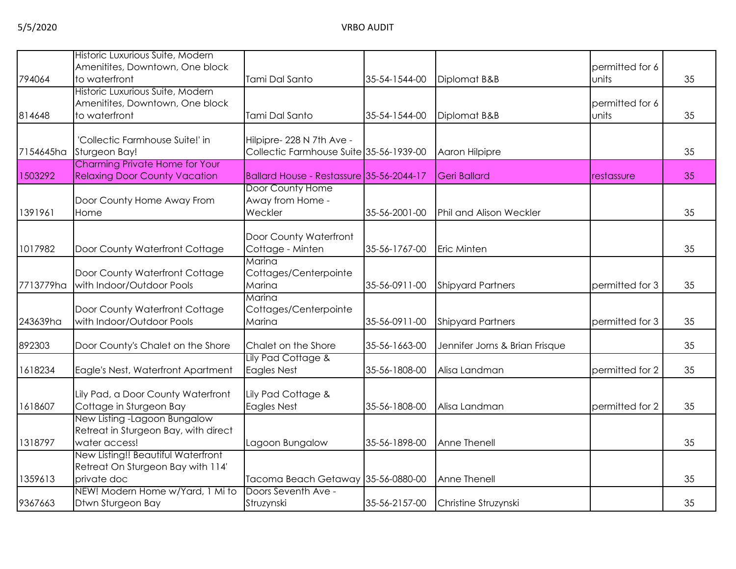| | | | | | | |
|---|---|---|---|---|---|---|
| 794064 | Historic Luxurious Suite, Modern Amenitites, Downtown, One block to waterfront | Tami Dal Santo | 35-54-1544-00 | Diplomat B&B | permitted for 6 units | 35 |
| 814648 | Historic Luxurious Suite, Modern Amenitites, Downtown, One block to waterfront | Tami Dal Santo | 35-54-1544-00 | Diplomat B&B | permitted for 6 units | 35 |
| 7154645ha | 'Collectic Farmhouse Suite!' in Sturgeon Bay! | Hilpipre- 228 N 7th Ave - Collectic Farmhouse Suite | 35-56-1939-00 | Aaron Hilpipre | | 35 |
| 1503292 | Charming Private Home for Your Relaxing Door County Vacation | Ballard House - Restassure | 35-56-2044-17 | Geri Ballard | restassure | 35 |
| 1391961 | Door County Home Away From Home | Door County Home Away from Home - Weckler | 35-56-2001-00 | Phil and Alison Weckler | | 35 |
| 1017982 | Door County Waterfront Cottage | Door County Waterfront Cottage - Minten | 35-56-1767-00 | Eric Minten | | 35 |
| 7713779ha | Door County Waterfront Cottage with Indoor/Outdoor Pools | Marina Cottages/Centerpointe Marina | 35-56-0911-00 | Shipyard Partners | permitted for 3 | 35 |
| 243639ha | Door County Waterfront Cottage with Indoor/Outdoor Pools | Marina Cottages/Centerpointe Marina | 35-56-0911-00 | Shipyard Partners | permitted for 3 | 35 |
| 892303 | Door County's Chalet on the Shore | Chalet on the Shore | 35-56-1663-00 | Jennifer Jorns & Brian Frisque | | 35 |
| 1618234 | Eagle's Nest, Waterfront Apartment | Lily Pad Cottage & Eagles Nest | 35-56-1808-00 | Alisa Landman | permitted for 2 | 35 |
| 1618607 | Lily Pad, a Door County Waterfront Cottage in Sturgeon Bay | Lily Pad Cottage & Eagles Nest | 35-56-1808-00 | Alisa Landman | permitted for 2 | 35 |
| 1318797 | New Listing -Lagoon Bungalow Retreat in Sturgeon Bay, with direct water access! | Lagoon Bungalow | 35-56-1898-00 | Anne Thenell | | 35 |
| 1359613 | New Listing!! Beautiful Waterfront Retreat On Sturgeon Bay with 114' private doc | Tacoma Beach Getaway | 35-56-0880-00 | Anne Thenell | | 35 |
| 9367663 | NEW! Modern Home w/Yard, 1 Mi to Dtwn Sturgeon Bay | Doors Seventh Ave - Struzynski | 35-56-2157-00 | Christine Struzynski | | 35 |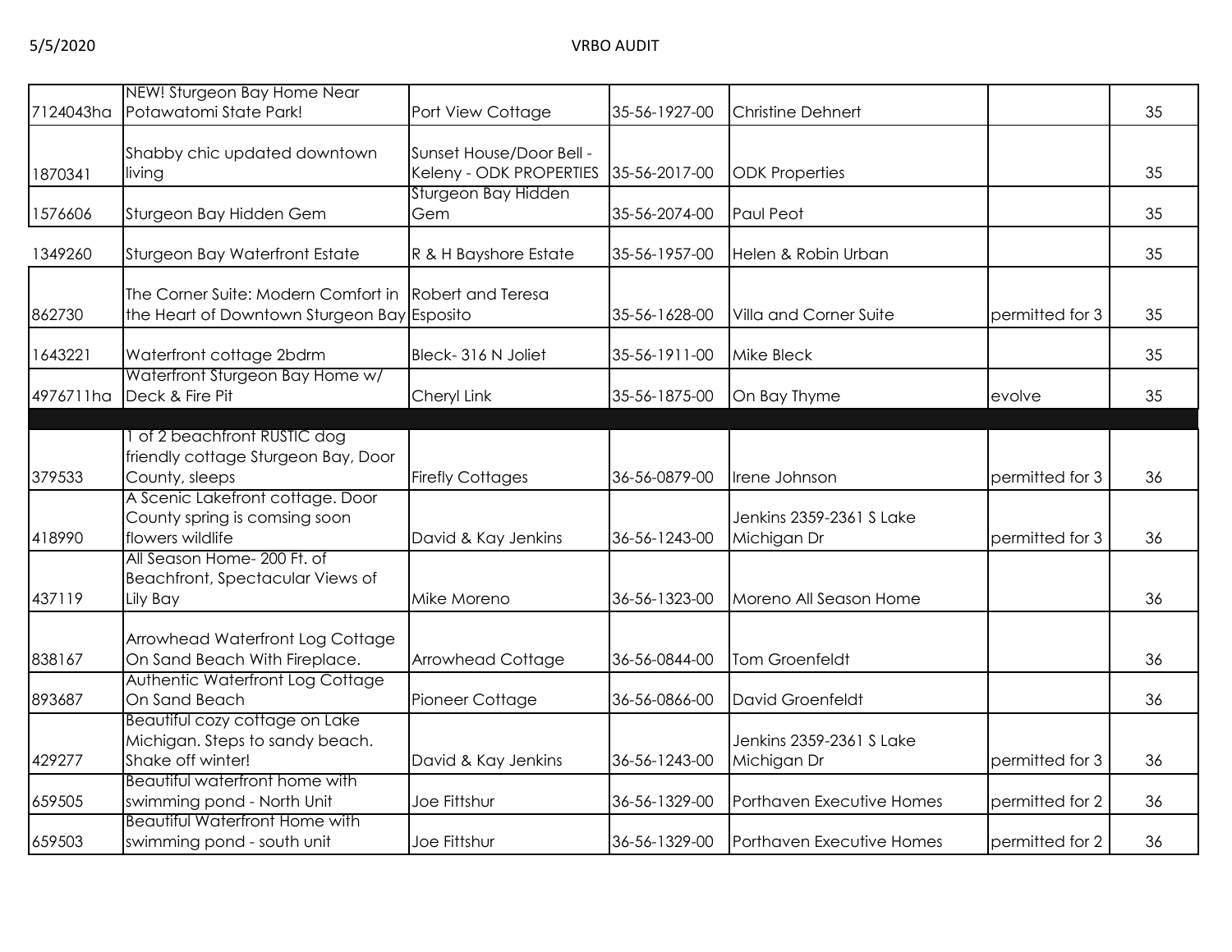| | | | | | | |
|---|---|---|---|---|---|---|
| 7124043ha | NEW! Sturgeon Bay Home Near Potawatomi State Park! | Port View Cottage | 35-56-1927-00 | Christine Dehnert | | 35 |
| 1870341 | Shabby chic updated downtown living | Sunset House/Door Bell - Keleny - ODK PROPERTIES | 35-56-2017-00 | ODK Properties | | 35 |
| 1576606 | Sturgeon Bay Hidden Gem | Sturgeon Bay Hidden Gem | 35-56-2074-00 | Paul Peot | | 35 |
| 1349260 | Sturgeon Bay Waterfront Estate | R & H Bayshore Estate | 35-56-1957-00 | Helen & Robin Urban | | 35 |
| 862730 | The Corner Suite: Modern Comfort in the Heart of Downtown Sturgeon Bay | Robert and Teresa Esposito | 35-56-1628-00 | Villa and Corner Suite | permitted for 3 | 35 |
| 1643221 | Waterfront cottage 2bdrm | Bleck- 316 N Joliet | 35-56-1911-00 | Mike Bleck | | 35 |
| 4976711ha | Waterfront Sturgeon Bay Home w/ Deck & Fire Pit | Cheryl Link | 35-56-1875-00 | On Bay Thyme | evolve | 35 |
| | | | | | | |
| 379533 | 1 of 2 beachfront RUSTIC dog friendly cottage Sturgeon Bay, Door County, sleeps | Firefly Cottages | 36-56-0879-00 | Irene Johnson | permitted for 3 | 36 |
| 418990 | A Scenic Lakefront cottage. Door County spring is comsing soon flowers wildlife | David & Kay Jenkins | 36-56-1243-00 | Jenkins 2359-2361 S Lake Michigan Dr | permitted for 3 | 36 |
| 437119 | All Season Home- 200 Ft. of Beachfront, Spectacular Views of Lily Bay | Mike Moreno | 36-56-1323-00 | Moreno All Season Home | | 36 |
| 838167 | Arrowhead Waterfront Log Cottage On Sand Beach With Fireplace. | Arrowhead Cottage | 36-56-0844-00 | Tom Groenfeldt | | 36 |
| 893687 | Authentic Waterfront Log Cottage On Sand Beach | Pioneer Cottage | 36-56-0866-00 | David Groenfeldt | | 36 |
| 429277 | Beautiful cozy cottage on Lake Michigan. Steps to sandy beach. Shake off winter! | David & Kay Jenkins | 36-56-1243-00 | Jenkins 2359-2361 S Lake Michigan Dr | permitted for 3 | 36 |
| 659505 | Beautiful waterfront home with swimming pond - North Unit | Joe Fittshur | 36-56-1329-00 | Porthaven Executive Homes | permitted for 2 | 36 |
| 659503 | Beautiful Waterfront Home with swimming pond - south unit | Joe Fittshur | 36-56-1329-00 | Porthaven Executive Homes | permitted for 2 | 36 |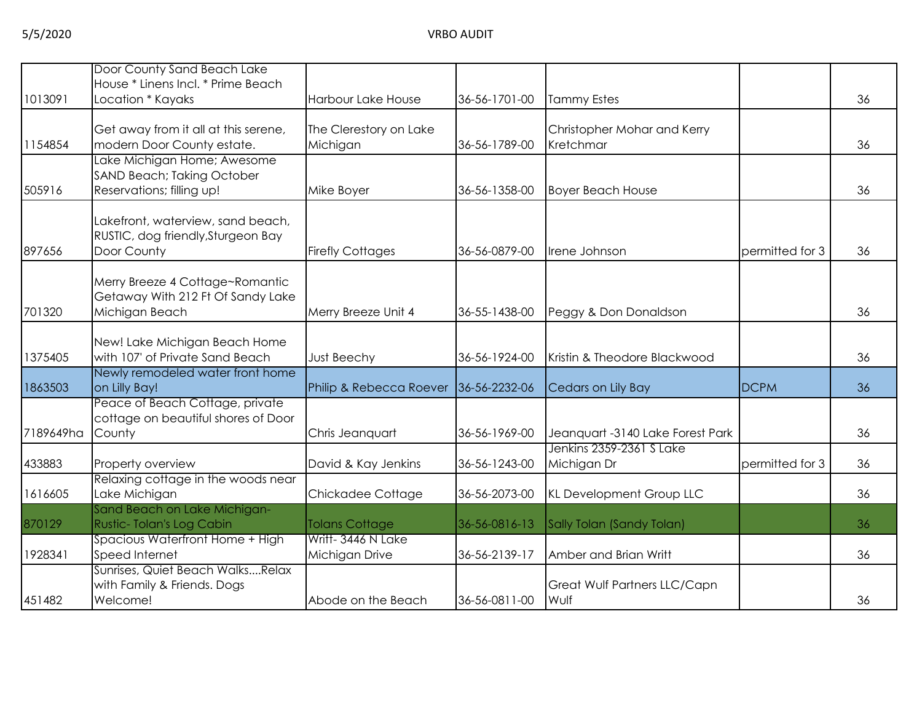| | | | | | | |
|---|---|---|---|---|---|---|
| 1013091 | Door County Sand Beach Lake House * Linens Incl. * Prime Beach Location * Kayaks | Harbour Lake House | 36-56-1701-00 | Tammy Estes | | 36 |
| 1154854 | Get away from it all at this serene, modern Door County estate. | The Clerestory on Lake Michigan | 36-56-1789-00 | Christopher Mohar and Kerry Kretchmar | | 36 |
| 505916 | Lake Michigan Home; Awesome SAND Beach; Taking October Reservations; filling up! | Mike Boyer | 36-56-1358-00 | Boyer Beach House | | 36 |
| 897656 | Lakefront, waterview, sand beach, RUSTIC, dog friendly,Sturgeon Bay Door County | Firefly Cottages | 36-56-0879-00 | Irene Johnson | permitted for 3 | 36 |
| 701320 | Merry Breeze 4 Cottage~Romantic Getaway With 212 Ft Of Sandy Lake Michigan Beach | Merry Breeze Unit 4 | 36-55-1438-00 | Peggy & Don Donaldson | | 36 |
| 1375405 | New! Lake Michigan Beach Home with 107' of Private Sand Beach | Just Beechy | 36-56-1924-00 | Kristin & Theodore Blackwood | | 36 |
| 1863503 | Newly remodeled water front home on Lilly Bay! | Philip & Rebecca Roever | 36-56-2232-06 | Cedars on Lily Bay | DCPM | 36 |
| 7189649ha | Peace of Beach Cottage, private cottage on beautiful shores of Door County | Chris Jeanquart | 36-56-1969-00 | Jeanquart -3140 Lake Forest Park | | 36 |
| 433883 | Property overview | David & Kay Jenkins | 36-56-1243-00 | Jenkins 2359-2361 S Lake Michigan Dr | permitted for 3 | 36 |
| 1616605 | Relaxing cottage in the woods near Lake Michigan | Chickadee Cottage | 36-56-2073-00 | KL Development Group LLC | | 36 |
| 870129 | Sand Beach on Lake Michigan- Rustic- Tolan's Log Cabin | Tolans Cottage | 36-56-0816-13 | Sally Tolan (Sandy Tolan) | | 36 |
| 1928341 | Spacious Waterfront Home + High Speed Internet | Writt- 3446 N Lake Michigan Drive | 36-56-2139-17 | Amber and Brian Writt | | 36 |
| 451482 | Sunrises, Quiet Beach Walks....Relax with Family & Friends. Dogs Welcome! | Abode on the Beach | 36-56-0811-00 | Great Wulf Partners LLC/Capn Wulf | | 36 |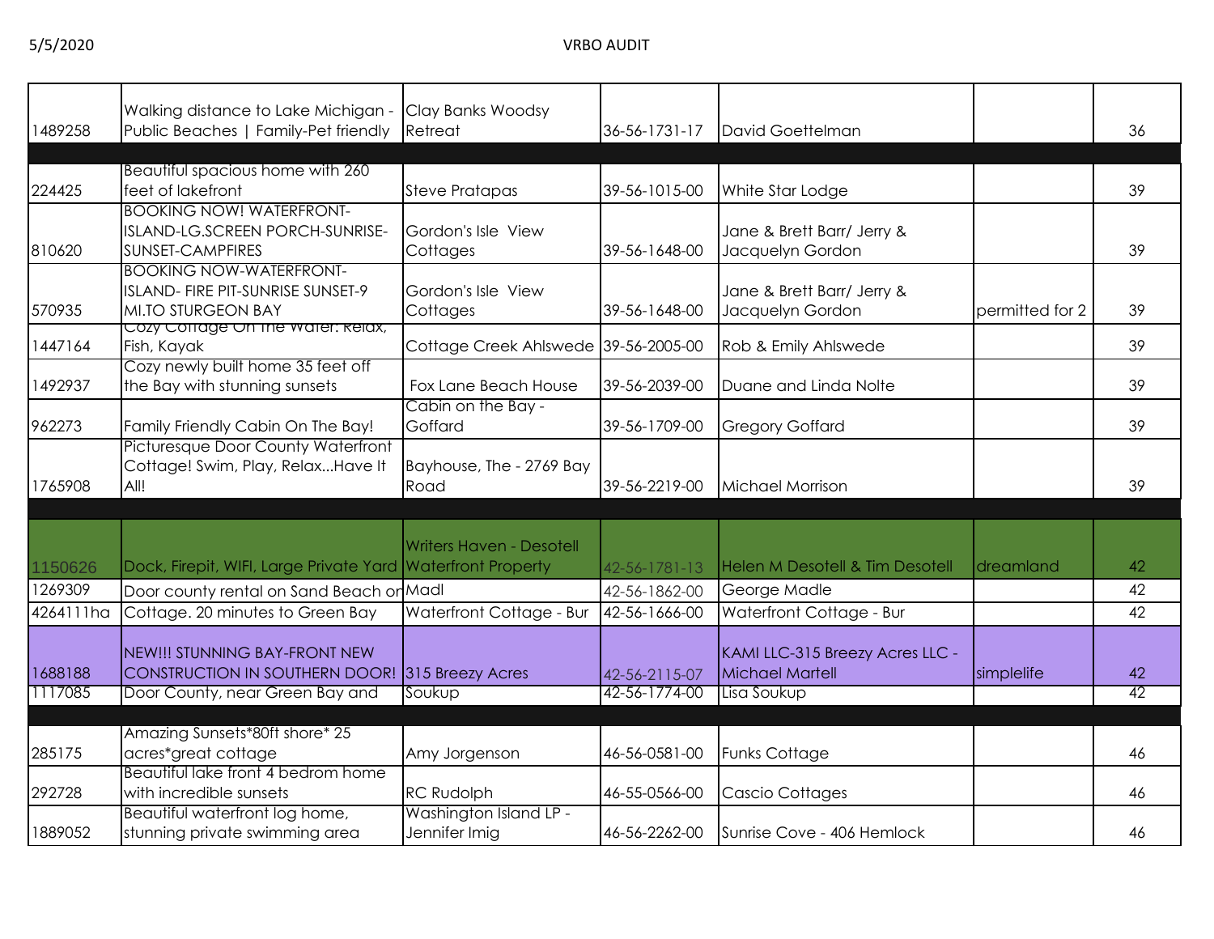| | | | | | | |
|---|---|---|---|---|---|---|
| 1489258 | Walking distance to Lake Michigan - Public Beaches \| Family-Pet friendly | Clay Banks Woodsy Retreat | 36-56-1731-17 | David Goettelman | | 36 |
| | | | | | | |
| 224425 | Beautiful spacious home with 260 feet of lakefront | Steve Pratapas | 39-56-1015-00 | White Star Lodge | | 39 |
| 810620 | BOOKING NOW! WATERFRONT-ISLAND-LG.SCREEN PORCH-SUNRISE-SUNSET-CAMPFIRES | Gordon's Isle View Cottages | 39-56-1648-00 | Jane & Brett Barr/ Jerry & Jacquelyn Gordon | | 39 |
| 570935 | BOOKING NOW-WATERFRONT-ISLAND- FIRE PIT-SUNRISE SUNSET-9 MI.TO STURGEON BAY | Gordon's Isle View Cottages | 39-56-1648-00 | Jane & Brett Barr/ Jerry & Jacquelyn Gordon | permitted for 2 | 39 |
| 1447164 | Cozy Cottage On The Water: Relax, Fish, Kayak | Cottage Creek Ahlswede | 39-56-2005-00 | Rob & Emily Ahlswede | | 39 |
| 1492937 | Cozy newly built home 35 feet off the Bay with stunning sunsets | Fox Lane Beach House | 39-56-2039-00 | Duane and Linda Nolte | | 39 |
| 962273 | Family Friendly Cabin On The Bay! | Cabin on the Bay - Goffard | 39-56-1709-00 | Gregory Goffard | | 39 |
| 1765908 | Picturesque Door County Waterfront Cottage! Swim, Play, Relax...Have It All! | Bayhouse, The - 2769 Bay Road | 39-56-2219-00 | Michael Morrison | | 39 |
| | | | | | | |
| 1150626 | Dock, Firepit, WIFI, Large Private Yard | Writers Haven - Desotell Waterfront Property | 42-56-1781-13 | Helen M Desotell & Tim Desotell | dreamland | 42 |
| 1269309 | Door county rental on Sand Beach on | Madl | 42-56-1862-00 | George Madle | | 42 |
| 4264111ha | Cottage. 20 minutes to Green Bay | Waterfront Cottage - Bur | 42-56-1666-00 | Waterfront Cottage - Bur | | 42 |
| 1688188 | NEW!!! STUNNING BAY-FRONT NEW CONSTRUCTION IN SOUTHERN DOOR! | 315 Breezy Acres | 42-56-2115-07 | KAMI LLC-315 Breezy Acres LLC - Michael Martell | simplelife | 42 |
| 1117085 | Door County, near Green Bay and | Soukup | 42-56-1774-00 | Lisa Soukup | | 42 |
| | | | | | | |
| 285175 | Amazing Sunsets*80ft shore* 25 acres*great cottage | Amy Jorgenson | 46-56-0581-00 | Funks Cottage | | 46 |
| 292728 | Beautiful lake front 4 bedrom home with incredible sunsets | RC Rudolph | 46-55-0566-00 | Cascio Cottages | | 46 |
| 1889052 | Beautiful waterfront log home, stunning private swimming area | Washington Island LP - Jennifer Imig | 46-56-2262-00 | Sunrise Cove - 406 Hemlock | | 46 |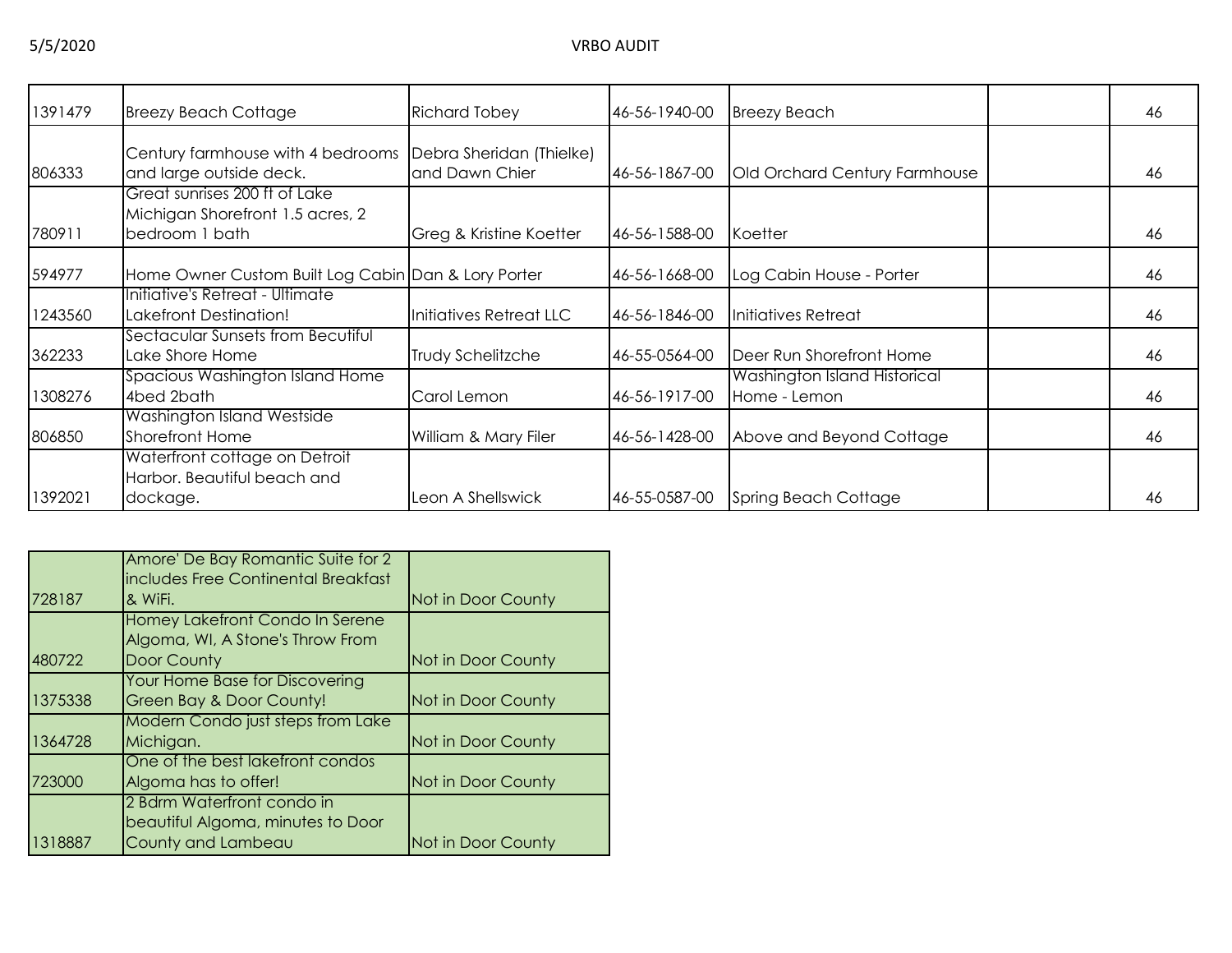| | | | | | | |
|---|---|---|---|---|---|---|
| 1391479 | Breezy Beach Cottage | Richard Tobey | 46-56-1940-00 | Breezy Beach | | 46 |
| 806333 | Century farmhouse with 4 bedrooms and large outside deck. | Debra Sheridan (Thielke) and Dawn Chier | 46-56-1867-00 | Old Orchard Century Farmhouse | | 46 |
| 780911 | Great sunrises 200 ft of Lake Michigan Shorefront 1.5 acres, 2 bedroom 1 bath | Greg & Kristine Koetter | 46-56-1588-00 | Koetter | | 46 |
| 594977 | Home Owner Custom Built Log Cabin | Dan & Lory Porter | 46-56-1668-00 | Log Cabin House - Porter | | 46 |
| 1243560 | Initiative's Retreat - Ultimate Lakefront Destination! | Initiatives Retreat LLC | 46-56-1846-00 | Initiatives Retreat | | 46 |
| 362233 | Sectacular Sunsets from Becutiful Lake Shore Home | Trudy Schelitzche | 46-55-0564-00 | Deer Run Shorefront Home | | 46 |
| 1308276 | Spacious Washington Island Home 4bed 2bath | Carol Lemon | 46-56-1917-00 | Washington Island Historical Home - Lemon | | 46 |
| 806850 | Washington Island Westside Shorefront Home | William & Mary Filer | 46-56-1428-00 | Above and Beyond Cottage | | 46 |
| 1392021 | Waterfront cottage on Detroit Harbor. Beautiful beach and dockage. | Leon A Shellswick | 46-55-0587-00 | Spring Beach Cottage | | 46 |

| | | |
|---|---|---|
| 728187 | Amore' De Bay Romantic Suite for 2 includes Free Continental Breakfast & WiFi. | Not in Door County |
| 480722 | Homey Lakefront Condo In Serene Algoma, WI, A Stone's Throw From Door County | Not in Door County |
| 1375338 | Your Home Base for Discovering Green Bay & Door County! | Not in Door County |
| 1364728 | Modern Condo just steps from Lake Michigan. | Not in Door County |
| 723000 | One of the best lakefront condos Algoma has to offer! | Not in Door County |
| 1318887 | 2 Bdrm Waterfront condo in beautiful Algoma, minutes to Door County and Lambeau | Not in Door County |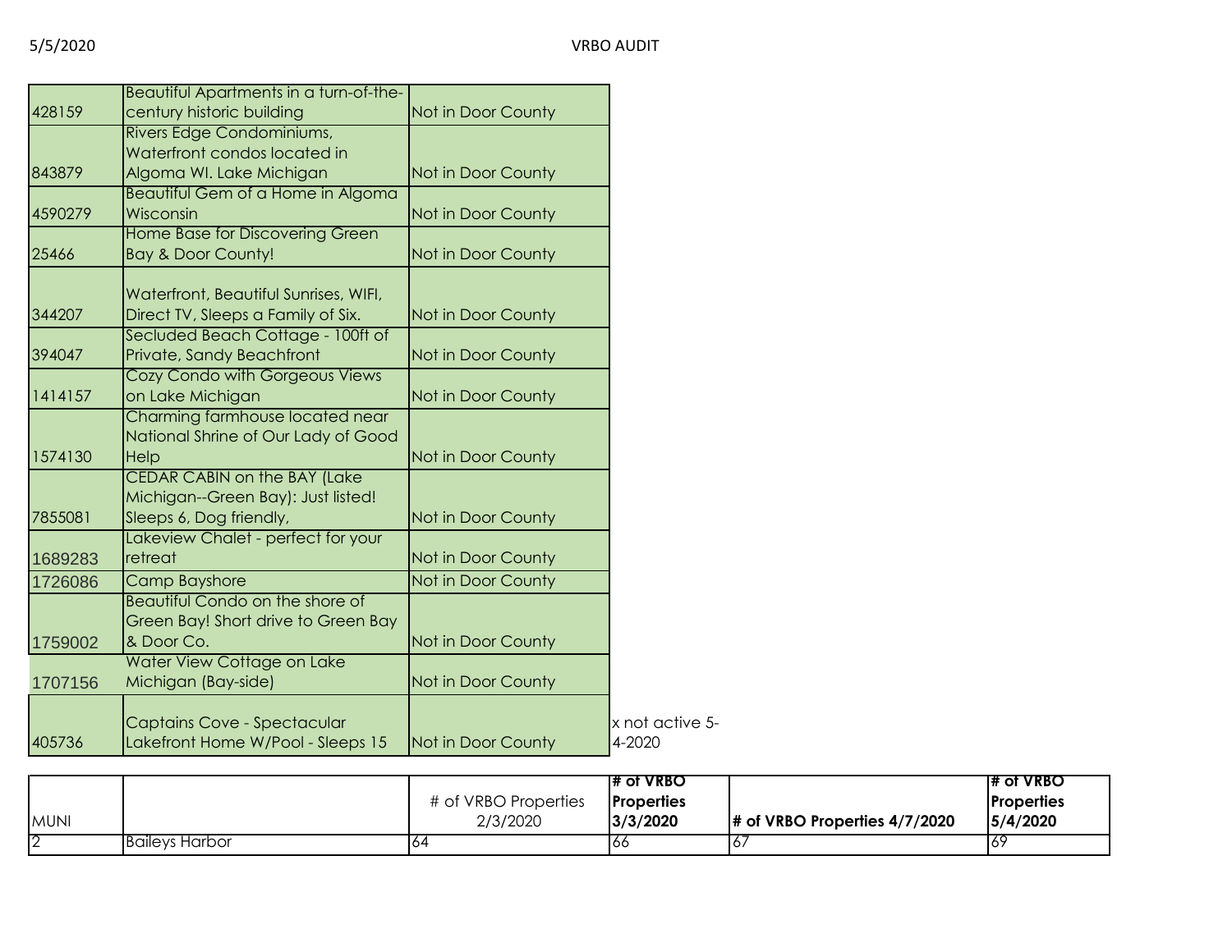| | | | |
|---|---|---|---|
| 428159 | Beautiful Apartments in a turn-of-the-century historic building | Not in Door County | |
| 843879 | Rivers Edge Condominiums, Waterfront condos located in Algoma WI. Lake Michigan | Not in Door County | |
| 4590279 | Beautiful Gem of a Home in Algoma Wisconsin | Not in Door County | |
| 25466 | Home Base for Discovering Green Bay & Door County! | Not in Door County | |
| 344207 | Waterfront, Beautiful Sunrises, WIFI, Direct TV, Sleeps a Family of Six. | Not in Door County | |
| 394047 | Secluded Beach Cottage - 100ft of Private, Sandy Beachfront | Not in Door County | |
| 1414157 | Cozy Condo with Gorgeous Views on Lake Michigan | Not in Door County | |
| 1574130 | Charming farmhouse located near National Shrine of Our Lady of Good Help | Not in Door County | |
| 7855081 | CEDAR CABIN on the BAY (Lake Michigan--Green Bay): Just listed! Sleeps 6, Dog friendly, | Not in Door County | |
| 1689283 | Lakeview Chalet - perfect for your retreat | Not in Door County | |
| 1726086 | Camp Bayshore | Not in Door County | |
| 1759002 | Beautiful Condo on the shore of Green Bay! Short drive to Green Bay & Door Co. | Not in Door County | |
| 1707156 | Water View Cottage on Lake Michigan (Bay-side) | Not in Door County | |
| 405736 | Captains Cove - Spectacular Lakefront Home W/Pool - Sleeps 15 | Not in Door County | x not active 5-4-2020 |

| MUNI | | # of VRBO Properties 2/3/2020 | **# of VRBO Properties 3/3/2020** | **# of VRBO Properties 4/7/2020** | **# of VRBO Properties 5/4/2020** |
|---|---|---|---|---|---|
| 2 | Baileys Harbor | 64 | 66 | 67 | 69 |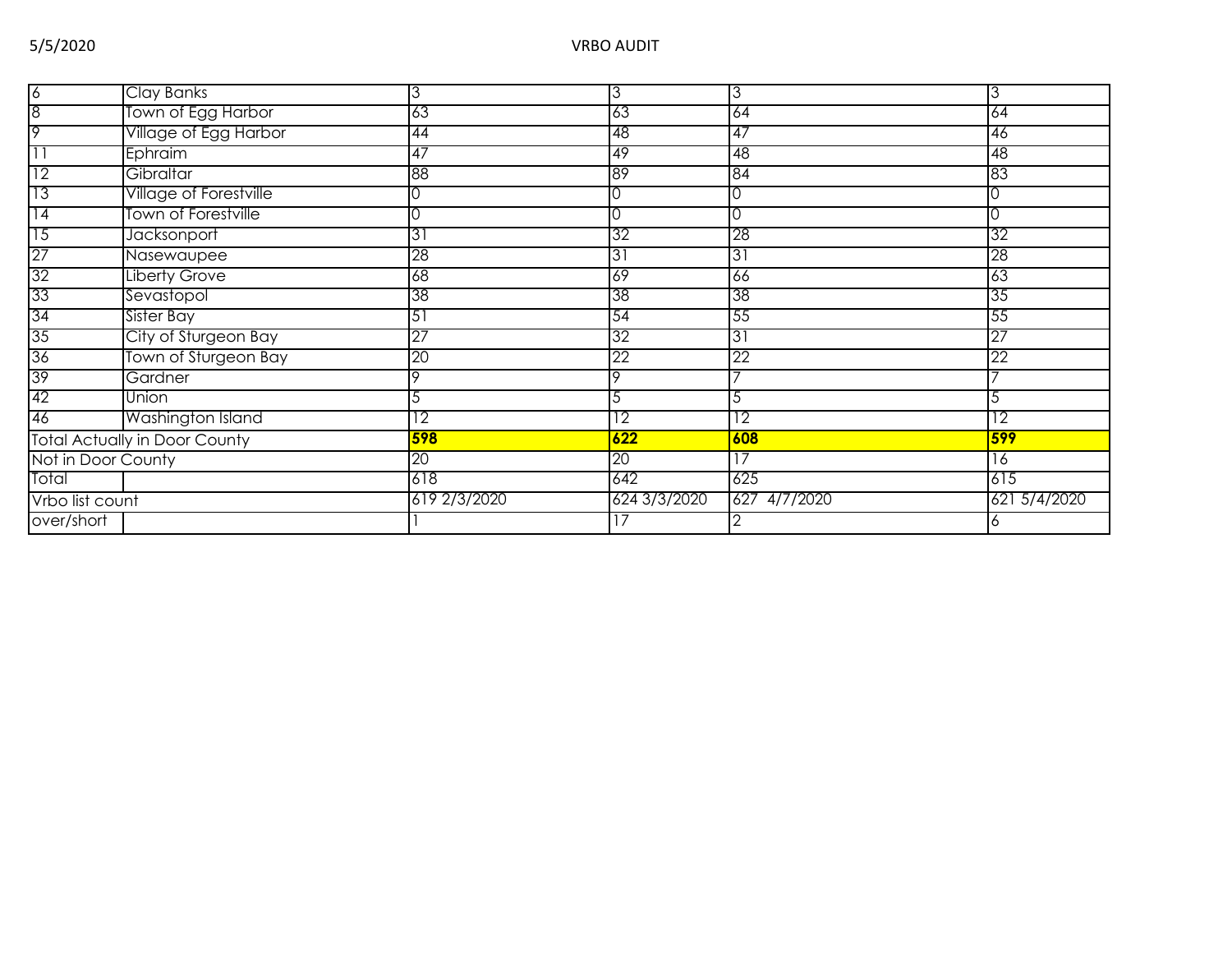5/5/2020

# VRBO AUDIT

| | | | | | |
|---|---|---|---|---|---|
| 6 | Clay Banks | 3 | 3 | 3 | 3 |
| 8 | Town of Egg Harbor | 63 | 63 | 64 | 64 |
| 9 | Village of Egg Harbor | 44 | 48 | 47 | 46 |
| 11 | Ephraim | 47 | 49 | 48 | 48 |
| 12 | Gibraltar | 88 | 89 | 84 | 83 |
| 13 | Village of Forestville | 0 | 0 | 0 | 0 |
| 14 | Town of Forestville | 0 | 0 | 0 | 0 |
| 15 | Jacksonport | 31 | 32 | 28 | 32 |
| 27 | Nasewaupee | 28 | 31 | 31 | 28 |
| 32 | Liberty Grove | 68 | 69 | 66 | 63 |
| 33 | Sevastopol | 38 | 38 | 38 | 35 |
| 34 | Sister Bay | 51 | 54 | 55 | 55 |
| 35 | City of Sturgeon Bay | 27 | 32 | 31 | 27 |
| 36 | Town of Sturgeon Bay | 20 | 22 | 22 | 22 |
| 39 | Gardner | 9 | 9 | 7 | 7 |
| 42 | Union | 5 | 5 | 5 | 5 |
| 46 | Washington Island | 12 | 12 | 12 | 12 |
| Total Actually in Door County | | **598** | **622** | **608** | **599** |
| Not in Door County | | 20 | 20 | 17 | 16 |
| Total | | 618 | 642 | 625 | 615 |
| Vrbo list count | | 619 2/3/2020 | 624 3/3/2020 | 627 4/7/2020 | 621 5/4/2020 |
| over/short | | 1 | 17 | 2 | 6 |